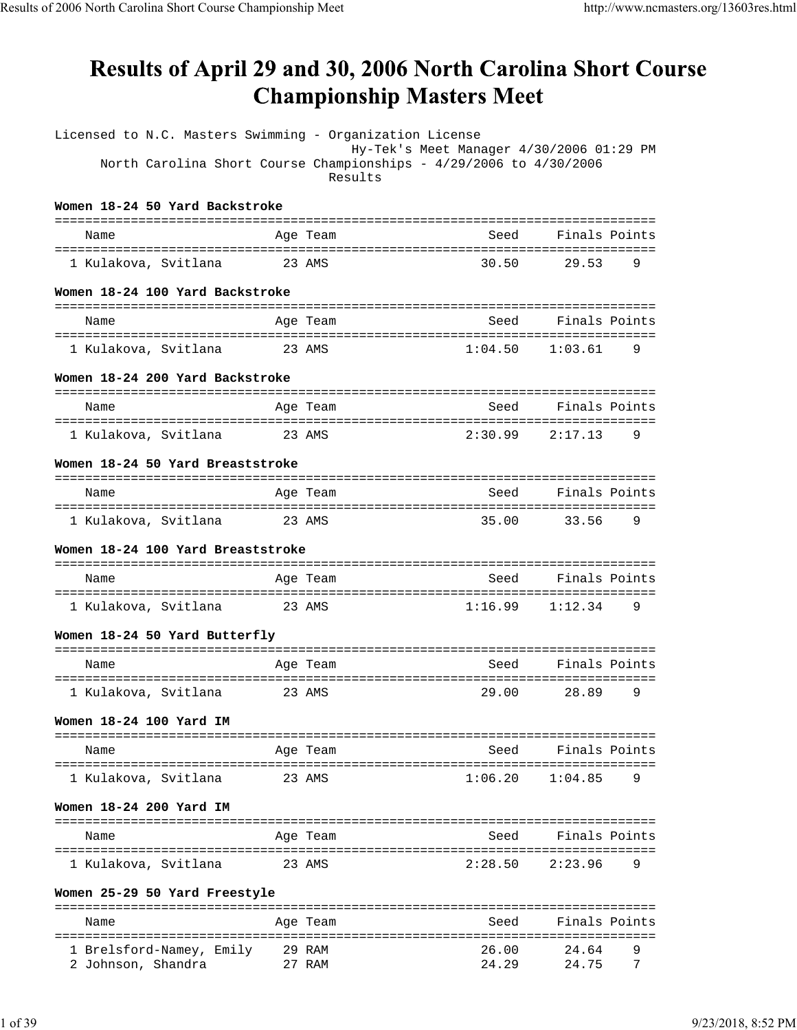# Results of April 29 and 30, 2006 North Carolina Short Course Championship Masters Meet

Licensed to N.C. Masters Swimming - Organization License
Hy-Tek's Meet Manager 4/30/2006 01:29 PM
North Carolina Short Course Championships - 4/29/2006 to 4/30/2006
Results

**Women 18-24 50 Yard Backstroke**

| | Name | Age | Team | Seed | Finals | Points |
|---|---|---|---|---|---|---|
| 1 | Kulakova, Svitlana | 23 | AMS | 30.50 | 29.53 | 9 |

**Women 18-24 100 Yard Backstroke**

| | Name | Age | Team | Seed | Finals | Points |
|---|---|---|---|---|---|---|
| 1 | Kulakova, Svitlana | 23 | AMS | 1:04.50 | 1:03.61 | 9 |

**Women 18-24 200 Yard Backstroke**

| | Name | Age | Team | Seed | Finals | Points |
|---|---|---|---|---|---|---|
| 1 | Kulakova, Svitlana | 23 | AMS | 2:30.99 | 2:17.13 | 9 |

**Women 18-24 50 Yard Breaststroke**

| | Name | Age | Team | Seed | Finals | Points |
|---|---|---|---|---|---|---|
| 1 | Kulakova, Svitlana | 23 | AMS | 35.00 | 33.56 | 9 |

**Women 18-24 100 Yard Breaststroke**

| | Name | Age | Team | Seed | Finals | Points |
|---|---|---|---|---|---|---|
| 1 | Kulakova, Svitlana | 23 | AMS | 1:16.99 | 1:12.34 | 9 |

**Women 18-24 50 Yard Butterfly**

| | Name | Age | Team | Seed | Finals | Points |
|---|---|---|---|---|---|---|
| 1 | Kulakova, Svitlana | 23 | AMS | 29.00 | 28.89 | 9 |

**Women 18-24 100 Yard IM**

| | Name | Age | Team | Seed | Finals | Points |
|---|---|---|---|---|---|---|
| 1 | Kulakova, Svitlana | 23 | AMS | 1:06.20 | 1:04.85 | 9 |

**Women 18-24 200 Yard IM**

| | Name | Age | Team | Seed | Finals | Points |
|---|---|---|---|---|---|---|
| 1 | Kulakova, Svitlana | 23 | AMS | 2:28.50 | 2:23.96 | 9 |

**Women 25-29 50 Yard Freestyle**

| | Name | Age | Team | Seed | Finals | Points |
|---|---|---|---|---|---|---|
| 1 | Brelsford-Namey, Emily | 29 | RAM | 26.00 | 24.64 | 9 |
| 2 | Johnson, Shandra | 27 | RAM | 24.29 | 24.75 | 7 |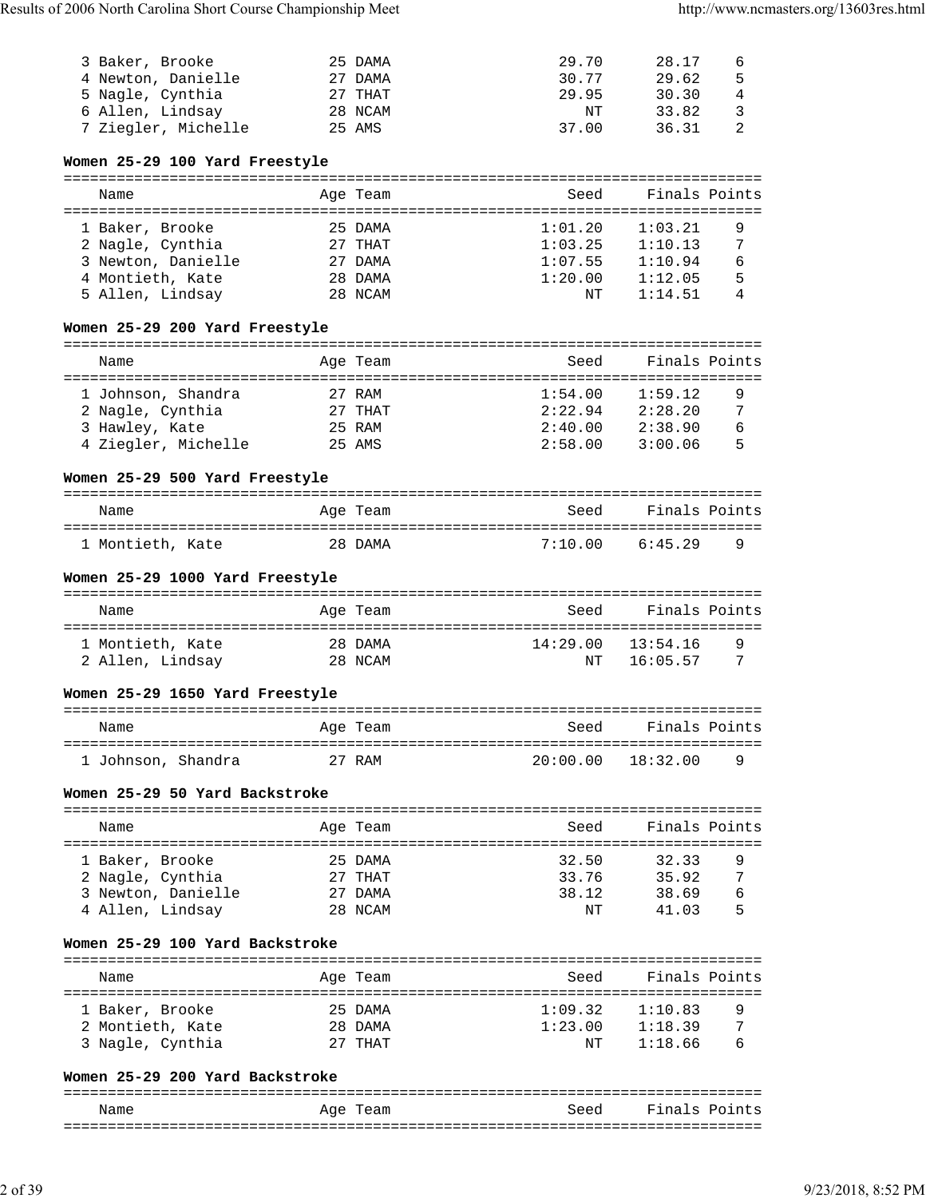| Name | Age | Team | Seed | Finals | Points |
|---|---|---|---|---|---|
| 3 Baker, Brooke | 25 | DAMA | 29.70 | 28.17 | 6 |
| 4 Newton, Danielle | 27 | DAMA | 30.77 | 29.62 | 5 |
| 5 Nagle, Cynthia | 27 | THAT | 29.95 | 30.30 | 4 |
| 6 Allen, Lindsay | 28 | NCAM | NT | 33.82 | 3 |
| 7 Ziegler, Michelle | 25 | AMS | 37.00 | 36.31 | 2 |

**Women 25-29 100 Yard Freestyle**

| Name | Age | Team | Seed | Finals | Points |
|---|---|---|---|---|---|
| 1 Baker, Brooke | 25 | DAMA | 1:01.20 | 1:03.21 | 9 |
| 2 Nagle, Cynthia | 27 | THAT | 1:03.25 | 1:10.13 | 7 |
| 3 Newton, Danielle | 27 | DAMA | 1:07.55 | 1:10.94 | 6 |
| 4 Montieth, Kate | 28 | DAMA | 1:20.00 | 1:12.05 | 5 |
| 5 Allen, Lindsay | 28 | NCAM | NT | 1:14.51 | 4 |

**Women 25-29 200 Yard Freestyle**

| Name | Age | Team | Seed | Finals | Points |
|---|---|---|---|---|---|
| 1 Johnson, Shandra | 27 | RAM | 1:54.00 | 1:59.12 | 9 |
| 2 Nagle, Cynthia | 27 | THAT | 2:22.94 | 2:28.20 | 7 |
| 3 Hawley, Kate | 25 | RAM | 2:40.00 | 2:38.90 | 6 |
| 4 Ziegler, Michelle | 25 | AMS | 2:58.00 | 3:00.06 | 5 |

**Women 25-29 500 Yard Freestyle**

| Name | Age | Team | Seed | Finals | Points |
|---|---|---|---|---|---|
| 1 Montieth, Kate | 28 | DAMA | 7:10.00 | 6:45.29 | 9 |

**Women 25-29 1000 Yard Freestyle**

| Name | Age | Team | Seed | Finals | Points |
|---|---|---|---|---|---|
| 1 Montieth, Kate | 28 | DAMA | 14:29.00 | 13:54.16 | 9 |
| 2 Allen, Lindsay | 28 | NCAM | NT | 16:05.57 | 7 |

**Women 25-29 1650 Yard Freestyle**

| Name | Age | Team | Seed | Finals | Points |
|---|---|---|---|---|---|
| 1 Johnson, Shandra | 27 | RAM | 20:00.00 | 18:32.00 | 9 |

**Women 25-29 50 Yard Backstroke**

| Name | Age | Team | Seed | Finals | Points |
|---|---|---|---|---|---|
| 1 Baker, Brooke | 25 | DAMA | 32.50 | 32.33 | 9 |
| 2 Nagle, Cynthia | 27 | THAT | 33.76 | 35.92 | 7 |
| 3 Newton, Danielle | 27 | DAMA | 38.12 | 38.69 | 6 |
| 4 Allen, Lindsay | 28 | NCAM | NT | 41.03 | 5 |

**Women 25-29 100 Yard Backstroke**

| Name | Age | Team | Seed | Finals | Points |
|---|---|---|---|---|---|
| 1 Baker, Brooke | 25 | DAMA | 1:09.32 | 1:10.83 | 9 |
| 2 Montieth, Kate | 28 | DAMA | 1:23.00 | 1:18.39 | 7 |
| 3 Nagle, Cynthia | 27 | THAT | NT | 1:18.66 | 6 |

**Women 25-29 200 Yard Backstroke**

| Name | Age | Team | Seed | Finals | Points |
|---|---|---|---|---|---|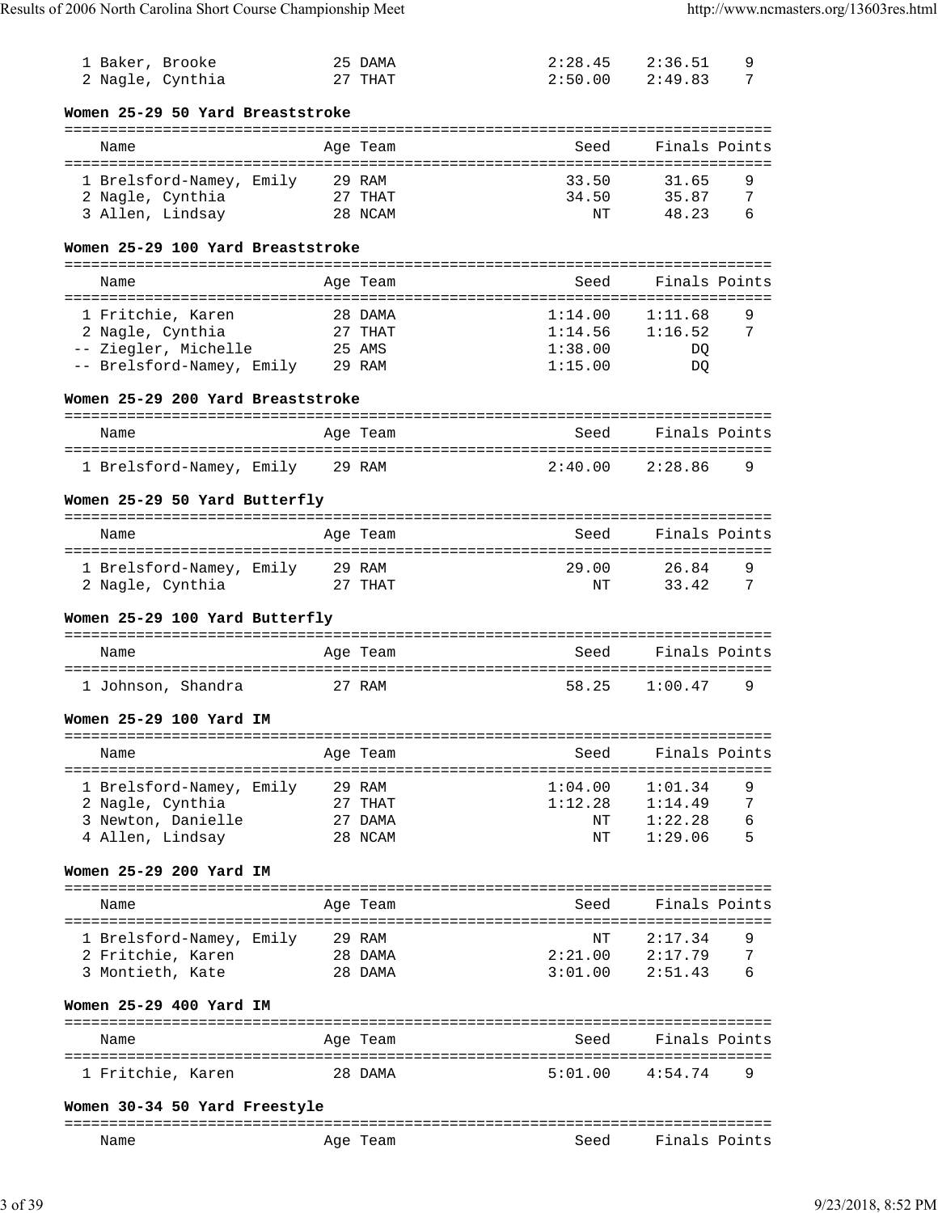| Place | Name | Age | Team | Seed | Finals | Points |
|---|---|---|---|---|---|---|
| 1 | Baker, Brooke | 25 | DAMA | 2:28.45 | 2:36.51 | 9 |
| 2 | Nagle, Cynthia | 27 | THAT | 2:50.00 | 2:49.83 | 7 |

**Women 25-29 50 Yard Breaststroke**

| Place | Name | Age | Team | Seed | Finals | Points |
|---|---|---|---|---|---|---|
| 1 | Brelsford-Namey, Emily | 29 | RAM | 33.50 | 31.65 | 9 |
| 2 | Nagle, Cynthia | 27 | THAT | 34.50 | 35.87 | 7 |
| 3 | Allen, Lindsay | 28 | NCAM | NT | 48.23 | 6 |

**Women 25-29 100 Yard Breaststroke**

| Place | Name | Age | Team | Seed | Finals | Points |
|---|---|---|---|---|---|---|
| 1 | Fritchie, Karen | 28 | DAMA | 1:14.00 | 1:11.68 | 9 |
| 2 | Nagle, Cynthia | 27 | THAT | 1:14.56 | 1:16.52 | 7 |
| -- | Ziegler, Michelle | 25 | AMS | 1:38.00 | DQ | |
| -- | Brelsford-Namey, Emily | 29 | RAM | 1:15.00 | DQ | |

**Women 25-29 200 Yard Breaststroke**

| Place | Name | Age | Team | Seed | Finals | Points |
|---|---|---|---|---|---|---|
| 1 | Brelsford-Namey, Emily | 29 | RAM | 2:40.00 | 2:28.86 | 9 |

**Women 25-29 50 Yard Butterfly**

| Place | Name | Age | Team | Seed | Finals | Points |
|---|---|---|---|---|---|---|
| 1 | Brelsford-Namey, Emily | 29 | RAM | 29.00 | 26.84 | 9 |
| 2 | Nagle, Cynthia | 27 | THAT | NT | 33.42 | 7 |

**Women 25-29 100 Yard Butterfly**

| Place | Name | Age | Team | Seed | Finals | Points |
|---|---|---|---|---|---|---|
| 1 | Johnson, Shandra | 27 | RAM | 58.25 | 1:00.47 | 9 |

**Women 25-29 100 Yard IM**

| Place | Name | Age | Team | Seed | Finals | Points |
|---|---|---|---|---|---|---|
| 1 | Brelsford-Namey, Emily | 29 | RAM | 1:04.00 | 1:01.34 | 9 |
| 2 | Nagle, Cynthia | 27 | THAT | 1:12.28 | 1:14.49 | 7 |
| 3 | Newton, Danielle | 27 | DAMA | NT | 1:22.28 | 6 |
| 4 | Allen, Lindsay | 28 | NCAM | NT | 1:29.06 | 5 |

**Women 25-29 200 Yard IM**

| Place | Name | Age | Team | Seed | Finals | Points |
|---|---|---|---|---|---|---|
| 1 | Brelsford-Namey, Emily | 29 | RAM | NT | 2:17.34 | 9 |
| 2 | Fritchie, Karen | 28 | DAMA | 2:21.00 | 2:17.79 | 7 |
| 3 | Montieth, Kate | 28 | DAMA | 3:01.00 | 2:51.43 | 6 |

**Women 25-29 400 Yard IM**

| Place | Name | Age | Team | Seed | Finals | Points |
|---|---|---|---|---|---|---|
| 1 | Fritchie, Karen | 28 | DAMA | 5:01.00 | 4:54.74 | 9 |

**Women 30-34 50 Yard Freestyle**

| Place | Name | Age | Team | Seed | Finals | Points |
|---|---|---|---|---|---|---|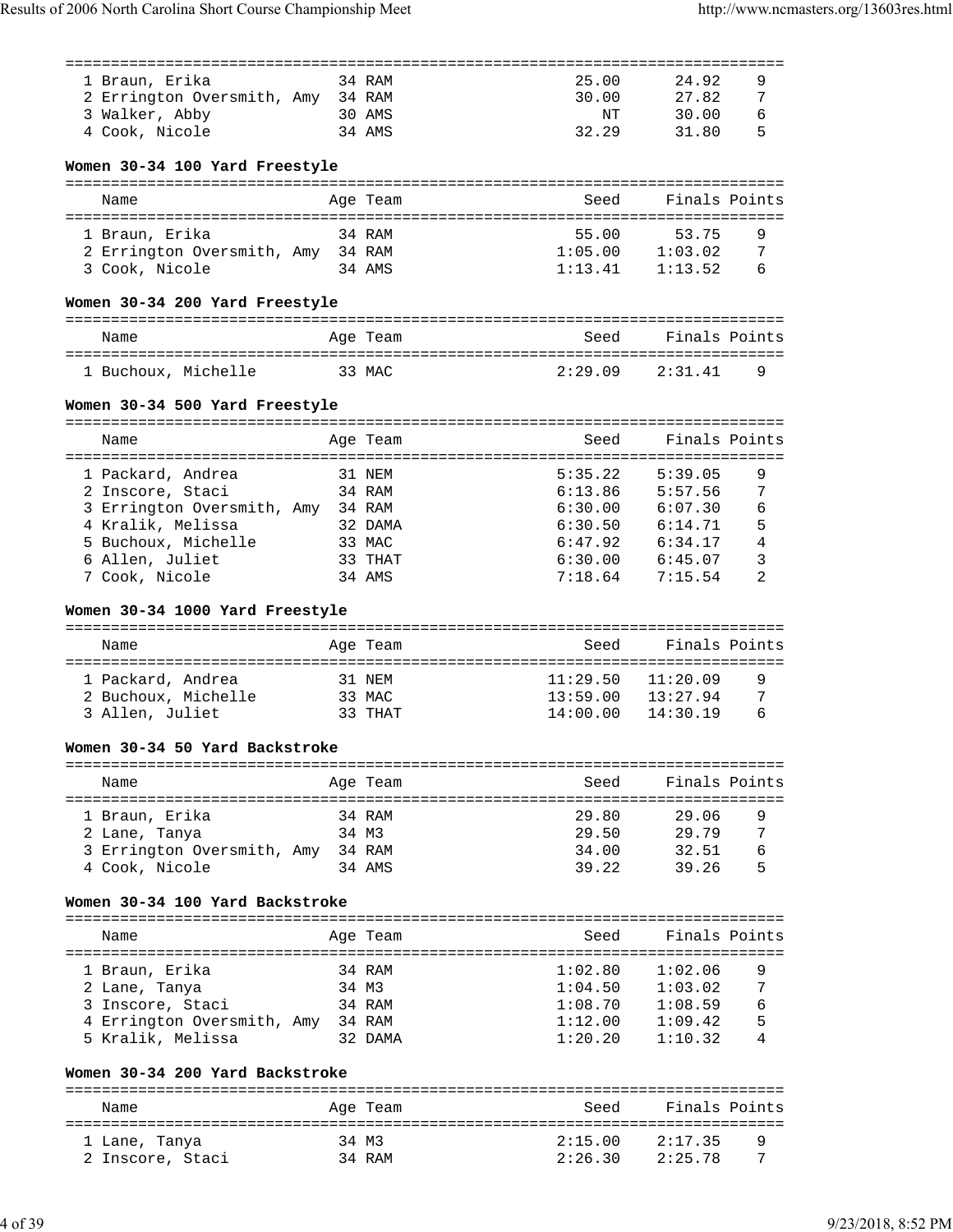| | Name | Age | Team | Seed | Finals | Points |
|---|---|---|---|---|---|---|
| 1 | Braun, Erika | 34 | RAM | 25.00 | 24.92 | 9 |
| 2 | Errington Oversmith, Amy | 34 | RAM | 30.00 | 27.82 | 7 |
| 3 | Walker, Abby | 30 | AMS | NT | 30.00 | 6 |
| 4 | Cook, Nicole | 34 | AMS | 32.29 | 31.80 | 5 |

**Women 30-34 100 Yard Freestyle**

| | Name | Age | Team | Seed | Finals | Points |
|---|---|---|---|---|---|---|
| 1 | Braun, Erika | 34 | RAM | 55.00 | 53.75 | 9 |
| 2 | Errington Oversmith, Amy | 34 | RAM | 1:05.00 | 1:03.02 | 7 |
| 3 | Cook, Nicole | 34 | AMS | 1:13.41 | 1:13.52 | 6 |

**Women 30-34 200 Yard Freestyle**

| | Name | Age | Team | Seed | Finals | Points |
|---|---|---|---|---|---|---|
| 1 | Buchoux, Michelle | 33 | MAC | 2:29.09 | 2:31.41 | 9 |

**Women 30-34 500 Yard Freestyle**

| | Name | Age | Team | Seed | Finals | Points |
|---|---|---|---|---|---|---|
| 1 | Packard, Andrea | 31 | NEM | 5:35.22 | 5:39.05 | 9 |
| 2 | Inscore, Staci | 34 | RAM | 6:13.86 | 5:57.56 | 7 |
| 3 | Errington Oversmith, Amy | 34 | RAM | 6:30.00 | 6:07.30 | 6 |
| 4 | Kralik, Melissa | 32 | DAMA | 6:30.50 | 6:14.71 | 5 |
| 5 | Buchoux, Michelle | 33 | MAC | 6:47.92 | 6:34.17 | 4 |
| 6 | Allen, Juliet | 33 | THAT | 6:30.00 | 6:45.07 | 3 |
| 7 | Cook, Nicole | 34 | AMS | 7:18.64 | 7:15.54 | 2 |

**Women 30-34 1000 Yard Freestyle**

| | Name | Age | Team | Seed | Finals | Points |
|---|---|---|---|---|---|---|
| 1 | Packard, Andrea | 31 | NEM | 11:29.50 | 11:20.09 | 9 |
| 2 | Buchoux, Michelle | 33 | MAC | 13:59.00 | 13:27.94 | 7 |
| 3 | Allen, Juliet | 33 | THAT | 14:00.00 | 14:30.19 | 6 |

**Women 30-34 50 Yard Backstroke**

| | Name | Age | Team | Seed | Finals | Points |
|---|---|---|---|---|---|---|
| 1 | Braun, Erika | 34 | RAM | 29.80 | 29.06 | 9 |
| 2 | Lane, Tanya | 34 | M3 | 29.50 | 29.79 | 7 |
| 3 | Errington Oversmith, Amy | 34 | RAM | 34.00 | 32.51 | 6 |
| 4 | Cook, Nicole | 34 | AMS | 39.22 | 39.26 | 5 |

**Women 30-34 100 Yard Backstroke**

| | Name | Age | Team | Seed | Finals | Points |
|---|---|---|---|---|---|---|
| 1 | Braun, Erika | 34 | RAM | 1:02.80 | 1:02.06 | 9 |
| 2 | Lane, Tanya | 34 | M3 | 1:04.50 | 1:03.02 | 7 |
| 3 | Inscore, Staci | 34 | RAM | 1:08.70 | 1:08.59 | 6 |
| 4 | Errington Oversmith, Amy | 34 | RAM | 1:12.00 | 1:09.42 | 5 |
| 5 | Kralik, Melissa | 32 | DAMA | 1:20.20 | 1:10.32 | 4 |

**Women 30-34 200 Yard Backstroke**

| | Name | Age | Team | Seed | Finals | Points |
|---|---|---|---|---|---|---|
| 1 | Lane, Tanya | 34 | M3 | 2:15.00 | 2:17.35 | 9 |
| 2 | Inscore, Staci | 34 | RAM | 2:26.30 | 2:25.78 | 7 |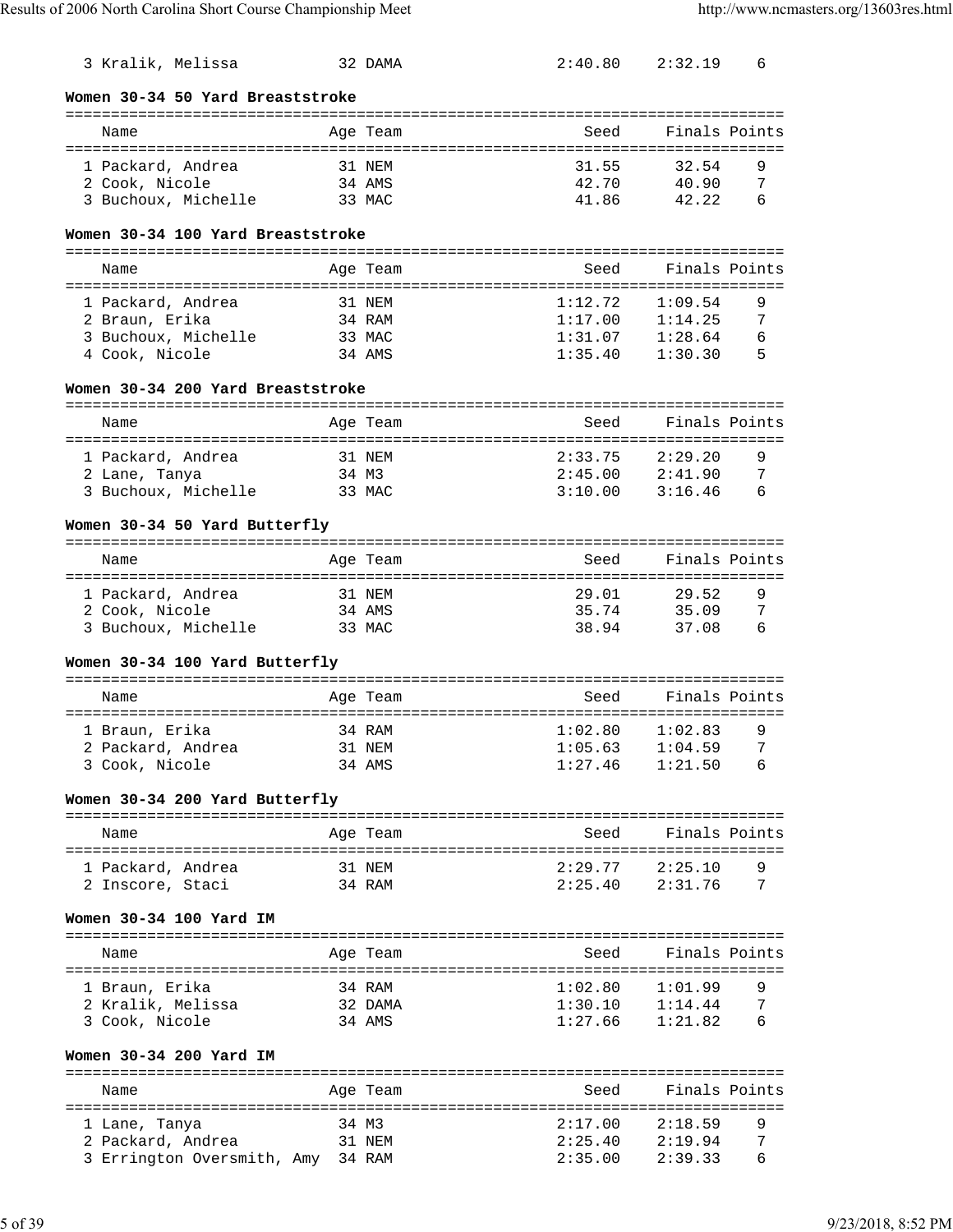| Name | Age | Team | Seed | Finals | Points |
|---|---|---|---|---|---|
| 3 Kralik, Melissa | 32 | DAMA | 2:40.80 | 2:32.19 | 6 |

### Women 30-34 50 Yard Breaststroke

| Name | Age | Team | Seed | Finals | Points |
|---|---|---|---|---|---|
| 1 Packard, Andrea | 31 | NEM | 31.55 | 32.54 | 9 |
| 2 Cook, Nicole | 34 | AMS | 42.70 | 40.90 | 7 |
| 3 Buchoux, Michelle | 33 | MAC | 41.86 | 42.22 | 6 |

### Women 30-34 100 Yard Breaststroke

| Name | Age | Team | Seed | Finals | Points |
|---|---|---|---|---|---|
| 1 Packard, Andrea | 31 | NEM | 1:12.72 | 1:09.54 | 9 |
| 2 Braun, Erika | 34 | RAM | 1:17.00 | 1:14.25 | 7 |
| 3 Buchoux, Michelle | 33 | MAC | 1:31.07 | 1:28.64 | 6 |
| 4 Cook, Nicole | 34 | AMS | 1:35.40 | 1:30.30 | 5 |

### Women 30-34 200 Yard Breaststroke

| Name | Age | Team | Seed | Finals | Points |
|---|---|---|---|---|---|
| 1 Packard, Andrea | 31 | NEM | 2:33.75 | 2:29.20 | 9 |
| 2 Lane, Tanya | 34 | M3 | 2:45.00 | 2:41.90 | 7 |
| 3 Buchoux, Michelle | 33 | MAC | 3:10.00 | 3:16.46 | 6 |

### Women 30-34 50 Yard Butterfly

| Name | Age | Team | Seed | Finals | Points |
|---|---|---|---|---|---|
| 1 Packard, Andrea | 31 | NEM | 29.01 | 29.52 | 9 |
| 2 Cook, Nicole | 34 | AMS | 35.74 | 35.09 | 7 |
| 3 Buchoux, Michelle | 33 | MAC | 38.94 | 37.08 | 6 |

### Women 30-34 100 Yard Butterfly

| Name | Age | Team | Seed | Finals | Points |
|---|---|---|---|---|---|
| 1 Braun, Erika | 34 | RAM | 1:02.80 | 1:02.83 | 9 |
| 2 Packard, Andrea | 31 | NEM | 1:05.63 | 1:04.59 | 7 |
| 3 Cook, Nicole | 34 | AMS | 1:27.46 | 1:21.50 | 6 |

### Women 30-34 200 Yard Butterfly

| Name | Age | Team | Seed | Finals | Points |
|---|---|---|---|---|---|
| 1 Packard, Andrea | 31 | NEM | 2:29.77 | 2:25.10 | 9 |
| 2 Inscore, Staci | 34 | RAM | 2:25.40 | 2:31.76 | 7 |

### Women 30-34 100 Yard IM

| Name | Age | Team | Seed | Finals | Points |
|---|---|---|---|---|---|
| 1 Braun, Erika | 34 | RAM | 1:02.80 | 1:01.99 | 9 |
| 2 Kralik, Melissa | 32 | DAMA | 1:30.10 | 1:14.44 | 7 |
| 3 Cook, Nicole | 34 | AMS | 1:27.66 | 1:21.82 | 6 |

### Women 30-34 200 Yard IM

| Name | Age | Team | Seed | Finals | Points |
|---|---|---|---|---|---|
| 1 Lane, Tanya | 34 | M3 | 2:17.00 | 2:18.59 | 9 |
| 2 Packard, Andrea | 31 | NEM | 2:25.40 | 2:19.94 | 7 |
| 3 Errington Oversmith, Amy | 34 | RAM | 2:35.00 | 2:39.33 | 6 |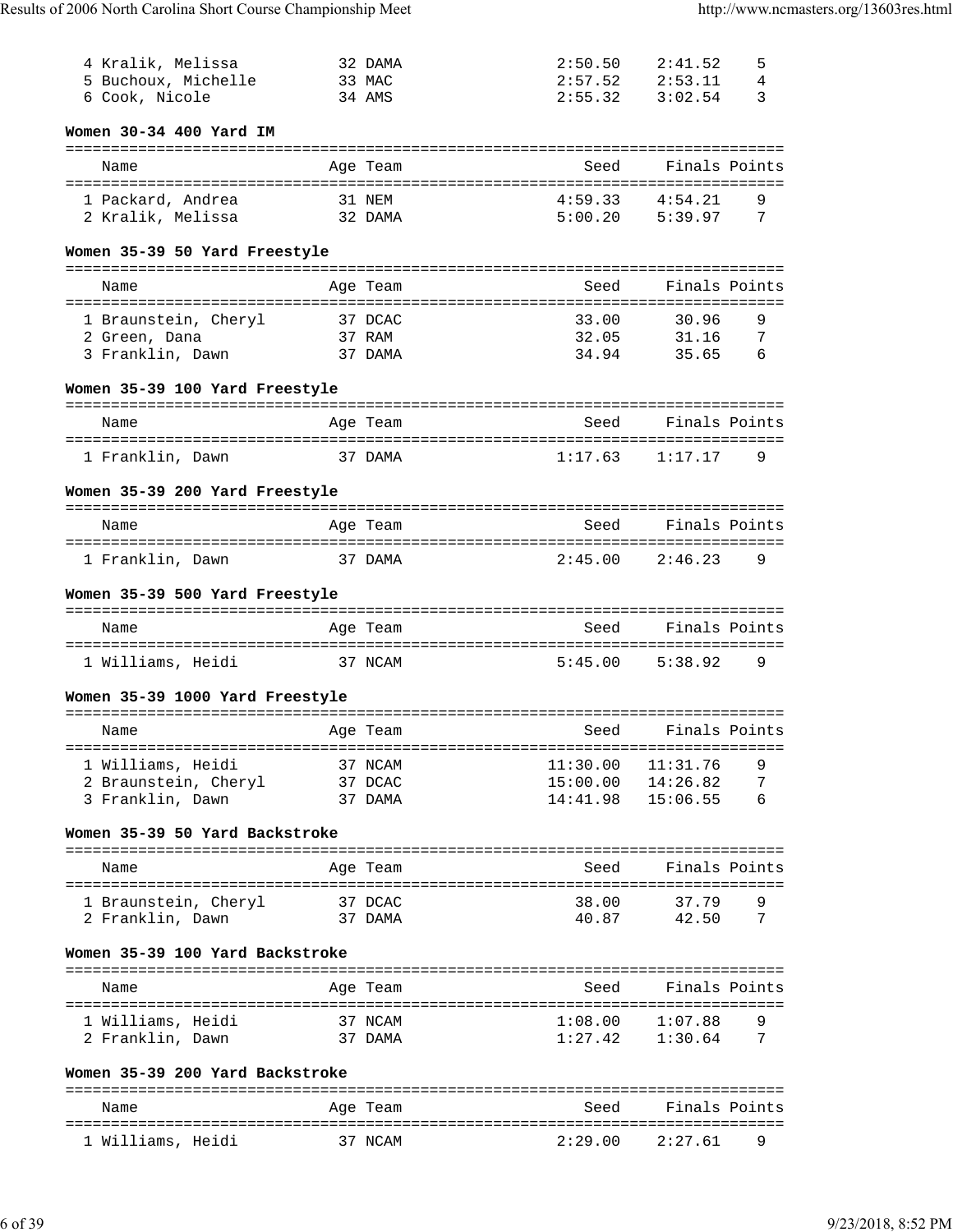| Name | Age | Team | Seed | Finals | Points |
|---|---|---|---|---|---|
| 4 Kralik, Melissa | 32 | DAMA | 2:50.50 | 2:41.52 | 5 |
| 5 Buchoux, Michelle | 33 | MAC | 2:57.52 | 2:53.11 | 4 |
| 6 Cook, Nicole | 34 | AMS | 2:55.32 | 3:02.54 | 3 |

**Women 30-34 400 Yard IM**

| Name | Age | Team | Seed | Finals | Points |
|---|---|---|---|---|---|
| 1 Packard, Andrea | 31 | NEM | 4:59.33 | 4:54.21 | 9 |
| 2 Kralik, Melissa | 32 | DAMA | 5:00.20 | 5:39.97 | 7 |

**Women 35-39 50 Yard Freestyle**

| Name | Age | Team | Seed | Finals | Points |
|---|---|---|---|---|---|
| 1 Braunstein, Cheryl | 37 | DCAC | 33.00 | 30.96 | 9 |
| 2 Green, Dana | 37 | RAM | 32.05 | 31.16 | 7 |
| 3 Franklin, Dawn | 37 | DAMA | 34.94 | 35.65 | 6 |

**Women 35-39 100 Yard Freestyle**

| Name | Age | Team | Seed | Finals | Points |
|---|---|---|---|---|---|
| 1 Franklin, Dawn | 37 | DAMA | 1:17.63 | 1:17.17 | 9 |

**Women 35-39 200 Yard Freestyle**

| Name | Age | Team | Seed | Finals | Points |
|---|---|---|---|---|---|
| 1 Franklin, Dawn | 37 | DAMA | 2:45.00 | 2:46.23 | 9 |

**Women 35-39 500 Yard Freestyle**

| Name | Age | Team | Seed | Finals | Points |
|---|---|---|---|---|---|
| 1 Williams, Heidi | 37 | NCAM | 5:45.00 | 5:38.92 | 9 |

**Women 35-39 1000 Yard Freestyle**

| Name | Age | Team | Seed | Finals | Points |
|---|---|---|---|---|---|
| 1 Williams, Heidi | 37 | NCAM | 11:30.00 | 11:31.76 | 9 |
| 2 Braunstein, Cheryl | 37 | DCAC | 15:00.00 | 14:26.82 | 7 |
| 3 Franklin, Dawn | 37 | DAMA | 14:41.98 | 15:06.55 | 6 |

**Women 35-39 50 Yard Backstroke**

| Name | Age | Team | Seed | Finals | Points |
|---|---|---|---|---|---|
| 1 Braunstein, Cheryl | 37 | DCAC | 38.00 | 37.79 | 9 |
| 2 Franklin, Dawn | 37 | DAMA | 40.87 | 42.50 | 7 |

**Women 35-39 100 Yard Backstroke**

| Name | Age | Team | Seed | Finals | Points |
|---|---|---|---|---|---|
| 1 Williams, Heidi | 37 | NCAM | 1:08.00 | 1:07.88 | 9 |
| 2 Franklin, Dawn | 37 | DAMA | 1:27.42 | 1:30.64 | 7 |

**Women 35-39 200 Yard Backstroke**

| Name | Age | Team | Seed | Finals | Points |
|---|---|---|---|---|---|
| 1 Williams, Heidi | 37 | NCAM | 2:29.00 | 2:27.61 | 9 |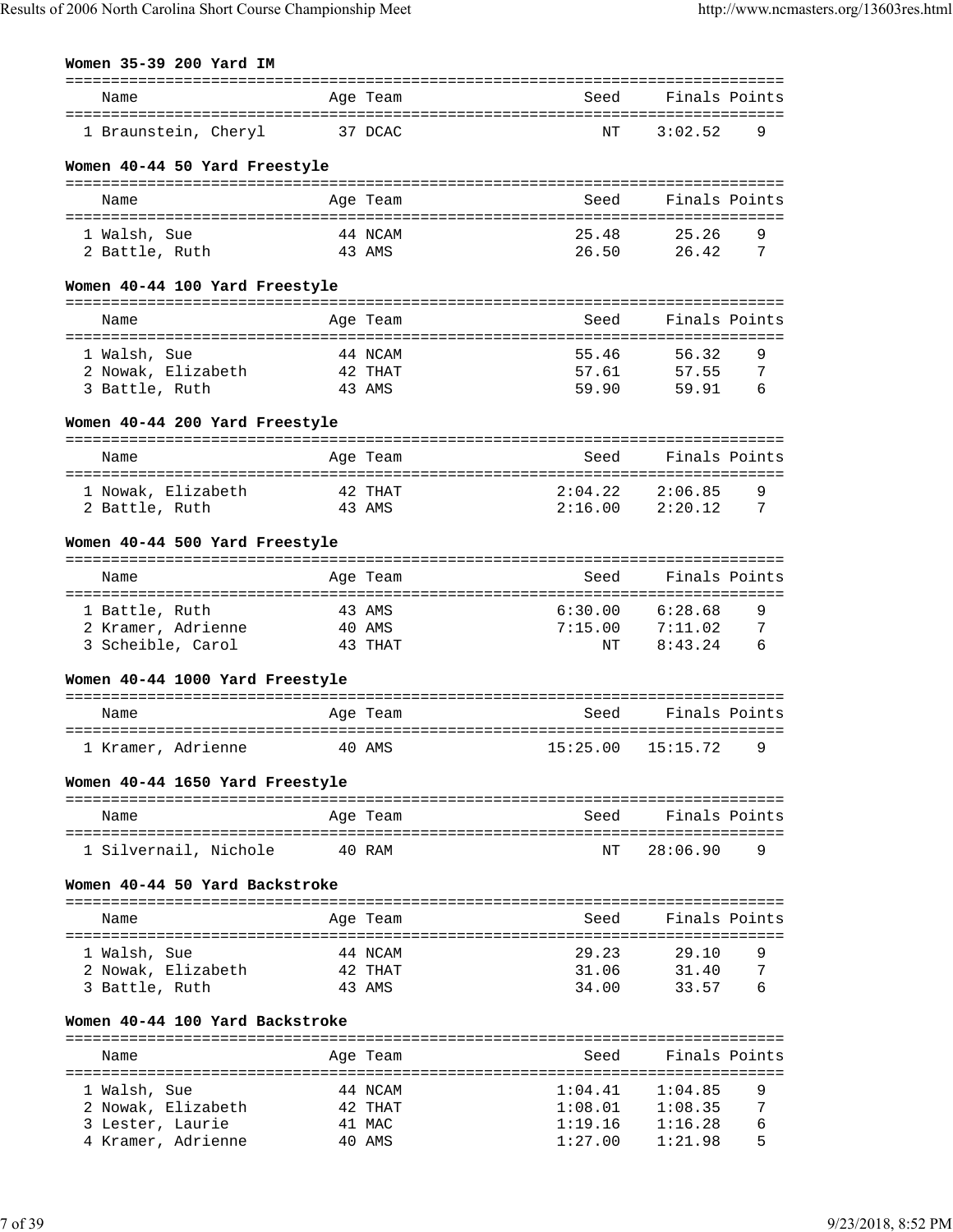**Women 35-39 200 Yard IM**

| Name | Age | Team | Seed | Finals | Points |
|---|---|---|---|---|---|
| 1 Braunstein, Cheryl | 37 | DCAC | NT | 3:02.52 | 9 |

**Women 40-44 50 Yard Freestyle**

| Name | Age | Team | Seed | Finals | Points |
|---|---|---|---|---|---|
| 1 Walsh, Sue | 44 | NCAM | 25.48 | 25.26 | 9 |
| 2 Battle, Ruth | 43 | AMS | 26.50 | 26.42 | 7 |

**Women 40-44 100 Yard Freestyle**

| Name | Age | Team | Seed | Finals | Points |
|---|---|---|---|---|---|
| 1 Walsh, Sue | 44 | NCAM | 55.46 | 56.32 | 9 |
| 2 Nowak, Elizabeth | 42 | THAT | 57.61 | 57.55 | 7 |
| 3 Battle, Ruth | 43 | AMS | 59.90 | 59.91 | 6 |

**Women 40-44 200 Yard Freestyle**

| Name | Age | Team | Seed | Finals | Points |
|---|---|---|---|---|---|
| 1 Nowak, Elizabeth | 42 | THAT | 2:04.22 | 2:06.85 | 9 |
| 2 Battle, Ruth | 43 | AMS | 2:16.00 | 2:20.12 | 7 |

**Women 40-44 500 Yard Freestyle**

| Name | Age | Team | Seed | Finals | Points |
|---|---|---|---|---|---|
| 1 Battle, Ruth | 43 | AMS | 6:30.00 | 6:28.68 | 9 |
| 2 Kramer, Adrienne | 40 | AMS | 7:15.00 | 7:11.02 | 7 |
| 3 Scheible, Carol | 43 | THAT | NT | 8:43.24 | 6 |

**Women 40-44 1000 Yard Freestyle**

| Name | Age | Team | Seed | Finals | Points |
|---|---|---|---|---|---|
| 1 Kramer, Adrienne | 40 | AMS | 15:25.00 | 15:15.72 | 9 |

**Women 40-44 1650 Yard Freestyle**

| Name | Age | Team | Seed | Finals | Points |
|---|---|---|---|---|---|
| 1 Silvernail, Nichole | 40 | RAM | NT | 28:06.90 | 9 |

**Women 40-44 50 Yard Backstroke**

| Name | Age | Team | Seed | Finals | Points |
|---|---|---|---|---|---|
| 1 Walsh, Sue | 44 | NCAM | 29.23 | 29.10 | 9 |
| 2 Nowak, Elizabeth | 42 | THAT | 31.06 | 31.40 | 7 |
| 3 Battle, Ruth | 43 | AMS | 34.00 | 33.57 | 6 |

**Women 40-44 100 Yard Backstroke**

| Name | Age | Team | Seed | Finals | Points |
|---|---|---|---|---|---|
| 1 Walsh, Sue | 44 | NCAM | 1:04.41 | 1:04.85 | 9 |
| 2 Nowak, Elizabeth | 42 | THAT | 1:08.01 | 1:08.35 | 7 |
| 3 Lester, Laurie | 41 | MAC | 1:19.16 | 1:16.28 | 6 |
| 4 Kramer, Adrienne | 40 | AMS | 1:27.00 | 1:21.98 | 5 |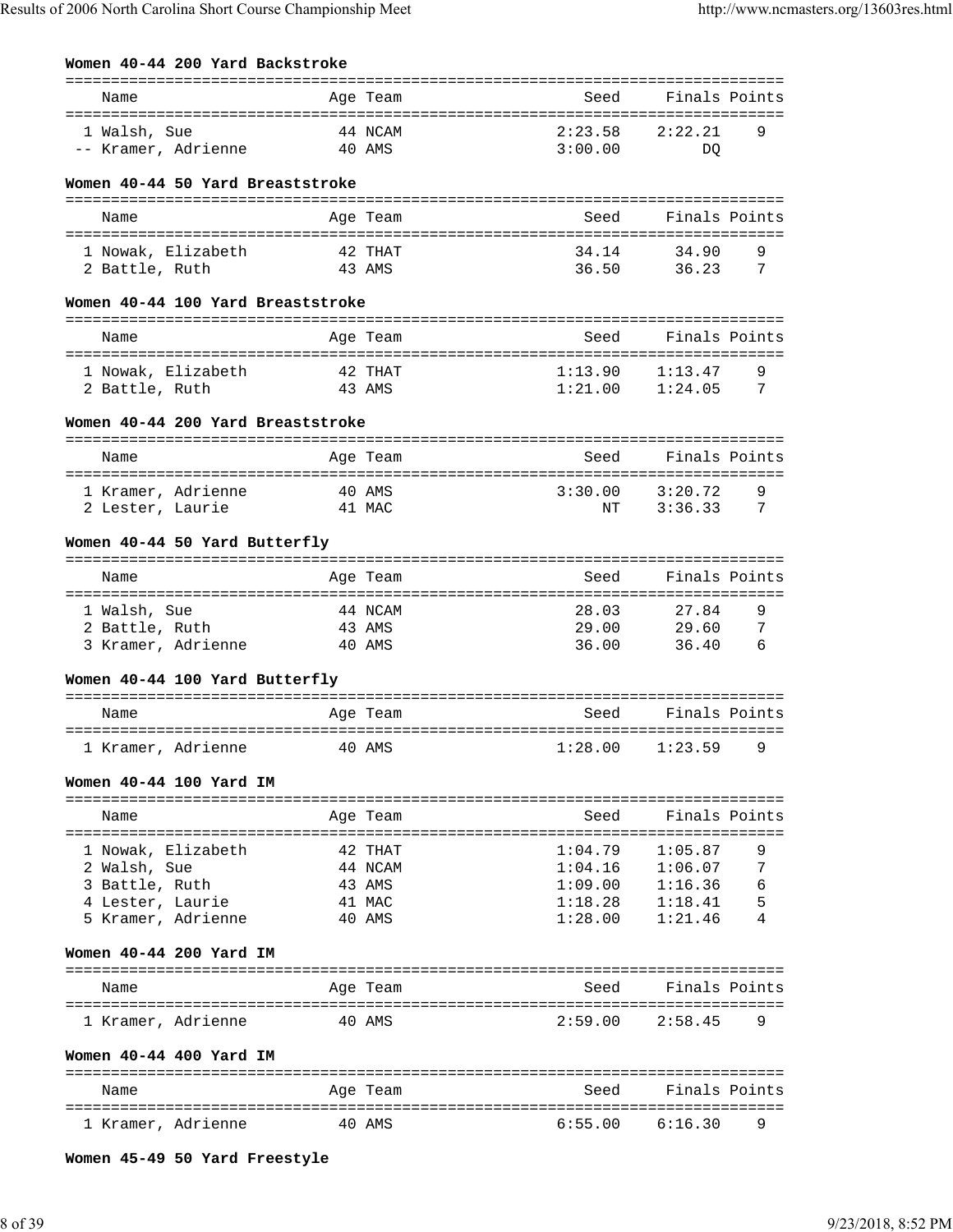### Women 40-44 200 Yard Backstroke

| Name | Age | Team | Seed | Finals | Points |
|---|---|---|---|---|---|
| 1 Walsh, Sue | 44 | NCAM | 2:23.58 | 2:22.21 | 9 |
| -- Kramer, Adrienne | 40 | AMS | 3:00.00 | DQ | |

### Women 40-44 50 Yard Breaststroke

| Name | Age | Team | Seed | Finals | Points |
|---|---|---|---|---|---|
| 1 Nowak, Elizabeth | 42 | THAT | 34.14 | 34.90 | 9 |
| 2 Battle, Ruth | 43 | AMS | 36.50 | 36.23 | 7 |

### Women 40-44 100 Yard Breaststroke

| Name | Age | Team | Seed | Finals | Points |
|---|---|---|---|---|---|
| 1 Nowak, Elizabeth | 42 | THAT | 1:13.90 | 1:13.47 | 9 |
| 2 Battle, Ruth | 43 | AMS | 1:21.00 | 1:24.05 | 7 |

### Women 40-44 200 Yard Breaststroke

| Name | Age | Team | Seed | Finals | Points |
|---|---|---|---|---|---|
| 1 Kramer, Adrienne | 40 | AMS | 3:30.00 | 3:20.72 | 9 |
| 2 Lester, Laurie | 41 | MAC | NT | 3:36.33 | 7 |

### Women 40-44 50 Yard Butterfly

| Name | Age | Team | Seed | Finals | Points |
|---|---|---|---|---|---|
| 1 Walsh, Sue | 44 | NCAM | 28.03 | 27.84 | 9 |
| 2 Battle, Ruth | 43 | AMS | 29.00 | 29.60 | 7 |
| 3 Kramer, Adrienne | 40 | AMS | 36.00 | 36.40 | 6 |

### Women 40-44 100 Yard Butterfly

| Name | Age | Team | Seed | Finals | Points |
|---|---|---|---|---|---|
| 1 Kramer, Adrienne | 40 | AMS | 1:28.00 | 1:23.59 | 9 |

### Women 40-44 100 Yard IM

| Name | Age | Team | Seed | Finals | Points |
|---|---|---|---|---|---|
| 1 Nowak, Elizabeth | 42 | THAT | 1:04.79 | 1:05.87 | 9 |
| 2 Walsh, Sue | 44 | NCAM | 1:04.16 | 1:06.07 | 7 |
| 3 Battle, Ruth | 43 | AMS | 1:09.00 | 1:16.36 | 6 |
| 4 Lester, Laurie | 41 | MAC | 1:18.28 | 1:18.41 | 5 |
| 5 Kramer, Adrienne | 40 | AMS | 1:28.00 | 1:21.46 | 4 |

### Women 40-44 200 Yard IM

| Name | Age | Team | Seed | Finals | Points |
|---|---|---|---|---|---|
| 1 Kramer, Adrienne | 40 | AMS | 2:59.00 | 2:58.45 | 9 |

### Women 40-44 400 Yard IM

| Name | Age | Team | Seed | Finals | Points |
|---|---|---|---|---|---|
| 1 Kramer, Adrienne | 40 | AMS | 6:55.00 | 6:16.30 | 9 |

### Women 45-49 50 Yard Freestyle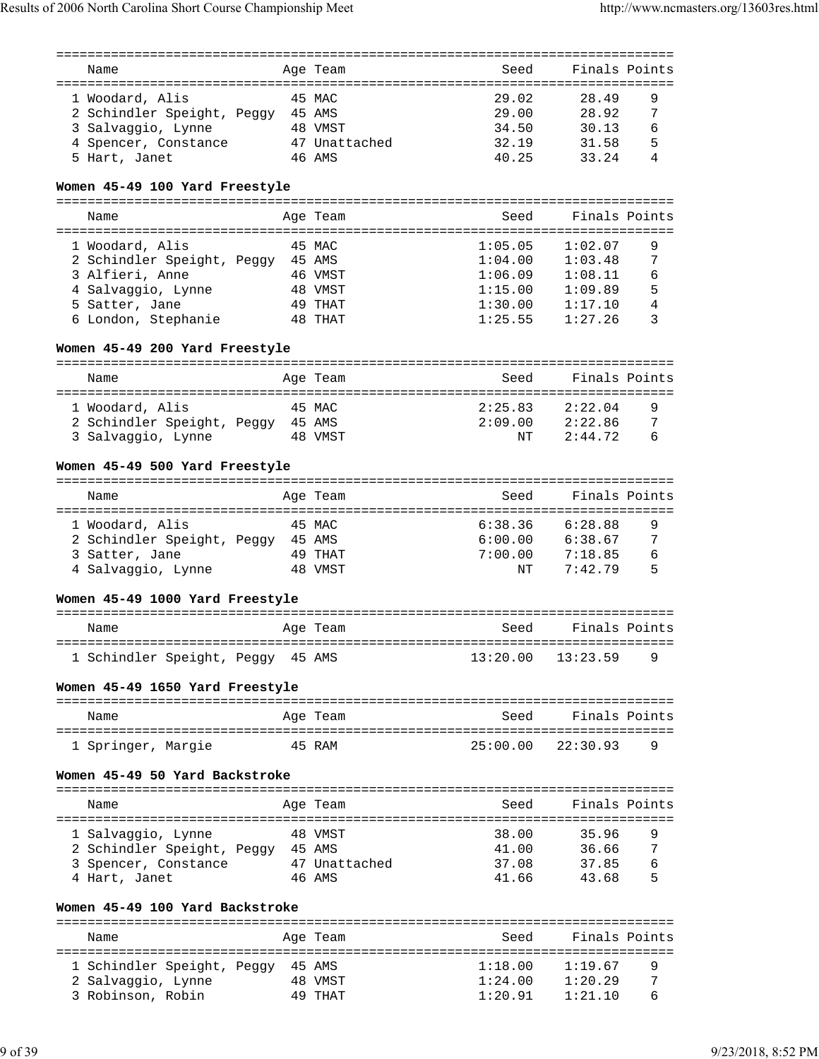| | Name | Age | Team | Seed | Finals | Points |
|---|---|---|---|---|---|---|
| 1 | Woodard, Alis | 45 | MAC | 29.02 | 28.49 | 9 |
| 2 | Schindler Speight, Peggy | 45 | AMS | 29.00 | 28.92 | 7 |
| 3 | Salvaggio, Lynne | 48 | VMST | 34.50 | 30.13 | 6 |
| 4 | Spencer, Constance | 47 | Unattached | 32.19 | 31.58 | 5 |
| 5 | Hart, Janet | 46 | AMS | 40.25 | 33.24 | 4 |

**Women 45-49 100 Yard Freestyle**

| | Name | Age | Team | Seed | Finals | Points |
|---|---|---|---|---|---|---|
| 1 | Woodard, Alis | 45 | MAC | 1:05.05 | 1:02.07 | 9 |
| 2 | Schindler Speight, Peggy | 45 | AMS | 1:04.00 | 1:03.48 | 7 |
| 3 | Alfieri, Anne | 46 | VMST | 1:06.09 | 1:08.11 | 6 |
| 4 | Salvaggio, Lynne | 48 | VMST | 1:15.00 | 1:09.89 | 5 |
| 5 | Satter, Jane | 49 | THAT | 1:30.00 | 1:17.10 | 4 |
| 6 | London, Stephanie | 48 | THAT | 1:25.55 | 1:27.26 | 3 |

**Women 45-49 200 Yard Freestyle**

| | Name | Age | Team | Seed | Finals | Points |
|---|---|---|---|---|---|---|
| 1 | Woodard, Alis | 45 | MAC | 2:25.83 | 2:22.04 | 9 |
| 2 | Schindler Speight, Peggy | 45 | AMS | 2:09.00 | 2:22.86 | 7 |
| 3 | Salvaggio, Lynne | 48 | VMST | NT | 2:44.72 | 6 |

**Women 45-49 500 Yard Freestyle**

| | Name | Age | Team | Seed | Finals | Points |
|---|---|---|---|---|---|---|
| 1 | Woodard, Alis | 45 | MAC | 6:38.36 | 6:28.88 | 9 |
| 2 | Schindler Speight, Peggy | 45 | AMS | 6:00.00 | 6:38.67 | 7 |
| 3 | Satter, Jane | 49 | THAT | 7:00.00 | 7:18.85 | 6 |
| 4 | Salvaggio, Lynne | 48 | VMST | NT | 7:42.79 | 5 |

**Women 45-49 1000 Yard Freestyle**

| | Name | Age | Team | Seed | Finals | Points |
|---|---|---|---|---|---|---|
| 1 | Schindler Speight, Peggy | 45 | AMS | 13:20.00 | 13:23.59 | 9 |

**Women 45-49 1650 Yard Freestyle**

| | Name | Age | Team | Seed | Finals | Points |
|---|---|---|---|---|---|---|
| 1 | Springer, Margie | 45 | RAM | 25:00.00 | 22:30.93 | 9 |

**Women 45-49 50 Yard Backstroke**

| | Name | Age | Team | Seed | Finals | Points |
|---|---|---|---|---|---|---|
| 1 | Salvaggio, Lynne | 48 | VMST | 38.00 | 35.96 | 9 |
| 2 | Schindler Speight, Peggy | 45 | AMS | 41.00 | 36.66 | 7 |
| 3 | Spencer, Constance | 47 | Unattached | 37.08 | 37.85 | 6 |
| 4 | Hart, Janet | 46 | AMS | 41.66 | 43.68 | 5 |

**Women 45-49 100 Yard Backstroke**

| | Name | Age | Team | Seed | Finals | Points |
|---|---|---|---|---|---|---|
| 1 | Schindler Speight, Peggy | 45 | AMS | 1:18.00 | 1:19.67 | 9 |
| 2 | Salvaggio, Lynne | 48 | VMST | 1:24.00 | 1:20.29 | 7 |
| 3 | Robinson, Robin | 49 | THAT | 1:20.91 | 1:21.10 | 6 |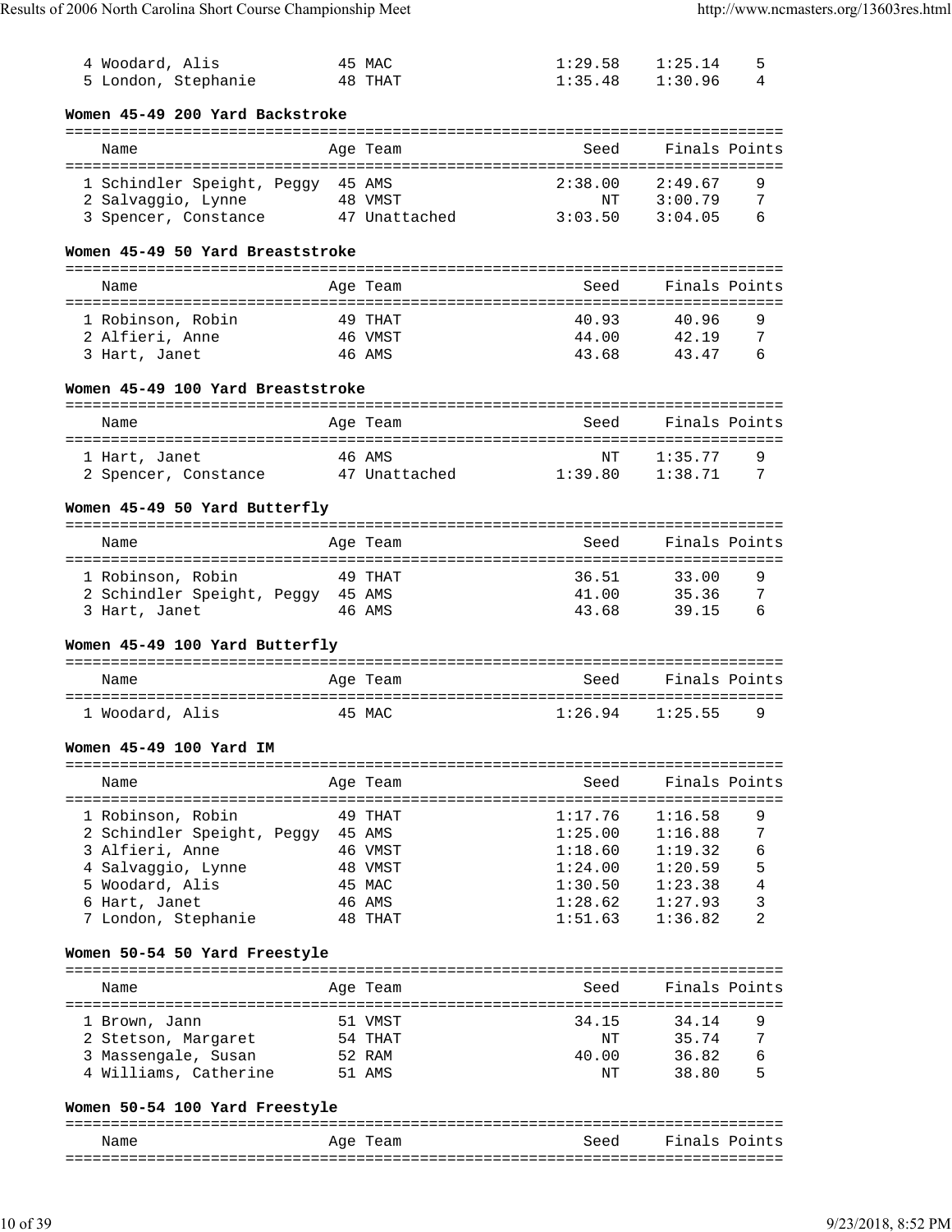| Name | Age | Team | Seed | Finals | Points |
|---|---|---|---|---|---|
| 4 Woodard, Alis | 45 | MAC | 1:29.58 | 1:25.14 | 5 |
| 5 London, Stephanie | 48 | THAT | 1:35.48 | 1:30.96 | 4 |

### Women 45-49 200 Yard Backstroke

| Name | Age | Team | Seed | Finals | Points |
|---|---|---|---|---|---|
| 1 Schindler Speight, Peggy | 45 | AMS | 2:38.00 | 2:49.67 | 9 |
| 2 Salvaggio, Lynne | 48 | VMST | NT | 3:00.79 | 7 |
| 3 Spencer, Constance | 47 | Unattached | 3:03.50 | 3:04.05 | 6 |

### Women 45-49 50 Yard Breaststroke

| Name | Age | Team | Seed | Finals | Points |
|---|---|---|---|---|---|
| 1 Robinson, Robin | 49 | THAT | 40.93 | 40.96 | 9 |
| 2 Alfieri, Anne | 46 | VMST | 44.00 | 42.19 | 7 |
| 3 Hart, Janet | 46 | AMS | 43.68 | 43.47 | 6 |

### Women 45-49 100 Yard Breaststroke

| Name | Age | Team | Seed | Finals | Points |
|---|---|---|---|---|---|
| 1 Hart, Janet | 46 | AMS | NT | 1:35.77 | 9 |
| 2 Spencer, Constance | 47 | Unattached | 1:39.80 | 1:38.71 | 7 |

### Women 45-49 50 Yard Butterfly

| Name | Age | Team | Seed | Finals | Points |
|---|---|---|---|---|---|
| 1 Robinson, Robin | 49 | THAT | 36.51 | 33.00 | 9 |
| 2 Schindler Speight, Peggy | 45 | AMS | 41.00 | 35.36 | 7 |
| 3 Hart, Janet | 46 | AMS | 43.68 | 39.15 | 6 |

### Women 45-49 100 Yard Butterfly

| Name | Age | Team | Seed | Finals | Points |
|---|---|---|---|---|---|
| 1 Woodard, Alis | 45 | MAC | 1:26.94 | 1:25.55 | 9 |

### Women 45-49 100 Yard IM

| Name | Age | Team | Seed | Finals | Points |
|---|---|---|---|---|---|
| 1 Robinson, Robin | 49 | THAT | 1:17.76 | 1:16.58 | 9 |
| 2 Schindler Speight, Peggy | 45 | AMS | 1:25.00 | 1:16.88 | 7 |
| 3 Alfieri, Anne | 46 | VMST | 1:18.60 | 1:19.32 | 6 |
| 4 Salvaggio, Lynne | 48 | VMST | 1:24.00 | 1:20.59 | 5 |
| 5 Woodard, Alis | 45 | MAC | 1:30.50 | 1:23.38 | 4 |
| 6 Hart, Janet | 46 | AMS | 1:28.62 | 1:27.93 | 3 |
| 7 London, Stephanie | 48 | THAT | 1:51.63 | 1:36.82 | 2 |

### Women 50-54 50 Yard Freestyle

| Name | Age | Team | Seed | Finals | Points |
|---|---|---|---|---|---|
| 1 Brown, Jann | 51 | VMST | 34.15 | 34.14 | 9 |
| 2 Stetson, Margaret | 54 | THAT | NT | 35.74 | 7 |
| 3 Massengale, Susan | 52 | RAM | 40.00 | 36.82 | 6 |
| 4 Williams, Catherine | 51 | AMS | NT | 38.80 | 5 |

### Women 50-54 100 Yard Freestyle

| Name | Age | Team | Seed | Finals | Points |
|---|---|---|---|---|---|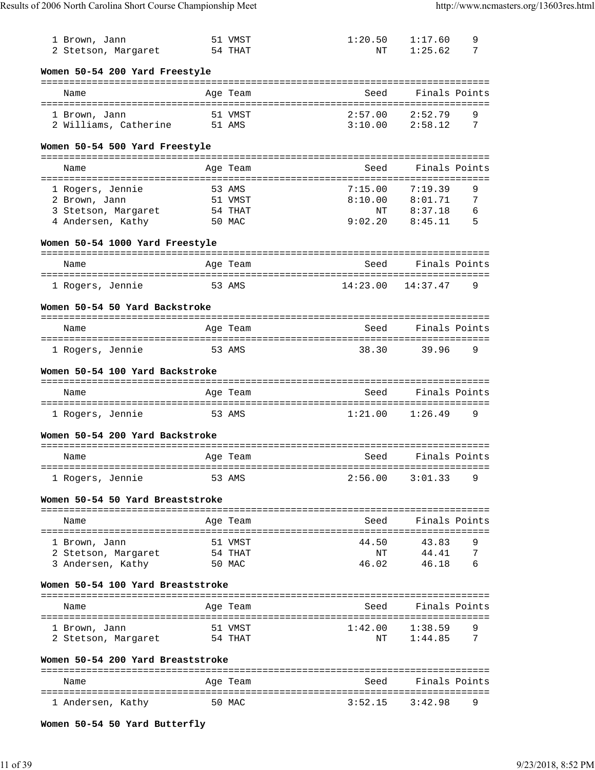| Name | Age | Team | Seed | Finals | Points |
|---|---|---|---|---|---|
| 1 Brown, Jann | 51 | VMST | 1:20.50 | 1:17.60 | 9 |
| 2 Stetson, Margaret | 54 | THAT | NT | 1:25.62 | 7 |

**Women 50-54 200 Yard Freestyle**

| Name | Age | Team | Seed | Finals | Points |
|---|---|---|---|---|---|
| 1 Brown, Jann | 51 | VMST | 2:57.00 | 2:52.79 | 9 |
| 2 Williams, Catherine | 51 | AMS | 3:10.00 | 2:58.12 | 7 |

**Women 50-54 500 Yard Freestyle**

| Name | Age | Team | Seed | Finals | Points |
|---|---|---|---|---|---|
| 1 Rogers, Jennie | 53 | AMS | 7:15.00 | 7:19.39 | 9 |
| 2 Brown, Jann | 51 | VMST | 8:10.00 | 8:01.71 | 7 |
| 3 Stetson, Margaret | 54 | THAT | NT | 8:37.18 | 6 |
| 4 Andersen, Kathy | 50 | MAC | 9:02.20 | 8:45.11 | 5 |

**Women 50-54 1000 Yard Freestyle**

| Name | Age | Team | Seed | Finals | Points |
|---|---|---|---|---|---|
| 1 Rogers, Jennie | 53 | AMS | 14:23.00 | 14:37.47 | 9 |

**Women 50-54 50 Yard Backstroke**

| Name | Age | Team | Seed | Finals | Points |
|---|---|---|---|---|---|
| 1 Rogers, Jennie | 53 | AMS | 38.30 | 39.96 | 9 |

**Women 50-54 100 Yard Backstroke**

| Name | Age | Team | Seed | Finals | Points |
|---|---|---|---|---|---|
| 1 Rogers, Jennie | 53 | AMS | 1:21.00 | 1:26.49 | 9 |

**Women 50-54 200 Yard Backstroke**

| Name | Age | Team | Seed | Finals | Points |
|---|---|---|---|---|---|
| 1 Rogers, Jennie | 53 | AMS | 2:56.00 | 3:01.33 | 9 |

**Women 50-54 50 Yard Breaststroke**

| Name | Age | Team | Seed | Finals | Points |
|---|---|---|---|---|---|
| 1 Brown, Jann | 51 | VMST | 44.50 | 43.83 | 9 |
| 2 Stetson, Margaret | 54 | THAT | NT | 44.41 | 7 |
| 3 Andersen, Kathy | 50 | MAC | 46.02 | 46.18 | 6 |

**Women 50-54 100 Yard Breaststroke**

| Name | Age | Team | Seed | Finals | Points |
|---|---|---|---|---|---|
| 1 Brown, Jann | 51 | VMST | 1:42.00 | 1:38.59 | 9 |
| 2 Stetson, Margaret | 54 | THAT | NT | 1:44.85 | 7 |

**Women 50-54 200 Yard Breaststroke**

| Name | Age | Team | Seed | Finals | Points |
|---|---|---|---|---|---|
| 1 Andersen, Kathy | 50 | MAC | 3:52.15 | 3:42.98 | 9 |

**Women 50-54 50 Yard Butterfly**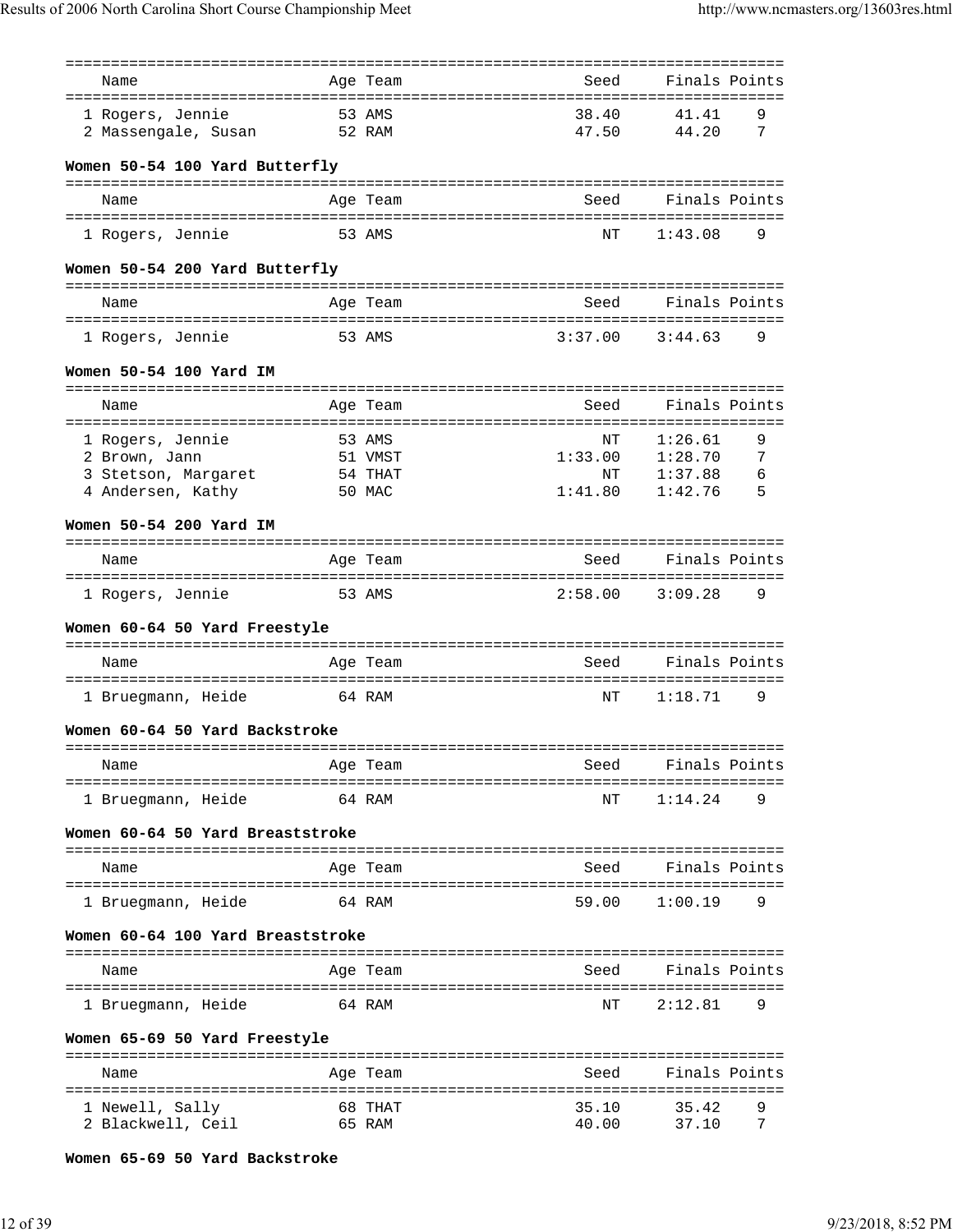| Name | Age | Team | Seed | Finals | Points |
|---|---|---|---|---|---|
| 1 Rogers, Jennie | 53 | AMS | 38.40 | 41.41 | 9 |
| 2 Massengale, Susan | 52 | RAM | 47.50 | 44.20 | 7 |

**Women 50-54 100 Yard Butterfly**

| Name | Age | Team | Seed | Finals | Points |
|---|---|---|---|---|---|
| 1 Rogers, Jennie | 53 | AMS | NT | 1:43.08 | 9 |

**Women 50-54 200 Yard Butterfly**

| Name | Age | Team | Seed | Finals | Points |
|---|---|---|---|---|---|
| 1 Rogers, Jennie | 53 | AMS | 3:37.00 | 3:44.63 | 9 |

**Women 50-54 100 Yard IM**

| Name | Age | Team | Seed | Finals | Points |
|---|---|---|---|---|---|
| 1 Rogers, Jennie | 53 | AMS | NT | 1:26.61 | 9 |
| 2 Brown, Jann | 51 | VMST | 1:33.00 | 1:28.70 | 7 |
| 3 Stetson, Margaret | 54 | THAT | NT | 1:37.88 | 6 |
| 4 Andersen, Kathy | 50 | MAC | 1:41.80 | 1:42.76 | 5 |

**Women 50-54 200 Yard IM**

| Name | Age | Team | Seed | Finals | Points |
|---|---|---|---|---|---|
| 1 Rogers, Jennie | 53 | AMS | 2:58.00 | 3:09.28 | 9 |

**Women 60-64 50 Yard Freestyle**

| Name | Age | Team | Seed | Finals | Points |
|---|---|---|---|---|---|
| 1 Bruegmann, Heide | 64 | RAM | NT | 1:18.71 | 9 |

**Women 60-64 50 Yard Backstroke**

| Name | Age | Team | Seed | Finals | Points |
|---|---|---|---|---|---|
| 1 Bruegmann, Heide | 64 | RAM | NT | 1:14.24 | 9 |

**Women 60-64 50 Yard Breaststroke**

| Name | Age | Team | Seed | Finals | Points |
|---|---|---|---|---|---|
| 1 Bruegmann, Heide | 64 | RAM | 59.00 | 1:00.19 | 9 |

**Women 60-64 100 Yard Breaststroke**

| Name | Age | Team | Seed | Finals | Points |
|---|---|---|---|---|---|
| 1 Bruegmann, Heide | 64 | RAM | NT | 2:12.81 | 9 |

**Women 65-69 50 Yard Freestyle**

| Name | Age | Team | Seed | Finals | Points |
|---|---|---|---|---|---|
| 1 Newell, Sally | 68 | THAT | 35.10 | 35.42 | 9 |
| 2 Blackwell, Ceil | 65 | RAM | 40.00 | 37.10 | 7 |

**Women 65-69 50 Yard Backstroke**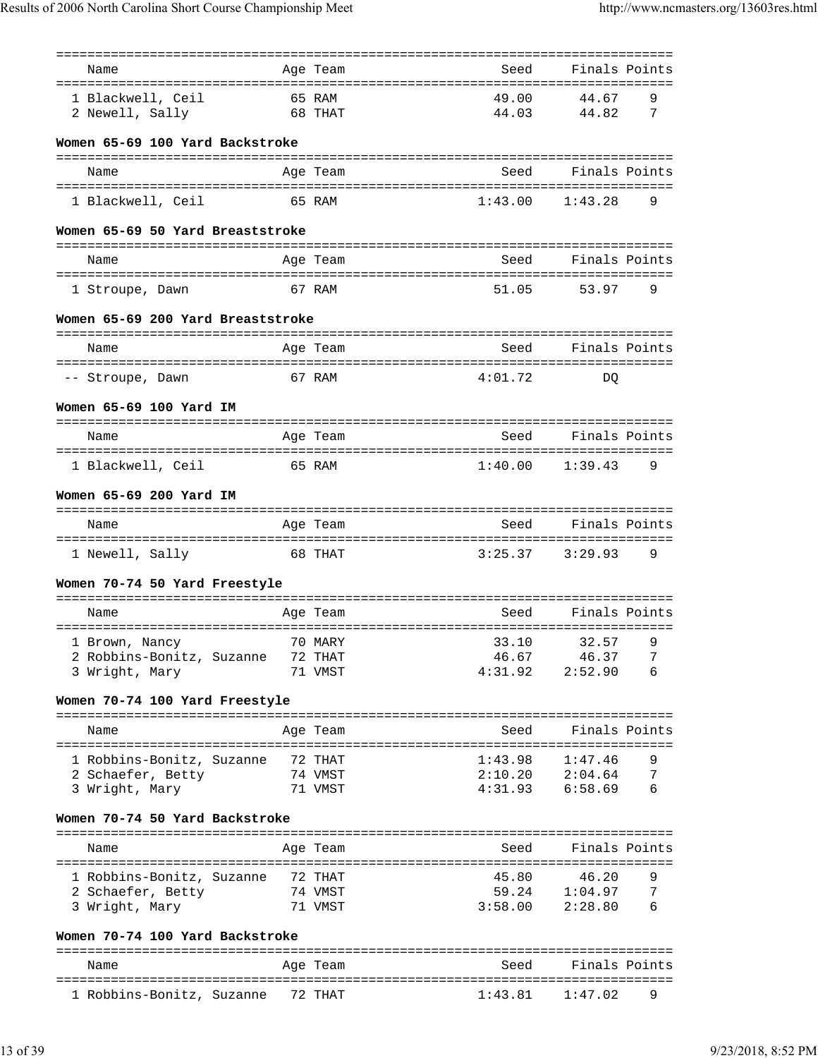| Name | Age | Team | Seed | Finals | Points |
|---|---|---|---|---|---|
| 1 Blackwell, Ceil | 65 | RAM | 49.00 | 44.67 | 9 |
| 2 Newell, Sally | 68 | THAT | 44.03 | 44.82 | 7 |

**Women 65-69 100 Yard Backstroke**

| Name | Age | Team | Seed | Finals | Points |
|---|---|---|---|---|---|
| 1 Blackwell, Ceil | 65 | RAM | 1:43.00 | 1:43.28 | 9 |

**Women 65-69 50 Yard Breaststroke**

| Name | Age | Team | Seed | Finals | Points |
|---|---|---|---|---|---|
| 1 Stroupe, Dawn | 67 | RAM | 51.05 | 53.97 | 9 |

**Women 65-69 200 Yard Breaststroke**

| Name | Age | Team | Seed | Finals | Points |
|---|---|---|---|---|---|
| -- Stroupe, Dawn | 67 | RAM | 4:01.72 | DQ | |

**Women 65-69 100 Yard IM**

| Name | Age | Team | Seed | Finals | Points |
|---|---|---|---|---|---|
| 1 Blackwell, Ceil | 65 | RAM | 1:40.00 | 1:39.43 | 9 |

**Women 65-69 200 Yard IM**

| Name | Age | Team | Seed | Finals | Points |
|---|---|---|---|---|---|
| 1 Newell, Sally | 68 | THAT | 3:25.37 | 3:29.93 | 9 |

**Women 70-74 50 Yard Freestyle**

| Name | Age | Team | Seed | Finals | Points |
|---|---|---|---|---|---|
| 1 Brown, Nancy | 70 | MARY | 33.10 | 32.57 | 9 |
| 2 Robbins-Bonitz, Suzanne | 72 | THAT | 46.67 | 46.37 | 7 |
| 3 Wright, Mary | 71 | VMST | 4:31.92 | 2:52.90 | 6 |

**Women 70-74 100 Yard Freestyle**

| Name | Age | Team | Seed | Finals | Points |
|---|---|---|---|---|---|
| 1 Robbins-Bonitz, Suzanne | 72 | THAT | 1:43.98 | 1:47.46 | 9 |
| 2 Schaefer, Betty | 74 | VMST | 2:10.20 | 2:04.64 | 7 |
| 3 Wright, Mary | 71 | VMST | 4:31.93 | 6:58.69 | 6 |

**Women 70-74 50 Yard Backstroke**

| Name | Age | Team | Seed | Finals | Points |
|---|---|---|---|---|---|
| 1 Robbins-Bonitz, Suzanne | 72 | THAT | 45.80 | 46.20 | 9 |
| 2 Schaefer, Betty | 74 | VMST | 59.24 | 1:04.97 | 7 |
| 3 Wright, Mary | 71 | VMST | 3:58.00 | 2:28.80 | 6 |

**Women 70-74 100 Yard Backstroke**

| Name | Age | Team | Seed | Finals | Points |
|---|---|---|---|---|---|
| 1 Robbins-Bonitz, Suzanne | 72 | THAT | 1:43.81 | 1:47.02 | 9 |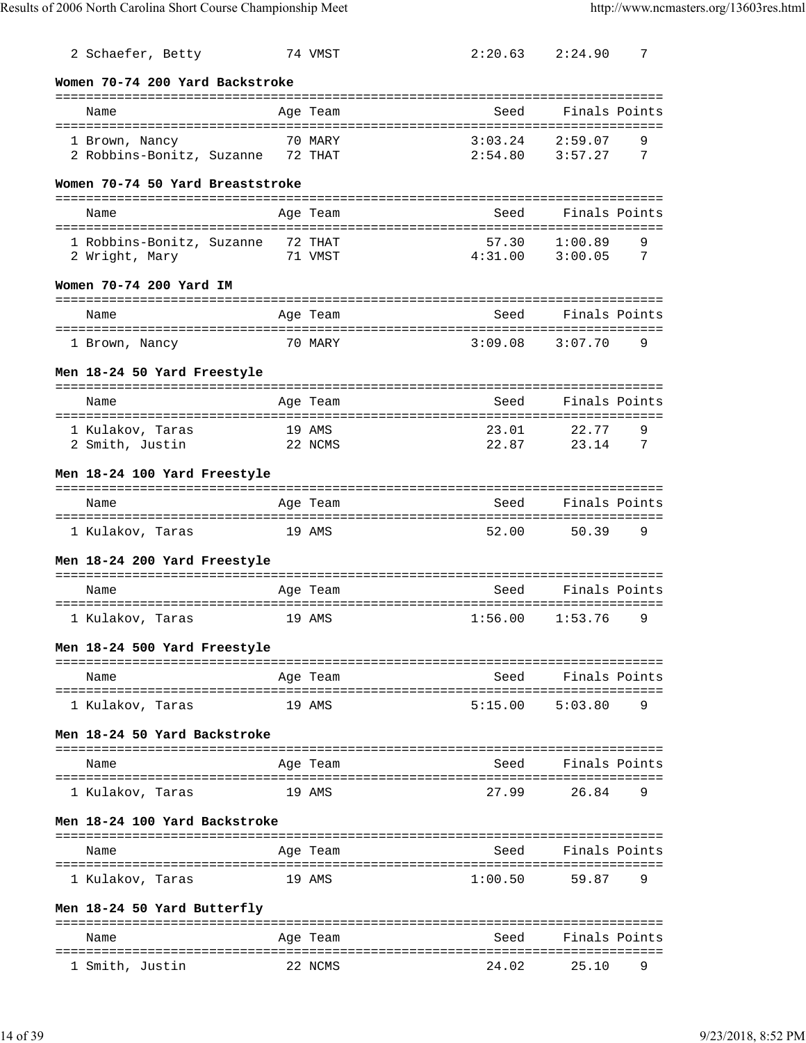| Name | Age | Team | Seed | Finals | Points |
|---|---|---|---|---|---|
| 2 Schaefer, Betty | 74 | VMST | 2:20.63 | 2:24.90 | 7 |

### Women 70-74 200 Yard Backstroke

| Name | Age | Team | Seed | Finals | Points |
|---|---|---|---|---|---|
| 1 Brown, Nancy | 70 | MARY | 3:03.24 | 2:59.07 | 9 |
| 2 Robbins-Bonitz, Suzanne | 72 | THAT | 2:54.80 | 3:57.27 | 7 |

### Women 70-74 50 Yard Breaststroke

| Name | Age | Team | Seed | Finals | Points |
|---|---|---|---|---|---|
| 1 Robbins-Bonitz, Suzanne | 72 | THAT | 57.30 | 1:00.89 | 9 |
| 2 Wright, Mary | 71 | VMST | 4:31.00 | 3:00.05 | 7 |

### Women 70-74 200 Yard IM

| Name | Age | Team | Seed | Finals | Points |
|---|---|---|---|---|---|
| 1 Brown, Nancy | 70 | MARY | 3:09.08 | 3:07.70 | 9 |

### Men 18-24 50 Yard Freestyle

| Name | Age | Team | Seed | Finals | Points |
|---|---|---|---|---|---|
| 1 Kulakov, Taras | 19 | AMS | 23.01 | 22.77 | 9 |
| 2 Smith, Justin | 22 | NCMS | 22.87 | 23.14 | 7 |

### Men 18-24 100 Yard Freestyle

| Name | Age | Team | Seed | Finals | Points |
|---|---|---|---|---|---|
| 1 Kulakov, Taras | 19 | AMS | 52.00 | 50.39 | 9 |

### Men 18-24 200 Yard Freestyle

| Name | Age | Team | Seed | Finals | Points |
|---|---|---|---|---|---|
| 1 Kulakov, Taras | 19 | AMS | 1:56.00 | 1:53.76 | 9 |

### Men 18-24 500 Yard Freestyle

| Name | Age | Team | Seed | Finals | Points |
|---|---|---|---|---|---|
| 1 Kulakov, Taras | 19 | AMS | 5:15.00 | 5:03.80 | 9 |

### Men 18-24 50 Yard Backstroke

| Name | Age | Team | Seed | Finals | Points |
|---|---|---|---|---|---|
| 1 Kulakov, Taras | 19 | AMS | 27.99 | 26.84 | 9 |

### Men 18-24 100 Yard Backstroke

| Name | Age | Team | Seed | Finals | Points |
|---|---|---|---|---|---|
| 1 Kulakov, Taras | 19 | AMS | 1:00.50 | 59.87 | 9 |

### Men 18-24 50 Yard Butterfly

| Name | Age | Team | Seed | Finals | Points |
|---|---|---|---|---|---|
| 1 Smith, Justin | 22 | NCMS | 24.02 | 25.10 | 9 |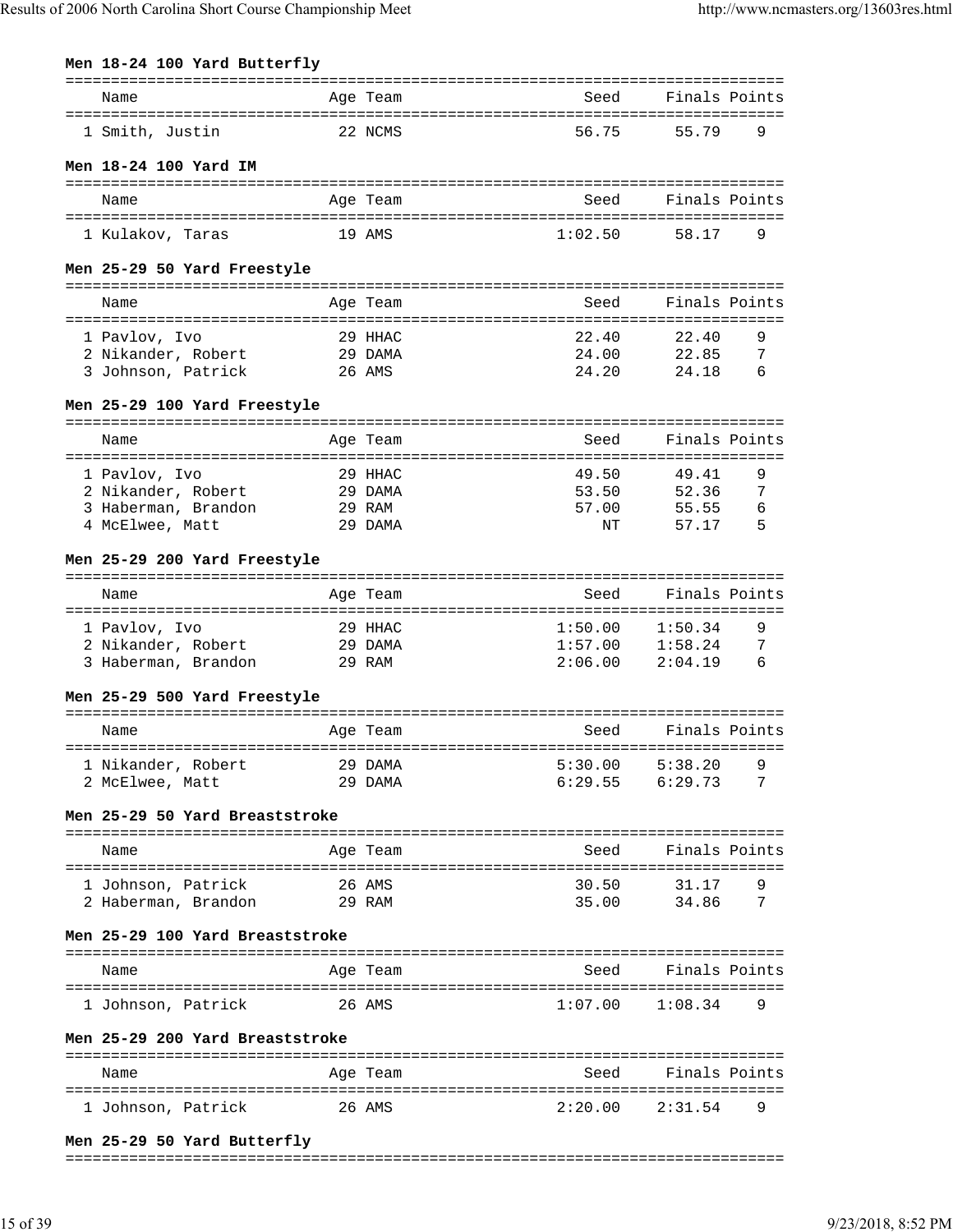### Men 18-24 100 Yard Butterfly

| Place | Name | Age | Team | Seed | Finals | Points |
|---|---|---|---|---|---|---|
| 1 | Smith, Justin | 22 | NCMS | 56.75 | 55.79 | 9 |

### Men 18-24 100 Yard IM

| Place | Name | Age | Team | Seed | Finals | Points |
|---|---|---|---|---|---|---|
| 1 | Kulakov, Taras | 19 | AMS | 1:02.50 | 58.17 | 9 |

### Men 25-29 50 Yard Freestyle

| Place | Name | Age | Team | Seed | Finals | Points |
|---|---|---|---|---|---|---|
| 1 | Pavlov, Ivo | 29 | HHAC | 22.40 | 22.40 | 9 |
| 2 | Nikander, Robert | 29 | DAMA | 24.00 | 22.85 | 7 |
| 3 | Johnson, Patrick | 26 | AMS | 24.20 | 24.18 | 6 |

### Men 25-29 100 Yard Freestyle

| Place | Name | Age | Team | Seed | Finals | Points |
|---|---|---|---|---|---|---|
| 1 | Pavlov, Ivo | 29 | HHAC | 49.50 | 49.41 | 9 |
| 2 | Nikander, Robert | 29 | DAMA | 53.50 | 52.36 | 7 |
| 3 | Haberman, Brandon | 29 | RAM | 57.00 | 55.55 | 6 |
| 4 | McElwee, Matt | 29 | DAMA | NT | 57.17 | 5 |

### Men 25-29 200 Yard Freestyle

| Place | Name | Age | Team | Seed | Finals | Points |
|---|---|---|---|---|---|---|
| 1 | Pavlov, Ivo | 29 | HHAC | 1:50.00 | 1:50.34 | 9 |
| 2 | Nikander, Robert | 29 | DAMA | 1:57.00 | 1:58.24 | 7 |
| 3 | Haberman, Brandon | 29 | RAM | 2:06.00 | 2:04.19 | 6 |

### Men 25-29 500 Yard Freestyle

| Place | Name | Age | Team | Seed | Finals | Points |
|---|---|---|---|---|---|---|
| 1 | Nikander, Robert | 29 | DAMA | 5:30.00 | 5:38.20 | 9 |
| 2 | McElwee, Matt | 29 | DAMA | 6:29.55 | 6:29.73 | 7 |

### Men 25-29 50 Yard Breaststroke

| Place | Name | Age | Team | Seed | Finals | Points |
|---|---|---|---|---|---|---|
| 1 | Johnson, Patrick | 26 | AMS | 30.50 | 31.17 | 9 |
| 2 | Haberman, Brandon | 29 | RAM | 35.00 | 34.86 | 7 |

### Men 25-29 100 Yard Breaststroke

| Place | Name | Age | Team | Seed | Finals | Points |
|---|---|---|---|---|---|---|
| 1 | Johnson, Patrick | 26 | AMS | 1:07.00 | 1:08.34 | 9 |

### Men 25-29 200 Yard Breaststroke

| Place | Name | Age | Team | Seed | Finals | Points |
|---|---|---|---|---|---|---|
| 1 | Johnson, Patrick | 26 | AMS | 2:20.00 | 2:31.54 | 9 |

### Men 25-29 50 Yard Butterfly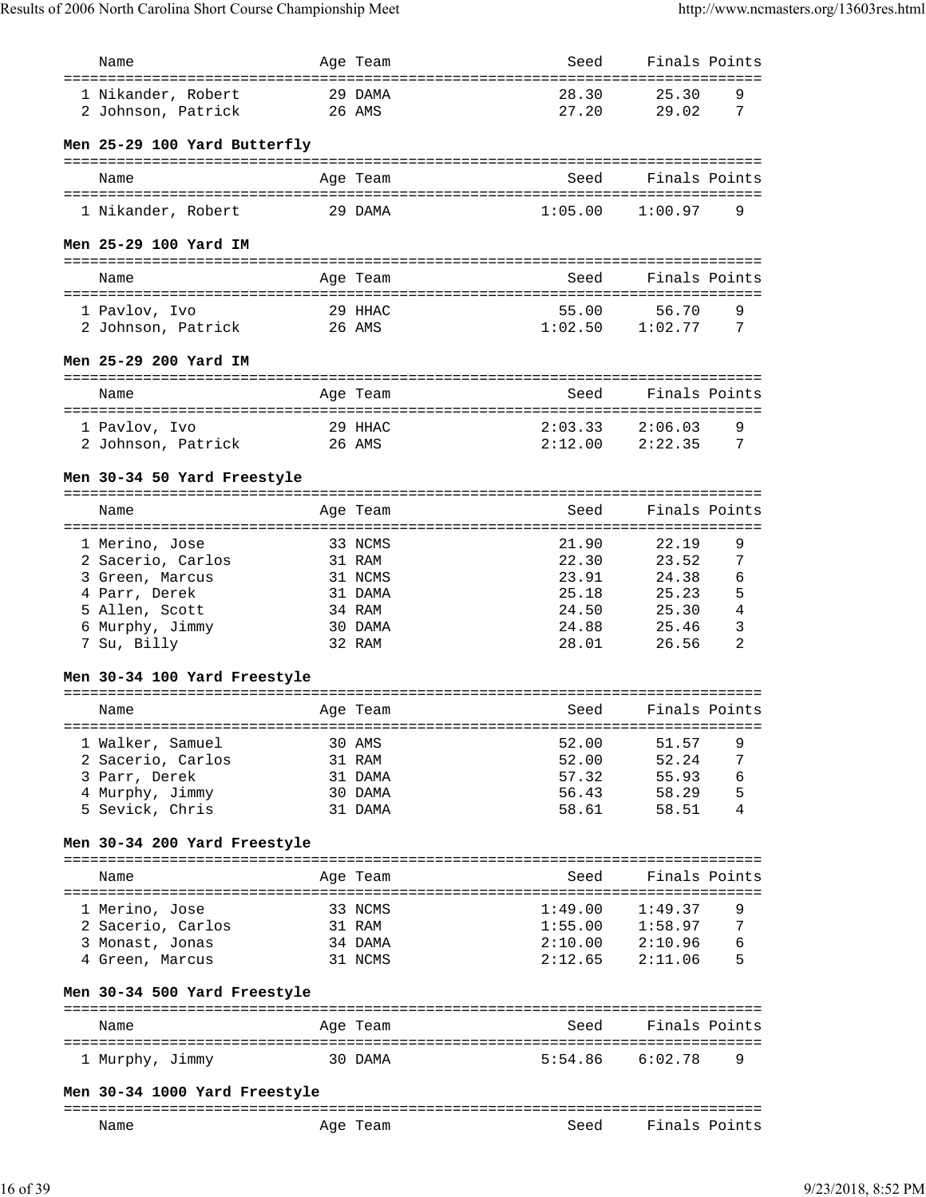| Name | Age | Team | Seed | Finals | Points |
|---|---|---|---|---|---|
| 1 Nikander, Robert | 29 | DAMA | 28.30 | 25.30 | 9 |
| 2 Johnson, Patrick | 26 | AMS | 27.20 | 29.02 | 7 |

### Men 25-29 100 Yard Butterfly

| Name | Age | Team | Seed | Finals | Points |
|---|---|---|---|---|---|
| 1 Nikander, Robert | 29 | DAMA | 1:05.00 | 1:00.97 | 9 |

### Men 25-29 100 Yard IM

| Name | Age | Team | Seed | Finals | Points |
|---|---|---|---|---|---|
| 1 Pavlov, Ivo | 29 | HHAC | 55.00 | 56.70 | 9 |
| 2 Johnson, Patrick | 26 | AMS | 1:02.50 | 1:02.77 | 7 |

### Men 25-29 200 Yard IM

| Name | Age | Team | Seed | Finals | Points |
|---|---|---|---|---|---|
| 1 Pavlov, Ivo | 29 | HHAC | 2:03.33 | 2:06.03 | 9 |
| 2 Johnson, Patrick | 26 | AMS | 2:12.00 | 2:22.35 | 7 |

### Men 30-34 50 Yard Freestyle

| Name | Age | Team | Seed | Finals | Points |
|---|---|---|---|---|---|
| 1 Merino, Jose | 33 | NCMS | 21.90 | 22.19 | 9 |
| 2 Sacerio, Carlos | 31 | RAM | 22.30 | 23.52 | 7 |
| 3 Green, Marcus | 31 | NCMS | 23.91 | 24.38 | 6 |
| 4 Parr, Derek | 31 | DAMA | 25.18 | 25.23 | 5 |
| 5 Allen, Scott | 34 | RAM | 24.50 | 25.30 | 4 |
| 6 Murphy, Jimmy | 30 | DAMA | 24.88 | 25.46 | 3 |
| 7 Su, Billy | 32 | RAM | 28.01 | 26.56 | 2 |

### Men 30-34 100 Yard Freestyle

| Name | Age | Team | Seed | Finals | Points |
|---|---|---|---|---|---|
| 1 Walker, Samuel | 30 | AMS | 52.00 | 51.57 | 9 |
| 2 Sacerio, Carlos | 31 | RAM | 52.00 | 52.24 | 7 |
| 3 Parr, Derek | 31 | DAMA | 57.32 | 55.93 | 6 |
| 4 Murphy, Jimmy | 30 | DAMA | 56.43 | 58.29 | 5 |
| 5 Sevick, Chris | 31 | DAMA | 58.61 | 58.51 | 4 |

### Men 30-34 200 Yard Freestyle

| Name | Age | Team | Seed | Finals | Points |
|---|---|---|---|---|---|
| 1 Merino, Jose | 33 | NCMS | 1:49.00 | 1:49.37 | 9 |
| 2 Sacerio, Carlos | 31 | RAM | 1:55.00 | 1:58.97 | 7 |
| 3 Monast, Jonas | 34 | DAMA | 2:10.00 | 2:10.96 | 6 |
| 4 Green, Marcus | 31 | NCMS | 2:12.65 | 2:11.06 | 5 |

### Men 30-34 500 Yard Freestyle

| Name | Age | Team | Seed | Finals | Points |
|---|---|---|---|---|---|
| 1 Murphy, Jimmy | 30 | DAMA | 5:54.86 | 6:02.78 | 9 |

### Men 30-34 1000 Yard Freestyle

| Name | Age | Team | Seed | Finals | Points |
|---|---|---|---|---|---|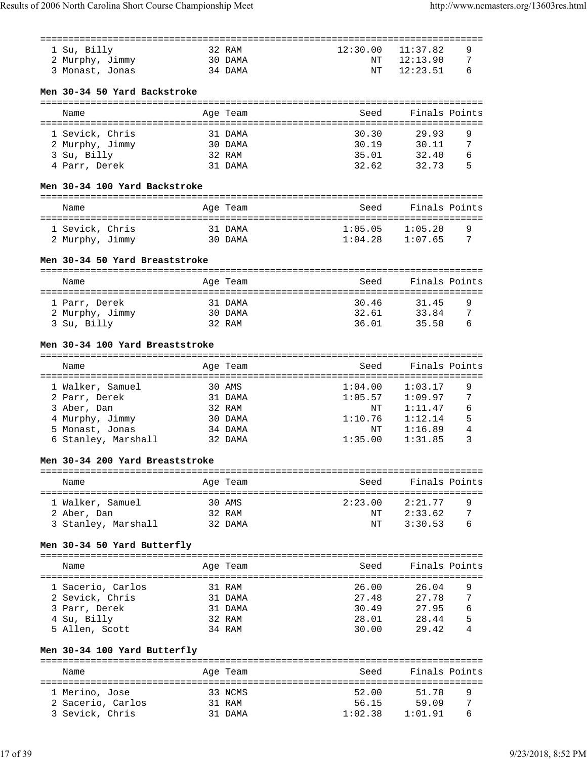| Name | Age | Team | Seed | Finals | Points |
|---|---|---|---|---|---|
| 1 Su, Billy | 32 | RAM | 12:30.00 | 11:37.82 | 9 |
| 2 Murphy, Jimmy | 30 | DAMA | NT | 12:13.90 | 7 |
| 3 Monast, Jonas | 34 | DAMA | NT | 12:23.51 | 6 |

### Men 30-34 50 Yard Backstroke

| Name | Age | Team | Seed | Finals | Points |
|---|---|---|---|---|---|
| 1 Sevick, Chris | 31 | DAMA | 30.30 | 29.93 | 9 |
| 2 Murphy, Jimmy | 30 | DAMA | 30.19 | 30.11 | 7 |
| 3 Su, Billy | 32 | RAM | 35.01 | 32.40 | 6 |
| 4 Parr, Derek | 31 | DAMA | 32.62 | 32.73 | 5 |

### Men 30-34 100 Yard Backstroke

| Name | Age | Team | Seed | Finals | Points |
|---|---|---|---|---|---|
| 1 Sevick, Chris | 31 | DAMA | 1:05.05 | 1:05.20 | 9 |
| 2 Murphy, Jimmy | 30 | DAMA | 1:04.28 | 1:07.65 | 7 |

### Men 30-34 50 Yard Breaststroke

| Name | Age | Team | Seed | Finals | Points |
|---|---|---|---|---|---|
| 1 Parr, Derek | 31 | DAMA | 30.46 | 31.45 | 9 |
| 2 Murphy, Jimmy | 30 | DAMA | 32.61 | 33.84 | 7 |
| 3 Su, Billy | 32 | RAM | 36.01 | 35.58 | 6 |

### Men 30-34 100 Yard Breaststroke

| Name | Age | Team | Seed | Finals | Points |
|---|---|---|---|---|---|
| 1 Walker, Samuel | 30 | AMS | 1:04.00 | 1:03.17 | 9 |
| 2 Parr, Derek | 31 | DAMA | 1:05.57 | 1:09.97 | 7 |
| 3 Aber, Dan | 32 | RAM | NT | 1:11.47 | 6 |
| 4 Murphy, Jimmy | 30 | DAMA | 1:10.76 | 1:12.14 | 5 |
| 5 Monast, Jonas | 34 | DAMA | NT | 1:16.89 | 4 |
| 6 Stanley, Marshall | 32 | DAMA | 1:35.00 | 1:31.85 | 3 |

### Men 30-34 200 Yard Breaststroke

| Name | Age | Team | Seed | Finals | Points |
|---|---|---|---|---|---|
| 1 Walker, Samuel | 30 | AMS | 2:23.00 | 2:21.77 | 9 |
| 2 Aber, Dan | 32 | RAM | NT | 2:33.62 | 7 |
| 3 Stanley, Marshall | 32 | DAMA | NT | 3:30.53 | 6 |

### Men 30-34 50 Yard Butterfly

| Name | Age | Team | Seed | Finals | Points |
|---|---|---|---|---|---|
| 1 Sacerio, Carlos | 31 | RAM | 26.00 | 26.04 | 9 |
| 2 Sevick, Chris | 31 | DAMA | 27.48 | 27.78 | 7 |
| 3 Parr, Derek | 31 | DAMA | 30.49 | 27.95 | 6 |
| 4 Su, Billy | 32 | RAM | 28.01 | 28.44 | 5 |
| 5 Allen, Scott | 34 | RAM | 30.00 | 29.42 | 4 |

### Men 30-34 100 Yard Butterfly

| Name | Age | Team | Seed | Finals | Points |
|---|---|---|---|---|---|
| 1 Merino, Jose | 33 | NCMS | 52.00 | 51.78 | 9 |
| 2 Sacerio, Carlos | 31 | RAM | 56.15 | 59.09 | 7 |
| 3 Sevick, Chris | 31 | DAMA | 1:02.38 | 1:01.91 | 6 |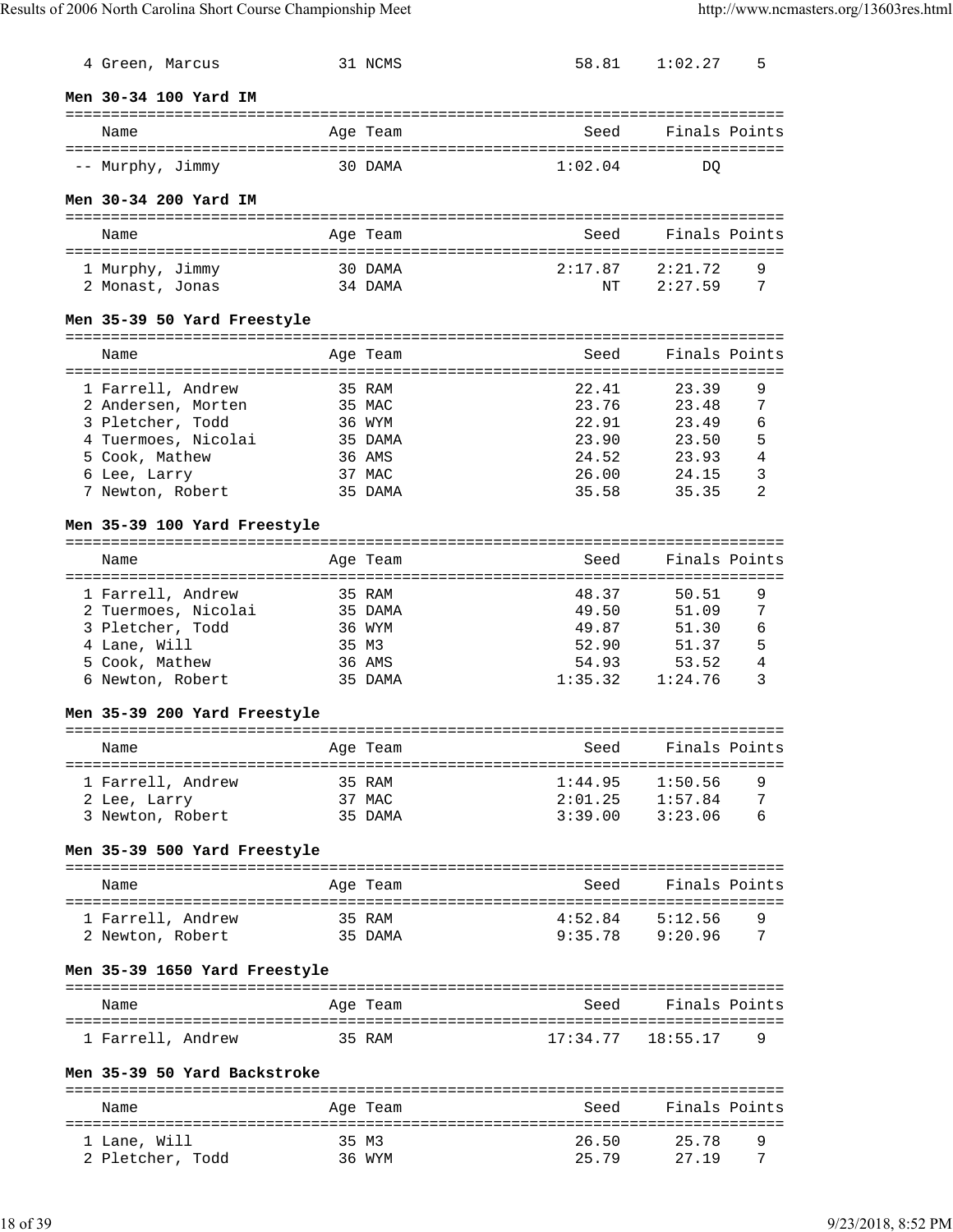| Name | Age Team | Seed | Finals | Points |
|---|---|---|---|---|
| 4 Green, Marcus | 31 NCMS | 58.81 | 1:02.27 | 5 |

**Men 30-34 100 Yard IM**

| Name | Age Team | Seed | Finals | Points |
|---|---|---|---|---|
| -- Murphy, Jimmy | 30 DAMA | 1:02.04 | DQ | |

**Men 30-34 200 Yard IM**

| Name | Age Team | Seed | Finals | Points |
|---|---|---|---|---|
| 1 Murphy, Jimmy | 30 DAMA | 2:17.87 | 2:21.72 | 9 |
| 2 Monast, Jonas | 34 DAMA | NT | 2:27.59 | 7 |

**Men 35-39 50 Yard Freestyle**

| Name | Age Team | Seed | Finals | Points |
|---|---|---|---|---|
| 1 Farrell, Andrew | 35 RAM | 22.41 | 23.39 | 9 |
| 2 Andersen, Morten | 35 MAC | 23.76 | 23.48 | 7 |
| 3 Pletcher, Todd | 36 WYM | 22.91 | 23.49 | 6 |
| 4 Tuermoes, Nicolai | 35 DAMA | 23.90 | 23.50 | 5 |
| 5 Cook, Mathew | 36 AMS | 24.52 | 23.93 | 4 |
| 6 Lee, Larry | 37 MAC | 26.00 | 24.15 | 3 |
| 7 Newton, Robert | 35 DAMA | 35.58 | 35.35 | 2 |

**Men 35-39 100 Yard Freestyle**

| Name | Age Team | Seed | Finals | Points |
|---|---|---|---|---|
| 1 Farrell, Andrew | 35 RAM | 48.37 | 50.51 | 9 |
| 2 Tuermoes, Nicolai | 35 DAMA | 49.50 | 51.09 | 7 |
| 3 Pletcher, Todd | 36 WYM | 49.87 | 51.30 | 6 |
| 4 Lane, Will | 35 M3 | 52.90 | 51.37 | 5 |
| 5 Cook, Mathew | 36 AMS | 54.93 | 53.52 | 4 |
| 6 Newton, Robert | 35 DAMA | 1:35.32 | 1:24.76 | 3 |

**Men 35-39 200 Yard Freestyle**

| Name | Age Team | Seed | Finals | Points |
|---|---|---|---|---|
| 1 Farrell, Andrew | 35 RAM | 1:44.95 | 1:50.56 | 9 |
| 2 Lee, Larry | 37 MAC | 2:01.25 | 1:57.84 | 7 |
| 3 Newton, Robert | 35 DAMA | 3:39.00 | 3:23.06 | 6 |

**Men 35-39 500 Yard Freestyle**

| Name | Age Team | Seed | Finals | Points |
|---|---|---|---|---|
| 1 Farrell, Andrew | 35 RAM | 4:52.84 | 5:12.56 | 9 |
| 2 Newton, Robert | 35 DAMA | 9:35.78 | 9:20.96 | 7 |

**Men 35-39 1650 Yard Freestyle**

| Name | Age Team | Seed | Finals | Points |
|---|---|---|---|---|
| 1 Farrell, Andrew | 35 RAM | 17:34.77 | 18:55.17 | 9 |

**Men 35-39 50 Yard Backstroke**

| Name | Age Team | Seed | Finals | Points |
|---|---|---|---|---|
| 1 Lane, Will | 35 M3 | 26.50 | 25.78 | 9 |
| 2 Pletcher, Todd | 36 WYM | 25.79 | 27.19 | 7 |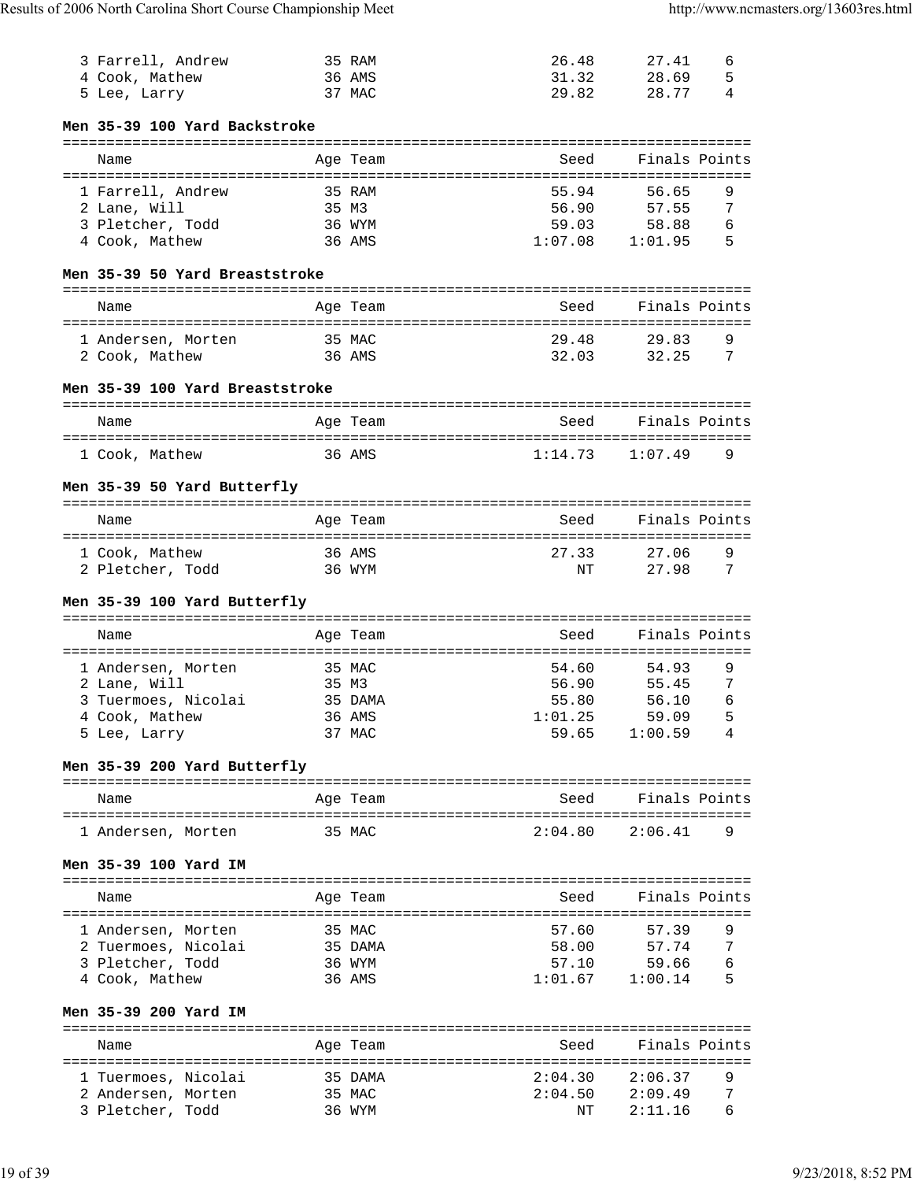| Name | Age | Team | Seed | Finals | Points |
|---|---|---|---|---|---|
| 3 Farrell, Andrew | 35 | RAM | 26.48 | 27.41 | 6 |
| 4 Cook, Mathew | 36 | AMS | 31.32 | 28.69 | 5 |
| 5 Lee, Larry | 37 | MAC | 29.82 | 28.77 | 4 |

### Men 35-39 100 Yard Backstroke

| Name | Age | Team | Seed | Finals | Points |
|---|---|---|---|---|---|
| 1 Farrell, Andrew | 35 | RAM | 55.94 | 56.65 | 9 |
| 2 Lane, Will | 35 | M3 | 56.90 | 57.55 | 7 |
| 3 Pletcher, Todd | 36 | WYM | 59.03 | 58.88 | 6 |
| 4 Cook, Mathew | 36 | AMS | 1:07.08 | 1:01.95 | 5 |

### Men 35-39 50 Yard Breaststroke

| Name | Age | Team | Seed | Finals | Points |
|---|---|---|---|---|---|
| 1 Andersen, Morten | 35 | MAC | 29.48 | 29.83 | 9 |
| 2 Cook, Mathew | 36 | AMS | 32.03 | 32.25 | 7 |

### Men 35-39 100 Yard Breaststroke

| Name | Age | Team | Seed | Finals | Points |
|---|---|---|---|---|---|
| 1 Cook, Mathew | 36 | AMS | 1:14.73 | 1:07.49 | 9 |

### Men 35-39 50 Yard Butterfly

| Name | Age | Team | Seed | Finals | Points |
|---|---|---|---|---|---|
| 1 Cook, Mathew | 36 | AMS | 27.33 | 27.06 | 9 |
| 2 Pletcher, Todd | 36 | WYM | NT | 27.98 | 7 |

### Men 35-39 100 Yard Butterfly

| Name | Age | Team | Seed | Finals | Points |
|---|---|---|---|---|---|
| 1 Andersen, Morten | 35 | MAC | 54.60 | 54.93 | 9 |
| 2 Lane, Will | 35 | M3 | 56.90 | 55.45 | 7 |
| 3 Tuermoes, Nicolai | 35 | DAMA | 55.80 | 56.10 | 6 |
| 4 Cook, Mathew | 36 | AMS | 1:01.25 | 59.09 | 5 |
| 5 Lee, Larry | 37 | MAC | 59.65 | 1:00.59 | 4 |

### Men 35-39 200 Yard Butterfly

| Name | Age | Team | Seed | Finals | Points |
|---|---|---|---|---|---|
| 1 Andersen, Morten | 35 | MAC | 2:04.80 | 2:06.41 | 9 |

### Men 35-39 100 Yard IM

| Name | Age | Team | Seed | Finals | Points |
|---|---|---|---|---|---|
| 1 Andersen, Morten | 35 | MAC | 57.60 | 57.39 | 9 |
| 2 Tuermoes, Nicolai | 35 | DAMA | 58.00 | 57.74 | 7 |
| 3 Pletcher, Todd | 36 | WYM | 57.10 | 59.66 | 6 |
| 4 Cook, Mathew | 36 | AMS | 1:01.67 | 1:00.14 | 5 |

### Men 35-39 200 Yard IM

| Name | Age | Team | Seed | Finals | Points |
|---|---|---|---|---|---|
| 1 Tuermoes, Nicolai | 35 | DAMA | 2:04.30 | 2:06.37 | 9 |
| 2 Andersen, Morten | 35 | MAC | 2:04.50 | 2:09.49 | 7 |
| 3 Pletcher, Todd | 36 | WYM | NT | 2:11.16 | 6 |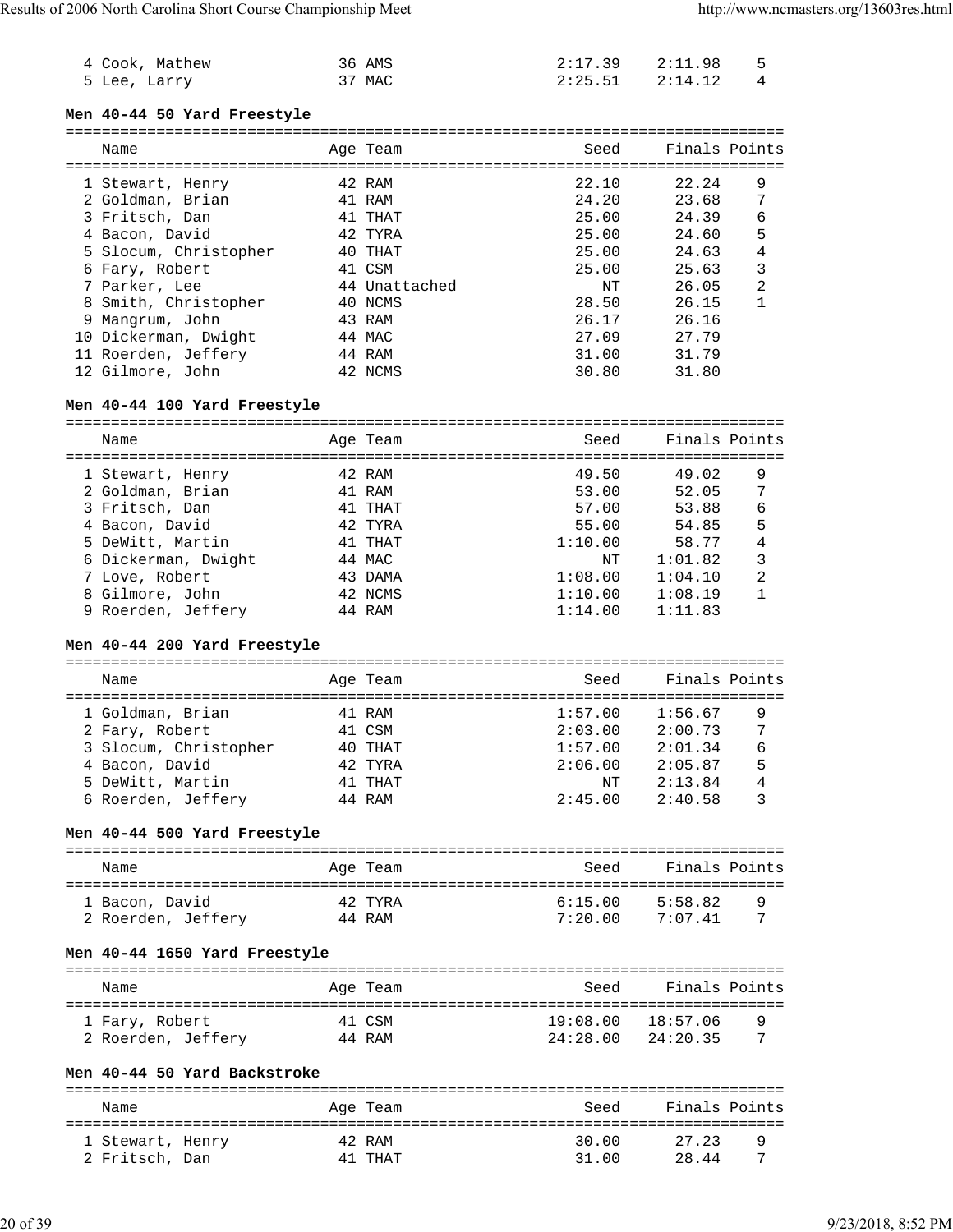| Name | Age | Team | Seed | Finals | Points |
|---|---|---|---|---|---|
| 4 Cook, Mathew | 36 | AMS | 2:17.39 | 2:11.98 | 5 |
| 5 Lee, Larry | 37 | MAC | 2:25.51 | 2:14.12 | 4 |

**Men 40-44 50 Yard Freestyle**

| Name | Age | Team | Seed | Finals | Points |
|---|---|---|---|---|---|
| 1 Stewart, Henry | 42 | RAM | 22.10 | 22.24 | 9 |
| 2 Goldman, Brian | 41 | RAM | 24.20 | 23.68 | 7 |
| 3 Fritsch, Dan | 41 | THAT | 25.00 | 24.39 | 6 |
| 4 Bacon, David | 42 | TYRA | 25.00 | 24.60 | 5 |
| 5 Slocum, Christopher | 40 | THAT | 25.00 | 24.63 | 4 |
| 6 Fary, Robert | 41 | CSM | 25.00 | 25.63 | 3 |
| 7 Parker, Lee | 44 | Unattached | NT | 26.05 | 2 |
| 8 Smith, Christopher | 40 | NCMS | 28.50 | 26.15 | 1 |
| 9 Mangrum, John | 43 | RAM | 26.17 | 26.16 | |
| 10 Dickerman, Dwight | 44 | MAC | 27.09 | 27.79 | |
| 11 Roerden, Jeffery | 44 | RAM | 31.00 | 31.79 | |
| 12 Gilmore, John | 42 | NCMS | 30.80 | 31.80 | |

**Men 40-44 100 Yard Freestyle**

| Name | Age | Team | Seed | Finals | Points |
|---|---|---|---|---|---|
| 1 Stewart, Henry | 42 | RAM | 49.50 | 49.02 | 9 |
| 2 Goldman, Brian | 41 | RAM | 53.00 | 52.05 | 7 |
| 3 Fritsch, Dan | 41 | THAT | 57.00 | 53.88 | 6 |
| 4 Bacon, David | 42 | TYRA | 55.00 | 54.85 | 5 |
| 5 DeWitt, Martin | 41 | THAT | 1:10.00 | 58.77 | 4 |
| 6 Dickerman, Dwight | 44 | MAC | NT | 1:01.82 | 3 |
| 7 Love, Robert | 43 | DAMA | 1:08.00 | 1:04.10 | 2 |
| 8 Gilmore, John | 42 | NCMS | 1:10.00 | 1:08.19 | 1 |
| 9 Roerden, Jeffery | 44 | RAM | 1:14.00 | 1:11.83 | |

**Men 40-44 200 Yard Freestyle**

| Name | Age | Team | Seed | Finals | Points |
|---|---|---|---|---|---|
| 1 Goldman, Brian | 41 | RAM | 1:57.00 | 1:56.67 | 9 |
| 2 Fary, Robert | 41 | CSM | 2:03.00 | 2:00.73 | 7 |
| 3 Slocum, Christopher | 40 | THAT | 1:57.00 | 2:01.34 | 6 |
| 4 Bacon, David | 42 | TYRA | 2:06.00 | 2:05.87 | 5 |
| 5 DeWitt, Martin | 41 | THAT | NT | 2:13.84 | 4 |
| 6 Roerden, Jeffery | 44 | RAM | 2:45.00 | 2:40.58 | 3 |

**Men 40-44 500 Yard Freestyle**

| Name | Age | Team | Seed | Finals | Points |
|---|---|---|---|---|---|
| 1 Bacon, David | 42 | TYRA | 6:15.00 | 5:58.82 | 9 |
| 2 Roerden, Jeffery | 44 | RAM | 7:20.00 | 7:07.41 | 7 |

**Men 40-44 1650 Yard Freestyle**

| Name | Age | Team | Seed | Finals | Points |
|---|---|---|---|---|---|
| 1 Fary, Robert | 41 | CSM | 19:08.00 | 18:57.06 | 9 |
| 2 Roerden, Jeffery | 44 | RAM | 24:28.00 | 24:20.35 | 7 |

**Men 40-44 50 Yard Backstroke**

| Name | Age | Team | Seed | Finals | Points |
|---|---|---|---|---|---|
| 1 Stewart, Henry | 42 | RAM | 30.00 | 27.23 | 9 |
| 2 Fritsch, Dan | 41 | THAT | 31.00 | 28.44 | 7 |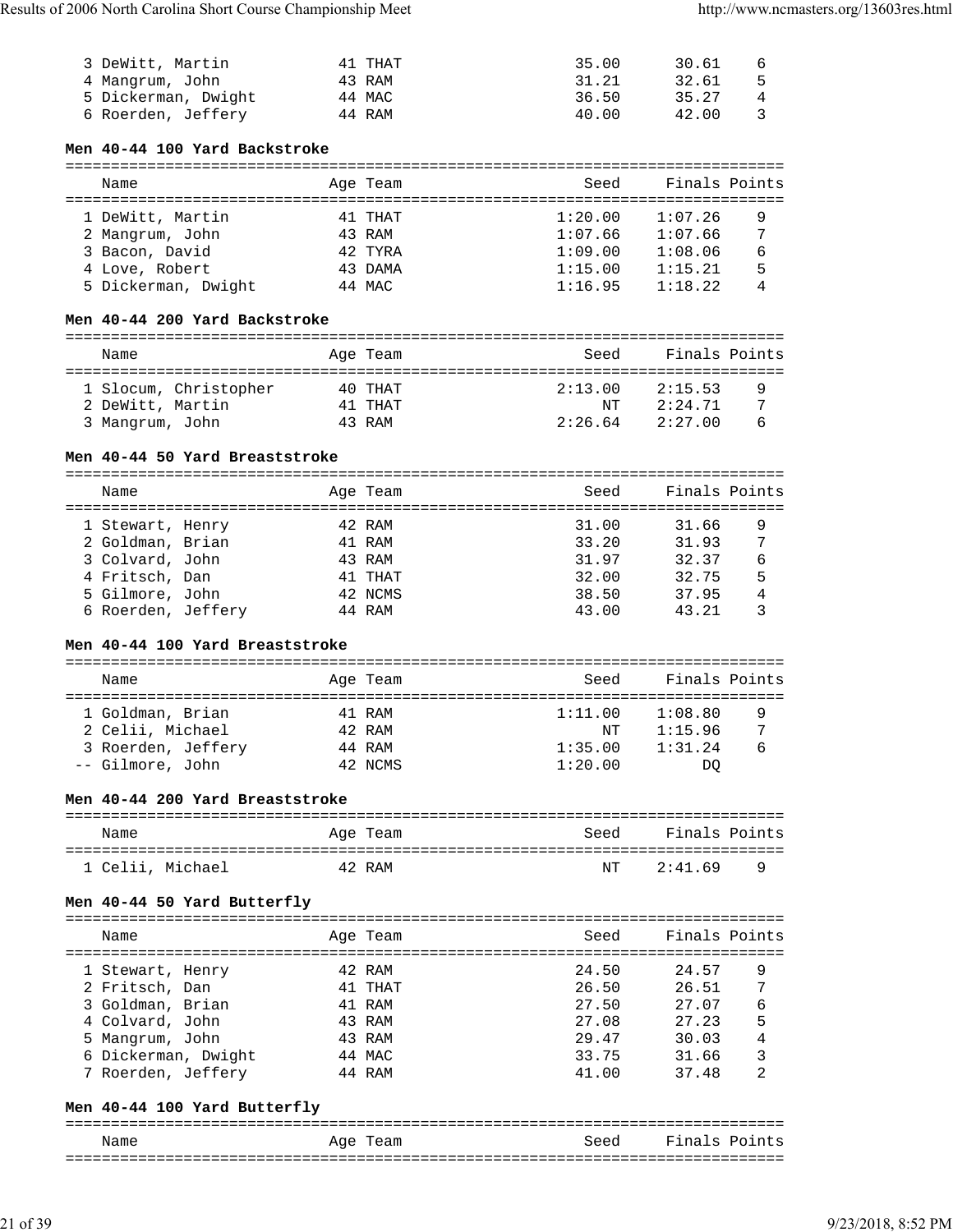| | Name | Age | Team | Seed | Finals | Points |
|---|---|---|---|---|---|---|
| 3 | DeWitt, Martin | 41 | THAT | 35.00 | 30.61 | 6 |
| 4 | Mangrum, John | 43 | RAM | 31.21 | 32.61 | 5 |
| 5 | Dickerman, Dwight | 44 | MAC | 36.50 | 35.27 | 4 |
| 6 | Roerden, Jeffery | 44 | RAM | 40.00 | 42.00 | 3 |

### Men 40-44 100 Yard Backstroke

| | Name | Age | Team | Seed | Finals | Points |
|---|---|---|---|---|---|---|
| 1 | DeWitt, Martin | 41 | THAT | 1:20.00 | 1:07.26 | 9 |
| 2 | Mangrum, John | 43 | RAM | 1:07.66 | 1:07.66 | 7 |
| 3 | Bacon, David | 42 | TYRA | 1:09.00 | 1:08.06 | 6 |
| 4 | Love, Robert | 43 | DAMA | 1:15.00 | 1:15.21 | 5 |
| 5 | Dickerman, Dwight | 44 | MAC | 1:16.95 | 1:18.22 | 4 |

### Men 40-44 200 Yard Backstroke

| | Name | Age | Team | Seed | Finals | Points |
|---|---|---|---|---|---|---|
| 1 | Slocum, Christopher | 40 | THAT | 2:13.00 | 2:15.53 | 9 |
| 2 | DeWitt, Martin | 41 | THAT | NT | 2:24.71 | 7 |
| 3 | Mangrum, John | 43 | RAM | 2:26.64 | 2:27.00 | 6 |

### Men 40-44 50 Yard Breaststroke

| | Name | Age | Team | Seed | Finals | Points |
|---|---|---|---|---|---|---|
| 1 | Stewart, Henry | 42 | RAM | 31.00 | 31.66 | 9 |
| 2 | Goldman, Brian | 41 | RAM | 33.20 | 31.93 | 7 |
| 3 | Colvard, John | 43 | RAM | 31.97 | 32.37 | 6 |
| 4 | Fritsch, Dan | 41 | THAT | 32.00 | 32.75 | 5 |
| 5 | Gilmore, John | 42 | NCMS | 38.50 | 37.95 | 4 |
| 6 | Roerden, Jeffery | 44 | RAM | 43.00 | 43.21 | 3 |

### Men 40-44 100 Yard Breaststroke

| | Name | Age | Team | Seed | Finals | Points |
|---|---|---|---|---|---|---|
| 1 | Goldman, Brian | 41 | RAM | 1:11.00 | 1:08.80 | 9 |
| 2 | Celii, Michael | 42 | RAM | NT | 1:15.96 | 7 |
| 3 | Roerden, Jeffery | 44 | RAM | 1:35.00 | 1:31.24 | 6 |
| -- | Gilmore, John | 42 | NCMS | 1:20.00 | DQ | |

### Men 40-44 200 Yard Breaststroke

| | Name | Age | Team | Seed | Finals | Points |
|---|---|---|---|---|---|---|
| 1 | Celii, Michael | 42 | RAM | NT | 2:41.69 | 9 |

### Men 40-44 50 Yard Butterfly

| | Name | Age | Team | Seed | Finals | Points |
|---|---|---|---|---|---|---|
| 1 | Stewart, Henry | 42 | RAM | 24.50 | 24.57 | 9 |
| 2 | Fritsch, Dan | 41 | THAT | 26.50 | 26.51 | 7 |
| 3 | Goldman, Brian | 41 | RAM | 27.50 | 27.07 | 6 |
| 4 | Colvard, John | 43 | RAM | 27.08 | 27.23 | 5 |
| 5 | Mangrum, John | 43 | RAM | 29.47 | 30.03 | 4 |
| 6 | Dickerman, Dwight | 44 | MAC | 33.75 | 31.66 | 3 |
| 7 | Roerden, Jeffery | 44 | RAM | 41.00 | 37.48 | 2 |

### Men 40-44 100 Yard Butterfly

| | Name | Age | Team | Seed | Finals | Points |
|---|---|---|---|---|---|---|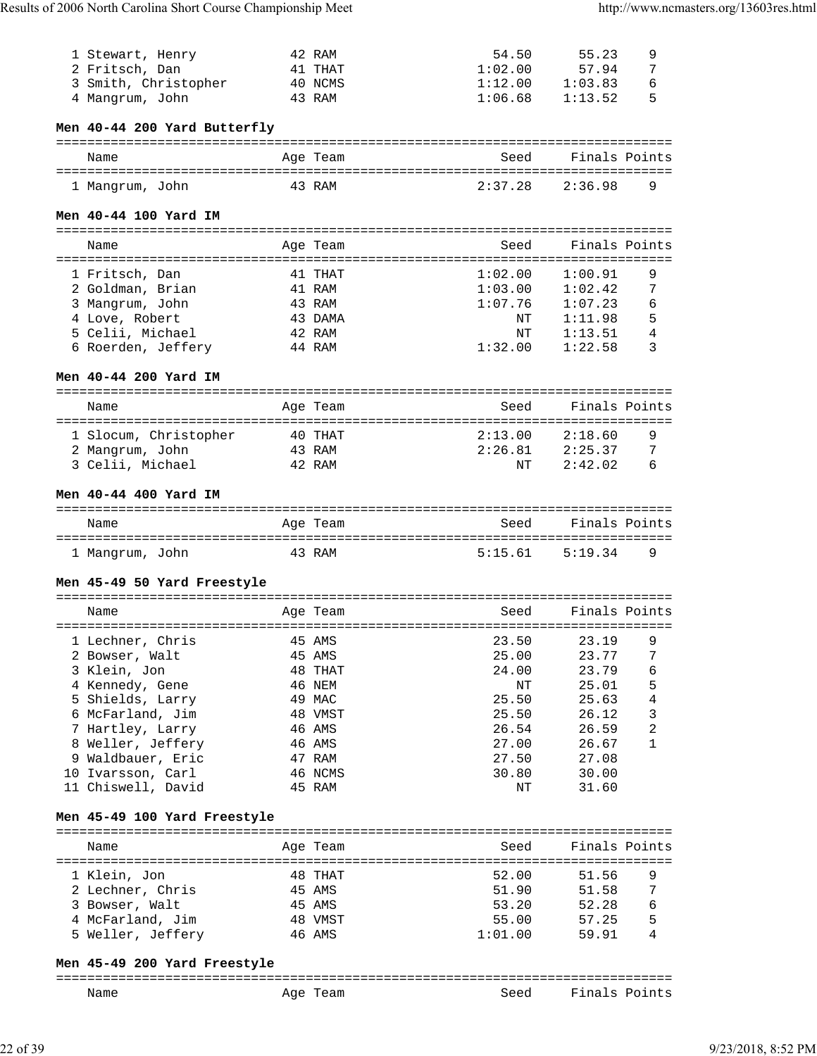| Name | Age | Team | Seed | Finals | Points |
|---|---|---|---|---|---|
| 1 Stewart, Henry | 42 | RAM | 54.50 | 55.23 | 9 |
| 2 Fritsch, Dan | 41 | THAT | 1:02.00 | 57.94 | 7 |
| 3 Smith, Christopher | 40 | NCMS | 1:12.00 | 1:03.83 | 6 |
| 4 Mangrum, John | 43 | RAM | 1:06.68 | 1:13.52 | 5 |

**Men 40-44 200 Yard Butterfly**

| Name | Age | Team | Seed | Finals | Points |
|---|---|---|---|---|---|
| 1 Mangrum, John | 43 | RAM | 2:37.28 | 2:36.98 | 9 |

**Men 40-44 100 Yard IM**

| Name | Age | Team | Seed | Finals | Points |
|---|---|---|---|---|---|
| 1 Fritsch, Dan | 41 | THAT | 1:02.00 | 1:00.91 | 9 |
| 2 Goldman, Brian | 41 | RAM | 1:03.00 | 1:02.42 | 7 |
| 3 Mangrum, John | 43 | RAM | 1:07.76 | 1:07.23 | 6 |
| 4 Love, Robert | 43 | DAMA | NT | 1:11.98 | 5 |
| 5 Celii, Michael | 42 | RAM | NT | 1:13.51 | 4 |
| 6 Roerden, Jeffery | 44 | RAM | 1:32.00 | 1:22.58 | 3 |

**Men 40-44 200 Yard IM**

| Name | Age | Team | Seed | Finals | Points |
|---|---|---|---|---|---|
| 1 Slocum, Christopher | 40 | THAT | 2:13.00 | 2:18.60 | 9 |
| 2 Mangrum, John | 43 | RAM | 2:26.81 | 2:25.37 | 7 |
| 3 Celii, Michael | 42 | RAM | NT | 2:42.02 | 6 |

**Men 40-44 400 Yard IM**

| Name | Age | Team | Seed | Finals | Points |
|---|---|---|---|---|---|
| 1 Mangrum, John | 43 | RAM | 5:15.61 | 5:19.34 | 9 |

**Men 45-49 50 Yard Freestyle**

| Name | Age | Team | Seed | Finals | Points |
|---|---|---|---|---|---|
| 1 Lechner, Chris | 45 | AMS | 23.50 | 23.19 | 9 |
| 2 Bowser, Walt | 45 | AMS | 25.00 | 23.77 | 7 |
| 3 Klein, Jon | 48 | THAT | 24.00 | 23.79 | 6 |
| 4 Kennedy, Gene | 46 | NEM | NT | 25.01 | 5 |
| 5 Shields, Larry | 49 | MAC | 25.50 | 25.63 | 4 |
| 6 McFarland, Jim | 48 | VMST | 25.50 | 26.12 | 3 |
| 7 Hartley, Larry | 46 | AMS | 26.54 | 26.59 | 2 |
| 8 Weller, Jeffery | 46 | AMS | 27.00 | 26.67 | 1 |
| 9 Waldbauer, Eric | 47 | RAM | 27.50 | 27.08 | |
| 10 Ivarsson, Carl | 46 | NCMS | 30.80 | 30.00 | |
| 11 Chiswell, David | 45 | RAM | NT | 31.60 | |

**Men 45-49 100 Yard Freestyle**

| Name | Age | Team | Seed | Finals | Points |
|---|---|---|---|---|---|
| 1 Klein, Jon | 48 | THAT | 52.00 | 51.56 | 9 |
| 2 Lechner, Chris | 45 | AMS | 51.90 | 51.58 | 7 |
| 3 Bowser, Walt | 45 | AMS | 53.20 | 52.28 | 6 |
| 4 McFarland, Jim | 48 | VMST | 55.00 | 57.25 | 5 |
| 5 Weller, Jeffery | 46 | AMS | 1:01.00 | 59.91 | 4 |

**Men 45-49 200 Yard Freestyle**

| Name | Age | Team | Seed | Finals | Points |
|---|---|---|---|---|---|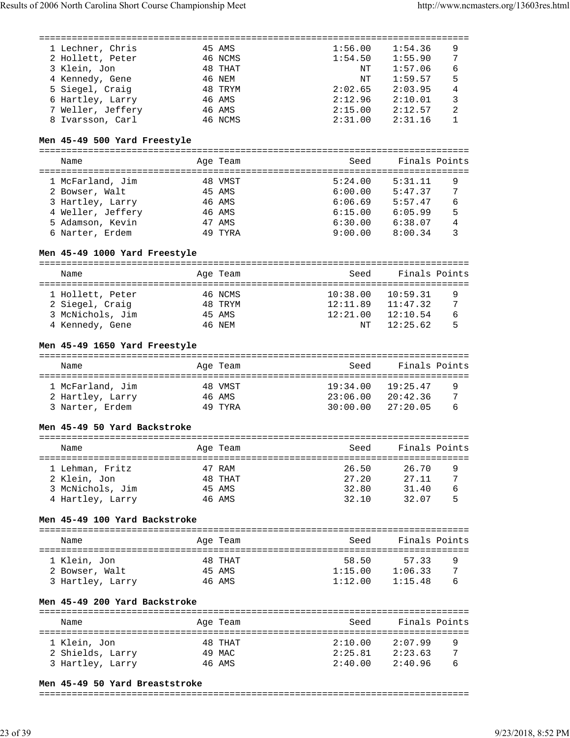| Name | Age | Team | Seed | Finals | Points |
|---|---|---|---|---|---|
| 1 Lechner, Chris | 45 | AMS | 1:56.00 | 1:54.36 | 9 |
| 2 Hollett, Peter | 46 | NCMS | 1:54.50 | 1:55.90 | 7 |
| 3 Klein, Jon | 48 | THAT | NT | 1:57.06 | 6 |
| 4 Kennedy, Gene | 46 | NEM | NT | 1:59.57 | 5 |
| 5 Siegel, Craig | 48 | TRYM | 2:02.65 | 2:03.95 | 4 |
| 6 Hartley, Larry | 46 | AMS | 2:12.96 | 2:10.01 | 3 |
| 7 Weller, Jeffery | 46 | AMS | 2:15.00 | 2:12.57 | 2 |
| 8 Ivarsson, Carl | 46 | NCMS | 2:31.00 | 2:31.16 | 1 |

**Men 45-49 500 Yard Freestyle**

| Name | Age | Team | Seed | Finals | Points |
|---|---|---|---|---|---|
| 1 McFarland, Jim | 48 | VMST | 5:24.00 | 5:31.11 | 9 |
| 2 Bowser, Walt | 45 | AMS | 6:00.00 | 5:47.37 | 7 |
| 3 Hartley, Larry | 46 | AMS | 6:06.69 | 5:57.47 | 6 |
| 4 Weller, Jeffery | 46 | AMS | 6:15.00 | 6:05.99 | 5 |
| 5 Adamson, Kevin | 47 | AMS | 6:30.00 | 6:38.07 | 4 |
| 6 Narter, Erdem | 49 | TYRA | 9:00.00 | 8:00.34 | 3 |

**Men 45-49 1000 Yard Freestyle**

| Name | Age | Team | Seed | Finals | Points |
|---|---|---|---|---|---|
| 1 Hollett, Peter | 46 | NCMS | 10:38.00 | 10:59.31 | 9 |
| 2 Siegel, Craig | 48 | TRYM | 12:11.89 | 11:47.32 | 7 |
| 3 McNichols, Jim | 45 | AMS | 12:21.00 | 12:10.54 | 6 |
| 4 Kennedy, Gene | 46 | NEM | NT | 12:25.62 | 5 |

**Men 45-49 1650 Yard Freestyle**

| Name | Age | Team | Seed | Finals | Points |
|---|---|---|---|---|---|
| 1 McFarland, Jim | 48 | VMST | 19:34.00 | 19:25.47 | 9 |
| 2 Hartley, Larry | 46 | AMS | 23:06.00 | 20:42.36 | 7 |
| 3 Narter, Erdem | 49 | TYRA | 30:00.00 | 27:20.05 | 6 |

**Men 45-49 50 Yard Backstroke**

| Name | Age | Team | Seed | Finals | Points |
|---|---|---|---|---|---|
| 1 Lehman, Fritz | 47 | RAM | 26.50 | 26.70 | 9 |
| 2 Klein, Jon | 48 | THAT | 27.20 | 27.11 | 7 |
| 3 McNichols, Jim | 45 | AMS | 32.80 | 31.40 | 6 |
| 4 Hartley, Larry | 46 | AMS | 32.10 | 32.07 | 5 |

**Men 45-49 100 Yard Backstroke**

| Name | Age | Team | Seed | Finals | Points |
|---|---|---|---|---|---|
| 1 Klein, Jon | 48 | THAT | 58.50 | 57.33 | 9 |
| 2 Bowser, Walt | 45 | AMS | 1:15.00 | 1:06.33 | 7 |
| 3 Hartley, Larry | 46 | AMS | 1:12.00 | 1:15.48 | 6 |

**Men 45-49 200 Yard Backstroke**

| Name | Age | Team | Seed | Finals | Points |
|---|---|---|---|---|---|
| 1 Klein, Jon | 48 | THAT | 2:10.00 | 2:07.99 | 9 |
| 2 Shields, Larry | 49 | MAC | 2:25.81 | 2:23.63 | 7 |
| 3 Hartley, Larry | 46 | AMS | 2:40.00 | 2:40.96 | 6 |

**Men 45-49 50 Yard Breaststroke**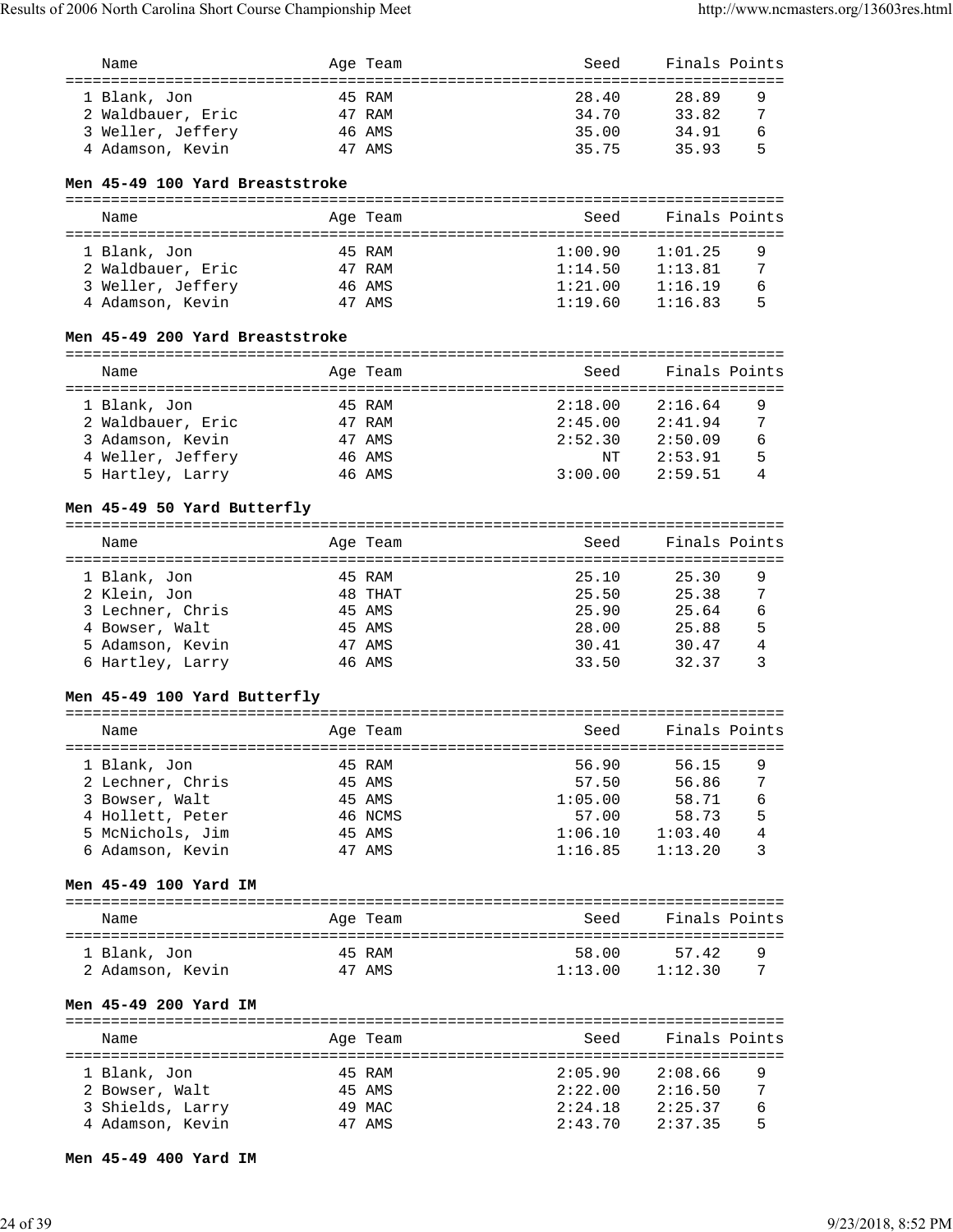| Name | Age | Team | Seed | Finals | Points |
|---|---|---|---|---|---|
| 1 Blank, Jon | 45 | RAM | 28.40 | 28.89 | 9 |
| 2 Waldbauer, Eric | 47 | RAM | 34.70 | 33.82 | 7 |
| 3 Weller, Jeffery | 46 | AMS | 35.00 | 34.91 | 6 |
| 4 Adamson, Kevin | 47 | AMS | 35.75 | 35.93 | 5 |

**Men 45-49 100 Yard Breaststroke**

| Name | Age | Team | Seed | Finals | Points |
|---|---|---|---|---|---|
| 1 Blank, Jon | 45 | RAM | 1:00.90 | 1:01.25 | 9 |
| 2 Waldbauer, Eric | 47 | RAM | 1:14.50 | 1:13.81 | 7 |
| 3 Weller, Jeffery | 46 | AMS | 1:21.00 | 1:16.19 | 6 |
| 4 Adamson, Kevin | 47 | AMS | 1:19.60 | 1:16.83 | 5 |

**Men 45-49 200 Yard Breaststroke**

| Name | Age | Team | Seed | Finals | Points |
|---|---|---|---|---|---|
| 1 Blank, Jon | 45 | RAM | 2:18.00 | 2:16.64 | 9 |
| 2 Waldbauer, Eric | 47 | RAM | 2:45.00 | 2:41.94 | 7 |
| 3 Adamson, Kevin | 47 | AMS | 2:52.30 | 2:50.09 | 6 |
| 4 Weller, Jeffery | 46 | AMS | NT | 2:53.91 | 5 |
| 5 Hartley, Larry | 46 | AMS | 3:00.00 | 2:59.51 | 4 |

**Men 45-49 50 Yard Butterfly**

| Name | Age | Team | Seed | Finals | Points |
|---|---|---|---|---|---|
| 1 Blank, Jon | 45 | RAM | 25.10 | 25.30 | 9 |
| 2 Klein, Jon | 48 | THAT | 25.50 | 25.38 | 7 |
| 3 Lechner, Chris | 45 | AMS | 25.90 | 25.64 | 6 |
| 4 Bowser, Walt | 45 | AMS | 28.00 | 25.88 | 5 |
| 5 Adamson, Kevin | 47 | AMS | 30.41 | 30.47 | 4 |
| 6 Hartley, Larry | 46 | AMS | 33.50 | 32.37 | 3 |

**Men 45-49 100 Yard Butterfly**

| Name | Age | Team | Seed | Finals | Points |
|---|---|---|---|---|---|
| 1 Blank, Jon | 45 | RAM | 56.90 | 56.15 | 9 |
| 2 Lechner, Chris | 45 | AMS | 57.50 | 56.86 | 7 |
| 3 Bowser, Walt | 45 | AMS | 1:05.00 | 58.71 | 6 |
| 4 Hollett, Peter | 46 | NCMS | 57.00 | 58.73 | 5 |
| 5 McNichols, Jim | 45 | AMS | 1:06.10 | 1:03.40 | 4 |
| 6 Adamson, Kevin | 47 | AMS | 1:16.85 | 1:13.20 | 3 |

**Men 45-49 100 Yard IM**

| Name | Age | Team | Seed | Finals | Points |
|---|---|---|---|---|---|
| 1 Blank, Jon | 45 | RAM | 58.00 | 57.42 | 9 |
| 2 Adamson, Kevin | 47 | AMS | 1:13.00 | 1:12.30 | 7 |

**Men 45-49 200 Yard IM**

| Name | Age | Team | Seed | Finals | Points |
|---|---|---|---|---|---|
| 1 Blank, Jon | 45 | RAM | 2:05.90 | 2:08.66 | 9 |
| 2 Bowser, Walt | 45 | AMS | 2:22.00 | 2:16.50 | 7 |
| 3 Shields, Larry | 49 | MAC | 2:24.18 | 2:25.37 | 6 |
| 4 Adamson, Kevin | 47 | AMS | 2:43.70 | 2:37.35 | 5 |

**Men 45-49 400 Yard IM**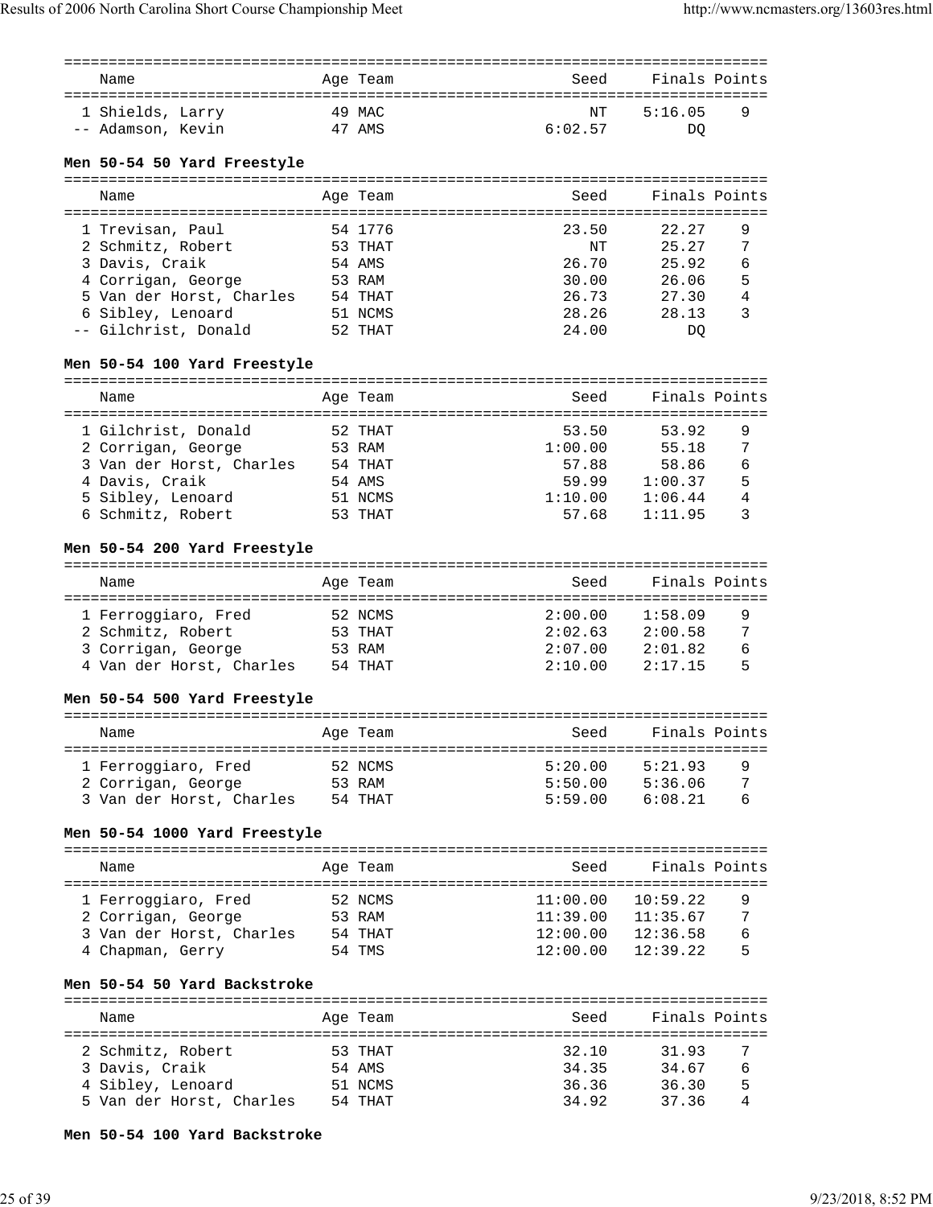| Name | Age | Team | Seed | Finals | Points |
|---|---|---|---|---|---|
| 1 Shields, Larry | 49 | MAC | NT | 5:16.05 | 9 |
| -- Adamson, Kevin | 47 | AMS | 6:02.57 | DQ | |

**Men 50-54 50 Yard Freestyle**

| Name | Age | Team | Seed | Finals | Points |
|---|---|---|---|---|---|
| 1 Trevisan, Paul | 54 | 1776 | 23.50 | 22.27 | 9 |
| 2 Schmitz, Robert | 53 | THAT | NT | 25.27 | 7 |
| 3 Davis, Craik | 54 | AMS | 26.70 | 25.92 | 6 |
| 4 Corrigan, George | 53 | RAM | 30.00 | 26.06 | 5 |
| 5 Van der Horst, Charles | 54 | THAT | 26.73 | 27.30 | 4 |
| 6 Sibley, Lenoard | 51 | NCMS | 28.26 | 28.13 | 3 |
| -- Gilchrist, Donald | 52 | THAT | 24.00 | DQ | |

**Men 50-54 100 Yard Freestyle**

| Name | Age | Team | Seed | Finals | Points |
|---|---|---|---|---|---|
| 1 Gilchrist, Donald | 52 | THAT | 53.50 | 53.92 | 9 |
| 2 Corrigan, George | 53 | RAM | 1:00.00 | 55.18 | 7 |
| 3 Van der Horst, Charles | 54 | THAT | 57.88 | 58.86 | 6 |
| 4 Davis, Craik | 54 | AMS | 59.99 | 1:00.37 | 5 |
| 5 Sibley, Lenoard | 51 | NCMS | 1:10.00 | 1:06.44 | 4 |
| 6 Schmitz, Robert | 53 | THAT | 57.68 | 1:11.95 | 3 |

**Men 50-54 200 Yard Freestyle**

| Name | Age | Team | Seed | Finals | Points |
|---|---|---|---|---|---|
| 1 Ferroggiaro, Fred | 52 | NCMS | 2:00.00 | 1:58.09 | 9 |
| 2 Schmitz, Robert | 53 | THAT | 2:02.63 | 2:00.58 | 7 |
| 3 Corrigan, George | 53 | RAM | 2:07.00 | 2:01.82 | 6 |
| 4 Van der Horst, Charles | 54 | THAT | 2:10.00 | 2:17.15 | 5 |

**Men 50-54 500 Yard Freestyle**

| Name | Age | Team | Seed | Finals | Points |
|---|---|---|---|---|---|
| 1 Ferroggiaro, Fred | 52 | NCMS | 5:20.00 | 5:21.93 | 9 |
| 2 Corrigan, George | 53 | RAM | 5:50.00 | 5:36.06 | 7 |
| 3 Van der Horst, Charles | 54 | THAT | 5:59.00 | 6:08.21 | 6 |

**Men 50-54 1000 Yard Freestyle**

| Name | Age | Team | Seed | Finals | Points |
|---|---|---|---|---|---|
| 1 Ferroggiaro, Fred | 52 | NCMS | 11:00.00 | 10:59.22 | 9 |
| 2 Corrigan, George | 53 | RAM | 11:39.00 | 11:35.67 | 7 |
| 3 Van der Horst, Charles | 54 | THAT | 12:00.00 | 12:36.58 | 6 |
| 4 Chapman, Gerry | 54 | TMS | 12:00.00 | 12:39.22 | 5 |

**Men 50-54 50 Yard Backstroke**

| Name | Age | Team | Seed | Finals | Points |
|---|---|---|---|---|---|
| 2 Schmitz, Robert | 53 | THAT | 32.10 | 31.93 | 7 |
| 3 Davis, Craik | 54 | AMS | 34.35 | 34.67 | 6 |
| 4 Sibley, Lenoard | 51 | NCMS | 36.36 | 36.30 | 5 |
| 5 Van der Horst, Charles | 54 | THAT | 34.92 | 37.36 | 4 |

**Men 50-54 100 Yard Backstroke**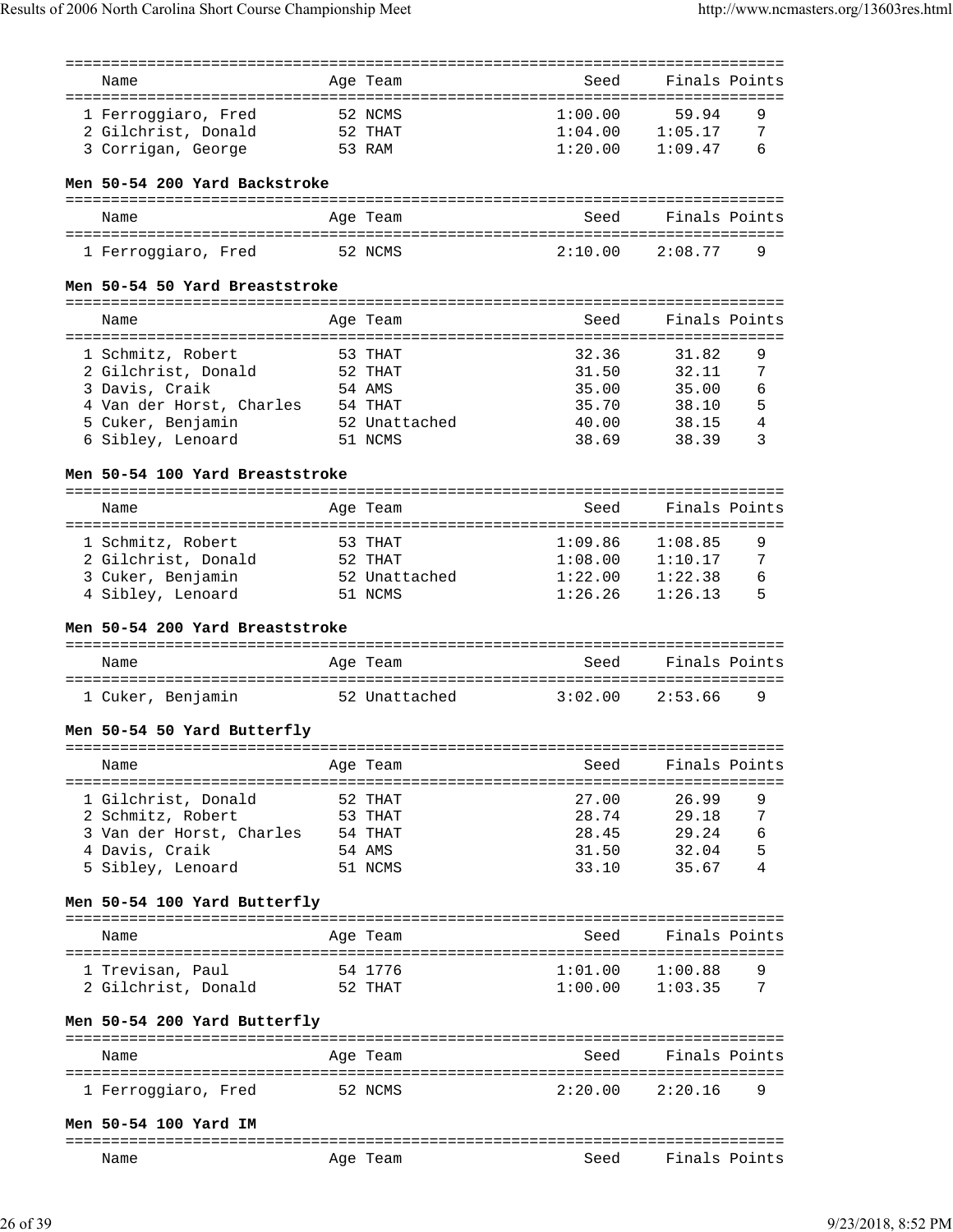| Name | Age | Team | Seed | Finals | Points |
|---|---|---|---|---|---|
| 1 Ferroggiaro, Fred | 52 | NCMS | 1:00.00 | 59.94 | 9 |
| 2 Gilchrist, Donald | 52 | THAT | 1:04.00 | 1:05.17 | 7 |
| 3 Corrigan, George | 53 | RAM | 1:20.00 | 1:09.47 | 6 |

**Men 50-54 200 Yard Backstroke**

| Name | Age | Team | Seed | Finals | Points |
|---|---|---|---|---|---|
| 1 Ferroggiaro, Fred | 52 | NCMS | 2:10.00 | 2:08.77 | 9 |

**Men 50-54 50 Yard Breaststroke**

| Name | Age | Team | Seed | Finals | Points |
|---|---|---|---|---|---|
| 1 Schmitz, Robert | 53 | THAT | 32.36 | 31.82 | 9 |
| 2 Gilchrist, Donald | 52 | THAT | 31.50 | 32.11 | 7 |
| 3 Davis, Craik | 54 | AMS | 35.00 | 35.00 | 6 |
| 4 Van der Horst, Charles | 54 | THAT | 35.70 | 38.10 | 5 |
| 5 Cuker, Benjamin | 52 | Unattached | 40.00 | 38.15 | 4 |
| 6 Sibley, Lenoard | 51 | NCMS | 38.69 | 38.39 | 3 |

**Men 50-54 100 Yard Breaststroke**

| Name | Age | Team | Seed | Finals | Points |
|---|---|---|---|---|---|
| 1 Schmitz, Robert | 53 | THAT | 1:09.86 | 1:08.85 | 9 |
| 2 Gilchrist, Donald | 52 | THAT | 1:08.00 | 1:10.17 | 7 |
| 3 Cuker, Benjamin | 52 | Unattached | 1:22.00 | 1:22.38 | 6 |
| 4 Sibley, Lenoard | 51 | NCMS | 1:26.26 | 1:26.13 | 5 |

**Men 50-54 200 Yard Breaststroke**

| Name | Age | Team | Seed | Finals | Points |
|---|---|---|---|---|---|
| 1 Cuker, Benjamin | 52 | Unattached | 3:02.00 | 2:53.66 | 9 |

**Men 50-54 50 Yard Butterfly**

| Name | Age | Team | Seed | Finals | Points |
|---|---|---|---|---|---|
| 1 Gilchrist, Donald | 52 | THAT | 27.00 | 26.99 | 9 |
| 2 Schmitz, Robert | 53 | THAT | 28.74 | 29.18 | 7 |
| 3 Van der Horst, Charles | 54 | THAT | 28.45 | 29.24 | 6 |
| 4 Davis, Craik | 54 | AMS | 31.50 | 32.04 | 5 |
| 5 Sibley, Lenoard | 51 | NCMS | 33.10 | 35.67 | 4 |

**Men 50-54 100 Yard Butterfly**

| Name | Age | Team | Seed | Finals | Points |
|---|---|---|---|---|---|
| 1 Trevisan, Paul | 54 | 1776 | 1:01.00 | 1:00.88 | 9 |
| 2 Gilchrist, Donald | 52 | THAT | 1:00.00 | 1:03.35 | 7 |

**Men 50-54 200 Yard Butterfly**

| Name | Age | Team | Seed | Finals | Points |
|---|---|---|---|---|---|
| 1 Ferroggiaro, Fred | 52 | NCMS | 2:20.00 | 2:20.16 | 9 |

**Men 50-54 100 Yard IM**

| Name | Age | Team | Seed | Finals | Points |
|---|---|---|---|---|---|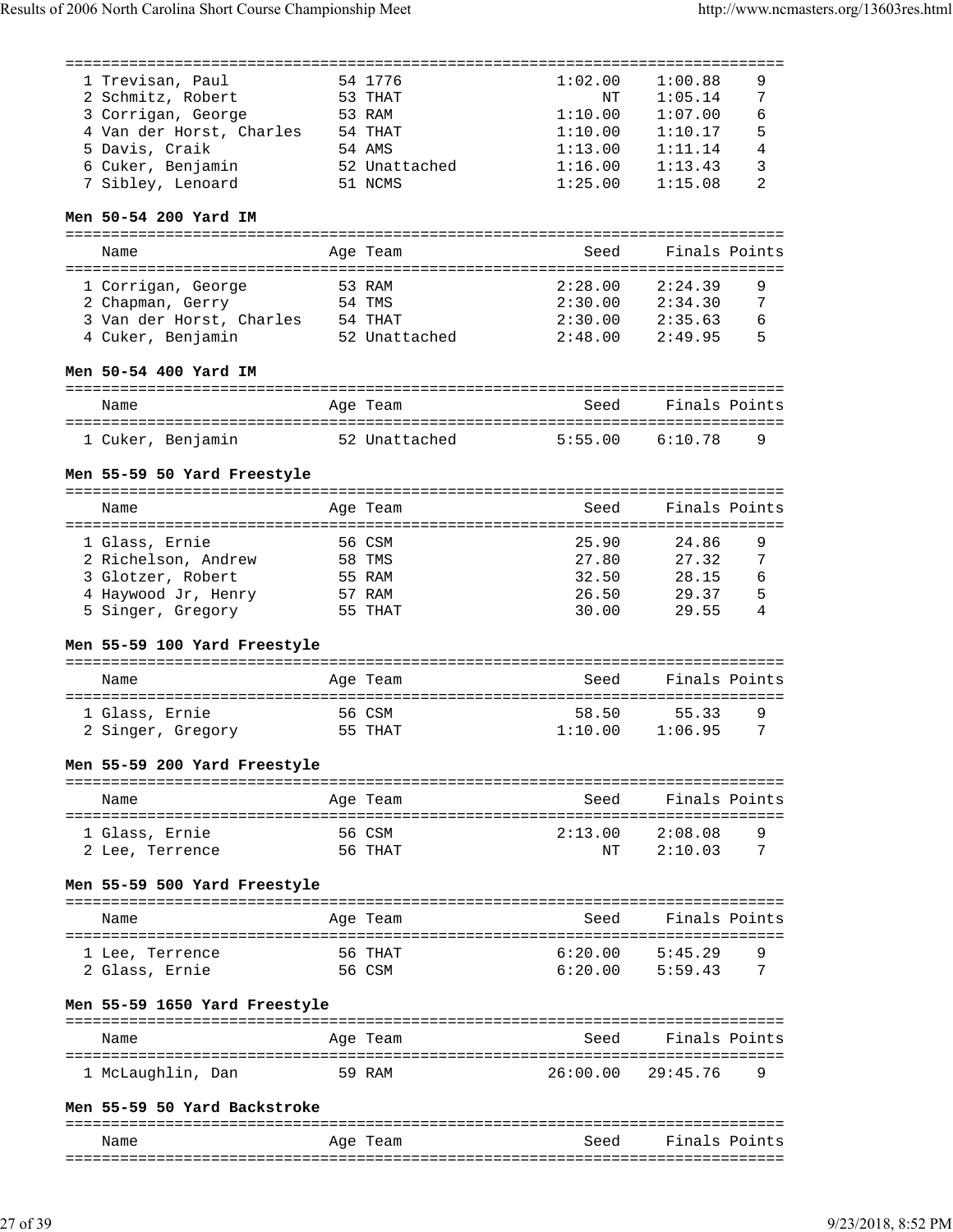| Name | Age | Team | Seed | Finals | Points |
|---|---|---|---|---|---|
| 1 Trevisan, Paul | 54 | 1776 | 1:02.00 | 1:00.88 | 9 |
| 2 Schmitz, Robert | 53 | THAT | NT | 1:05.14 | 7 |
| 3 Corrigan, George | 53 | RAM | 1:10.00 | 1:07.00 | 6 |
| 4 Van der Horst, Charles | 54 | THAT | 1:10.00 | 1:10.17 | 5 |
| 5 Davis, Craik | 54 | AMS | 1:13.00 | 1:11.14 | 4 |
| 6 Cuker, Benjamin | 52 | Unattached | 1:16.00 | 1:13.43 | 3 |
| 7 Sibley, Lenoard | 51 | NCMS | 1:25.00 | 1:15.08 | 2 |

**Men 50-54 200 Yard IM**

| Name | Age | Team | Seed | Finals | Points |
|---|---|---|---|---|---|
| 1 Corrigan, George | 53 | RAM | 2:28.00 | 2:24.39 | 9 |
| 2 Chapman, Gerry | 54 | TMS | 2:30.00 | 2:34.30 | 7 |
| 3 Van der Horst, Charles | 54 | THAT | 2:30.00 | 2:35.63 | 6 |
| 4 Cuker, Benjamin | 52 | Unattached | 2:48.00 | 2:49.95 | 5 |

**Men 50-54 400 Yard IM**

| Name | Age | Team | Seed | Finals | Points |
|---|---|---|---|---|---|
| 1 Cuker, Benjamin | 52 | Unattached | 5:55.00 | 6:10.78 | 9 |

**Men 55-59 50 Yard Freestyle**

| Name | Age | Team | Seed | Finals | Points |
|---|---|---|---|---|---|
| 1 Glass, Ernie | 56 | CSM | 25.90 | 24.86 | 9 |
| 2 Richelson, Andrew | 58 | TMS | 27.80 | 27.32 | 7 |
| 3 Glotzer, Robert | 55 | RAM | 32.50 | 28.15 | 6 |
| 4 Haywood Jr, Henry | 57 | RAM | 26.50 | 29.37 | 5 |
| 5 Singer, Gregory | 55 | THAT | 30.00 | 29.55 | 4 |

**Men 55-59 100 Yard Freestyle**

| Name | Age | Team | Seed | Finals | Points |
|---|---|---|---|---|---|
| 1 Glass, Ernie | 56 | CSM | 58.50 | 55.33 | 9 |
| 2 Singer, Gregory | 55 | THAT | 1:10.00 | 1:06.95 | 7 |

**Men 55-59 200 Yard Freestyle**

| Name | Age | Team | Seed | Finals | Points |
|---|---|---|---|---|---|
| 1 Glass, Ernie | 56 | CSM | 2:13.00 | 2:08.08 | 9 |
| 2 Lee, Terrence | 56 | THAT | NT | 2:10.03 | 7 |

**Men 55-59 500 Yard Freestyle**

| Name | Age | Team | Seed | Finals | Points |
|---|---|---|---|---|---|
| 1 Lee, Terrence | 56 | THAT | 6:20.00 | 5:45.29 | 9 |
| 2 Glass, Ernie | 56 | CSM | 6:20.00 | 5:59.43 | 7 |

**Men 55-59 1650 Yard Freestyle**

| Name | Age | Team | Seed | Finals | Points |
|---|---|---|---|---|---|
| 1 McLaughlin, Dan | 59 | RAM | 26:00.00 | 29:45.76 | 9 |

**Men 55-59 50 Yard Backstroke**

| Name | Age | Team | Seed | Finals | Points |
|---|---|---|---|---|---|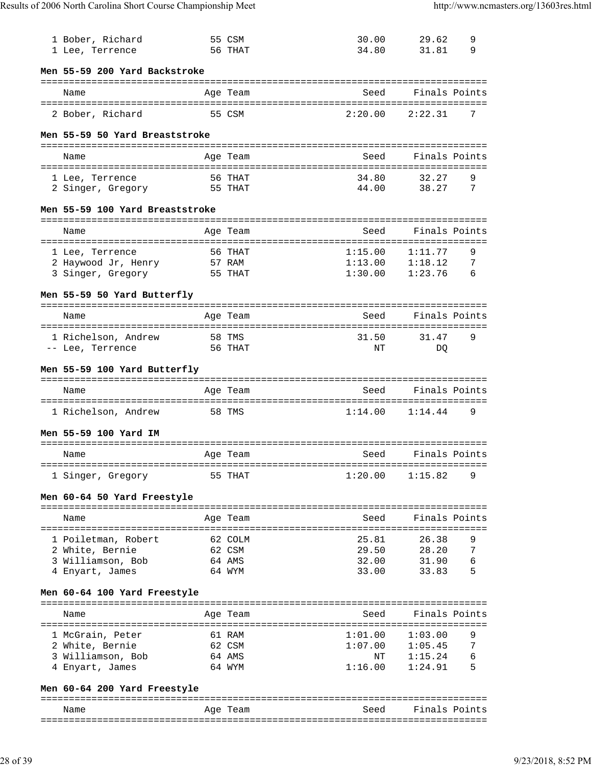| Place | Name | Age | Team | Seed | Finals | Points |
|---|---|---|---|---|---|---|
| 1 | Bober, Richard | 55 | CSM | 30.00 | 29.62 | 9 |
| 1 | Lee, Terrence | 56 | THAT | 34.80 | 31.81 | 9 |

**Men 55-59 200 Yard Backstroke**

| Place | Name | Age | Team | Seed | Finals | Points |
|---|---|---|---|---|---|---|
| 2 | Bober, Richard | 55 | CSM | 2:20.00 | 2:22.31 | 7 |

**Men 55-59 50 Yard Breaststroke**

| Place | Name | Age | Team | Seed | Finals | Points |
|---|---|---|---|---|---|---|
| 1 | Lee, Terrence | 56 | THAT | 34.80 | 32.27 | 9 |
| 2 | Singer, Gregory | 55 | THAT | 44.00 | 38.27 | 7 |

**Men 55-59 100 Yard Breaststroke**

| Place | Name | Age | Team | Seed | Finals | Points |
|---|---|---|---|---|---|---|
| 1 | Lee, Terrence | 56 | THAT | 1:15.00 | 1:11.77 | 9 |
| 2 | Haywood Jr, Henry | 57 | RAM | 1:13.00 | 1:18.12 | 7 |
| 3 | Singer, Gregory | 55 | THAT | 1:30.00 | 1:23.76 | 6 |

**Men 55-59 50 Yard Butterfly**

| Place | Name | Age | Team | Seed | Finals | Points |
|---|---|---|---|---|---|---|
| 1 | Richelson, Andrew | 58 | TMS | 31.50 | 31.47 | 9 |
| -- | Lee, Terrence | 56 | THAT | NT | DQ | |

**Men 55-59 100 Yard Butterfly**

| Place | Name | Age | Team | Seed | Finals | Points |
|---|---|---|---|---|---|---|
| 1 | Richelson, Andrew | 58 | TMS | 1:14.00 | 1:14.44 | 9 |

**Men 55-59 100 Yard IM**

| Place | Name | Age | Team | Seed | Finals | Points |
|---|---|---|---|---|---|---|
| 1 | Singer, Gregory | 55 | THAT | 1:20.00 | 1:15.82 | 9 |

**Men 60-64 50 Yard Freestyle**

| Place | Name | Age | Team | Seed | Finals | Points |
|---|---|---|---|---|---|---|
| 1 | Poiletman, Robert | 62 | COLM | 25.81 | 26.38 | 9 |
| 2 | White, Bernie | 62 | CSM | 29.50 | 28.20 | 7 |
| 3 | Williamson, Bob | 64 | AMS | 32.00 | 31.90 | 6 |
| 4 | Enyart, James | 64 | WYM | 33.00 | 33.83 | 5 |

**Men 60-64 100 Yard Freestyle**

| Place | Name | Age | Team | Seed | Finals | Points |
|---|---|---|---|---|---|---|
| 1 | McGrain, Peter | 61 | RAM | 1:01.00 | 1:03.00 | 9 |
| 2 | White, Bernie | 62 | CSM | 1:07.00 | 1:05.45 | 7 |
| 3 | Williamson, Bob | 64 | AMS | NT | 1:15.24 | 6 |
| 4 | Enyart, James | 64 | WYM | 1:16.00 | 1:24.91 | 5 |

**Men 60-64 200 Yard Freestyle**

| Place | Name | Age | Team | Seed | Finals | Points |
|---|---|---|---|---|---|---|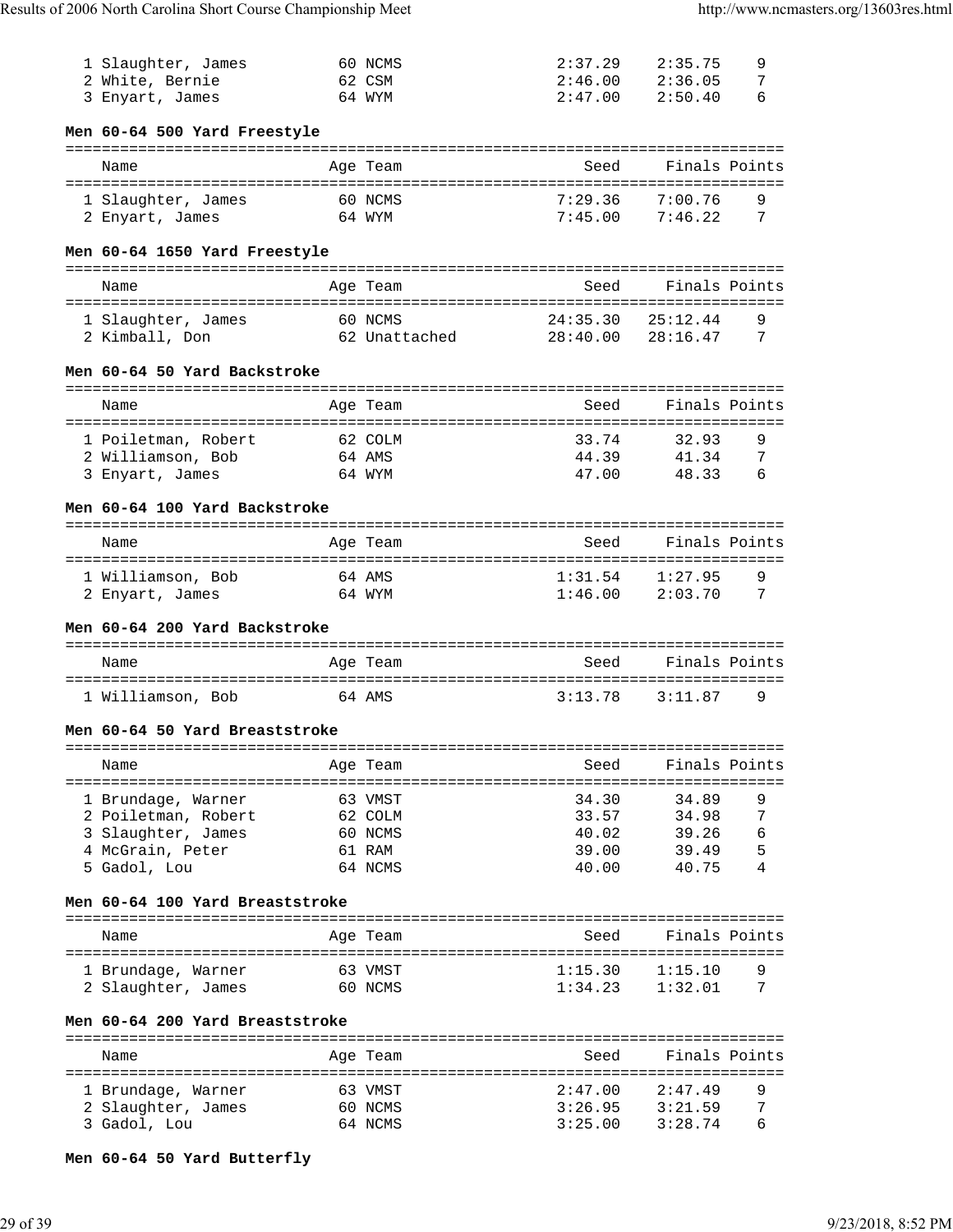| Name | Age | Team | Seed | Finals | Points |
|---|---|---|---|---|---|
| 1 Slaughter, James | 60 | NCMS | 2:37.29 | 2:35.75 | 9 |
| 2 White, Bernie | 62 | CSM | 2:46.00 | 2:36.05 | 7 |
| 3 Enyart, James | 64 | WYM | 2:47.00 | 2:50.40 | 6 |

**Men 60-64 500 Yard Freestyle**

| Name | Age | Team | Seed | Finals | Points |
|---|---|---|---|---|---|
| 1 Slaughter, James | 60 | NCMS | 7:29.36 | 7:00.76 | 9 |
| 2 Enyart, James | 64 | WYM | 7:45.00 | 7:46.22 | 7 |

**Men 60-64 1650 Yard Freestyle**

| Name | Age | Team | Seed | Finals | Points |
|---|---|---|---|---|---|
| 1 Slaughter, James | 60 | NCMS | 24:35.30 | 25:12.44 | 9 |
| 2 Kimball, Don | 62 | Unattached | 28:40.00 | 28:16.47 | 7 |

**Men 60-64 50 Yard Backstroke**

| Name | Age | Team | Seed | Finals | Points |
|---|---|---|---|---|---|
| 1 Poiletman, Robert | 62 | COLM | 33.74 | 32.93 | 9 |
| 2 Williamson, Bob | 64 | AMS | 44.39 | 41.34 | 7 |
| 3 Enyart, James | 64 | WYM | 47.00 | 48.33 | 6 |

**Men 60-64 100 Yard Backstroke**

| Name | Age | Team | Seed | Finals | Points |
|---|---|---|---|---|---|
| 1 Williamson, Bob | 64 | AMS | 1:31.54 | 1:27.95 | 9 |
| 2 Enyart, James | 64 | WYM | 1:46.00 | 2:03.70 | 7 |

**Men 60-64 200 Yard Backstroke**

| Name | Age | Team | Seed | Finals | Points |
|---|---|---|---|---|---|
| 1 Williamson, Bob | 64 | AMS | 3:13.78 | 3:11.87 | 9 |

**Men 60-64 50 Yard Breaststroke**

| Name | Age | Team | Seed | Finals | Points |
|---|---|---|---|---|---|
| 1 Brundage, Warner | 63 | VMST | 34.30 | 34.89 | 9 |
| 2 Poiletman, Robert | 62 | COLM | 33.57 | 34.98 | 7 |
| 3 Slaughter, James | 60 | NCMS | 40.02 | 39.26 | 6 |
| 4 McGrain, Peter | 61 | RAM | 39.00 | 39.49 | 5 |
| 5 Gadol, Lou | 64 | NCMS | 40.00 | 40.75 | 4 |

**Men 60-64 100 Yard Breaststroke**

| Name | Age | Team | Seed | Finals | Points |
|---|---|---|---|---|---|
| 1 Brundage, Warner | 63 | VMST | 1:15.30 | 1:15.10 | 9 |
| 2 Slaughter, James | 60 | NCMS | 1:34.23 | 1:32.01 | 7 |

**Men 60-64 200 Yard Breaststroke**

| Name | Age | Team | Seed | Finals | Points |
|---|---|---|---|---|---|
| 1 Brundage, Warner | 63 | VMST | 2:47.00 | 2:47.49 | 9 |
| 2 Slaughter, James | 60 | NCMS | 3:26.95 | 3:21.59 | 7 |
| 3 Gadol, Lou | 64 | NCMS | 3:25.00 | 3:28.74 | 6 |

**Men 60-64 50 Yard Butterfly**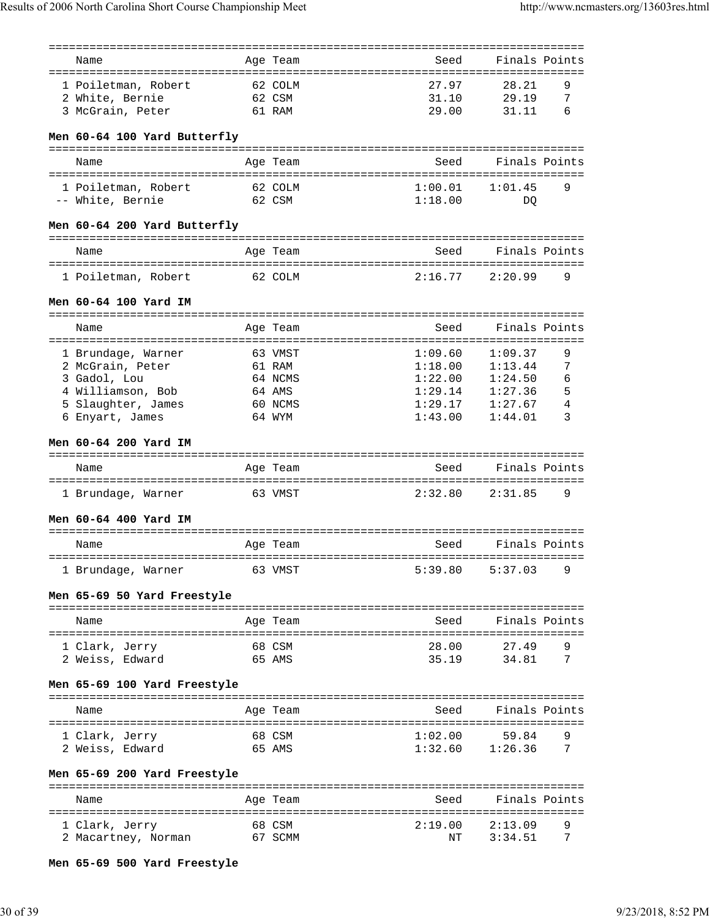| Name | Age | Team | Seed | Finals | Points |
|---|---|---|---|---|---|
| 1 Poiletman, Robert | 62 | COLM | 27.97 | 28.21 | 9 |
| 2 White, Bernie | 62 | CSM | 31.10 | 29.19 | 7 |
| 3 McGrain, Peter | 61 | RAM | 29.00 | 31.11 | 6 |

**Men 60-64 100 Yard Butterfly**

| Name | Age | Team | Seed | Finals | Points |
|---|---|---|---|---|---|
| 1 Poiletman, Robert | 62 | COLM | 1:00.01 | 1:01.45 | 9 |
| -- White, Bernie | 62 | CSM | 1:18.00 | DQ | |

**Men 60-64 200 Yard Butterfly**

| Name | Age | Team | Seed | Finals | Points |
|---|---|---|---|---|---|
| 1 Poiletman, Robert | 62 | COLM | 2:16.77 | 2:20.99 | 9 |

**Men 60-64 100 Yard IM**

| Name | Age | Team | Seed | Finals | Points |
|---|---|---|---|---|---|
| 1 Brundage, Warner | 63 | VMST | 1:09.60 | 1:09.37 | 9 |
| 2 McGrain, Peter | 61 | RAM | 1:18.00 | 1:13.44 | 7 |
| 3 Gadol, Lou | 64 | NCMS | 1:22.00 | 1:24.50 | 6 |
| 4 Williamson, Bob | 64 | AMS | 1:29.14 | 1:27.36 | 5 |
| 5 Slaughter, James | 60 | NCMS | 1:29.17 | 1:27.67 | 4 |
| 6 Enyart, James | 64 | WYM | 1:43.00 | 1:44.01 | 3 |

**Men 60-64 200 Yard IM**

| Name | Age | Team | Seed | Finals | Points |
|---|---|---|---|---|---|
| 1 Brundage, Warner | 63 | VMST | 2:32.80 | 2:31.85 | 9 |

**Men 60-64 400 Yard IM**

| Name | Age | Team | Seed | Finals | Points |
|---|---|---|---|---|---|
| 1 Brundage, Warner | 63 | VMST | 5:39.80 | 5:37.03 | 9 |

**Men 65-69 50 Yard Freestyle**

| Name | Age | Team | Seed | Finals | Points |
|---|---|---|---|---|---|
| 1 Clark, Jerry | 68 | CSM | 28.00 | 27.49 | 9 |
| 2 Weiss, Edward | 65 | AMS | 35.19 | 34.81 | 7 |

**Men 65-69 100 Yard Freestyle**

| Name | Age | Team | Seed | Finals | Points |
|---|---|---|---|---|---|
| 1 Clark, Jerry | 68 | CSM | 1:02.00 | 59.84 | 9 |
| 2 Weiss, Edward | 65 | AMS | 1:32.60 | 1:26.36 | 7 |

**Men 65-69 200 Yard Freestyle**

| Name | Age | Team | Seed | Finals | Points |
|---|---|---|---|---|---|
| 1 Clark, Jerry | 68 | CSM | 2:19.00 | 2:13.09 | 9 |
| 2 Macartney, Norman | 67 | SCMM | NT | 3:34.51 | 7 |

**Men 65-69 500 Yard Freestyle**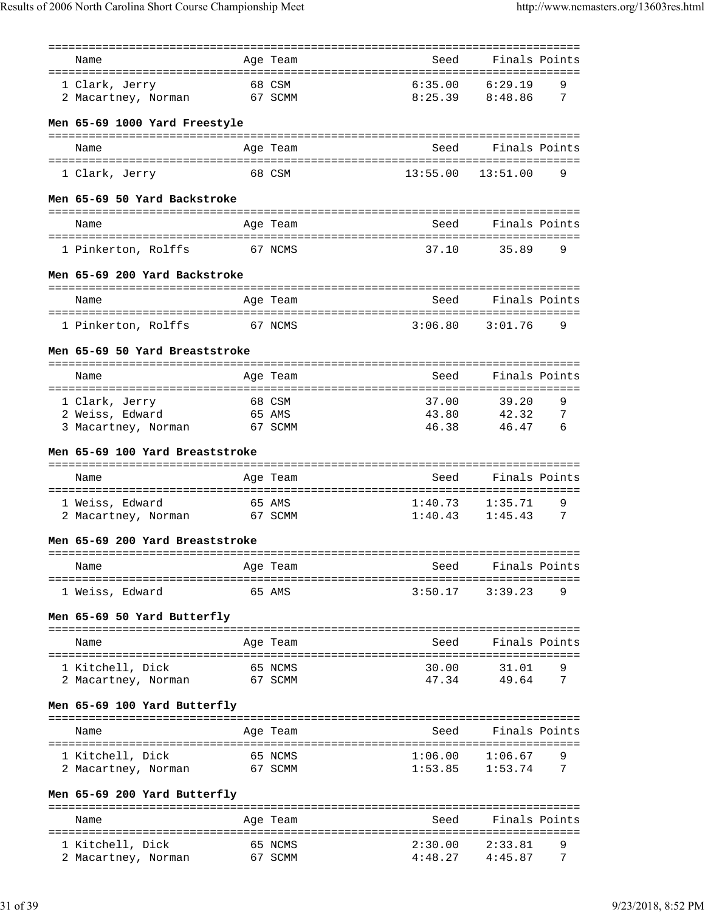| Name | Age | Team | Seed | Finals | Points |
|---|---|---|---|---|---|
| 1 Clark, Jerry | 68 | CSM | 6:35.00 | 6:29.19 | 9 |
| 2 Macartney, Norman | 67 | SCMM | 8:25.39 | 8:48.86 | 7 |

### Men 65-69 1000 Yard Freestyle

| Name | Age | Team | Seed | Finals | Points |
|---|---|---|---|---|---|
| 1 Clark, Jerry | 68 | CSM | 13:55.00 | 13:51.00 | 9 |

### Men 65-69 50 Yard Backstroke

| Name | Age | Team | Seed | Finals | Points |
|---|---|---|---|---|---|
| 1 Pinkerton, Rolffs | 67 | NCMS | 37.10 | 35.89 | 9 |

### Men 65-69 200 Yard Backstroke

| Name | Age | Team | Seed | Finals | Points |
|---|---|---|---|---|---|
| 1 Pinkerton, Rolffs | 67 | NCMS | 3:06.80 | 3:01.76 | 9 |

### Men 65-69 50 Yard Breaststroke

| Name | Age | Team | Seed | Finals | Points |
|---|---|---|---|---|---|
| 1 Clark, Jerry | 68 | CSM | 37.00 | 39.20 | 9 |
| 2 Weiss, Edward | 65 | AMS | 43.80 | 42.32 | 7 |
| 3 Macartney, Norman | 67 | SCMM | 46.38 | 46.47 | 6 |

### Men 65-69 100 Yard Breaststroke

| Name | Age | Team | Seed | Finals | Points |
|---|---|---|---|---|---|
| 1 Weiss, Edward | 65 | AMS | 1:40.73 | 1:35.71 | 9 |
| 2 Macartney, Norman | 67 | SCMM | 1:40.43 | 1:45.43 | 7 |

### Men 65-69 200 Yard Breaststroke

| Name | Age | Team | Seed | Finals | Points |
|---|---|---|---|---|---|
| 1 Weiss, Edward | 65 | AMS | 3:50.17 | 3:39.23 | 9 |

### Men 65-69 50 Yard Butterfly

| Name | Age | Team | Seed | Finals | Points |
|---|---|---|---|---|---|
| 1 Kitchell, Dick | 65 | NCMS | 30.00 | 31.01 | 9 |
| 2 Macartney, Norman | 67 | SCMM | 47.34 | 49.64 | 7 |

### Men 65-69 100 Yard Butterfly

| Name | Age | Team | Seed | Finals | Points |
|---|---|---|---|---|---|
| 1 Kitchell, Dick | 65 | NCMS | 1:06.00 | 1:06.67 | 9 |
| 2 Macartney, Norman | 67 | SCMM | 1:53.85 | 1:53.74 | 7 |

### Men 65-69 200 Yard Butterfly

| Name | Age | Team | Seed | Finals | Points |
|---|---|---|---|---|---|
| 1 Kitchell, Dick | 65 | NCMS | 2:30.00 | 2:33.81 | 9 |
| 2 Macartney, Norman | 67 | SCMM | 4:48.27 | 4:45.87 | 7 |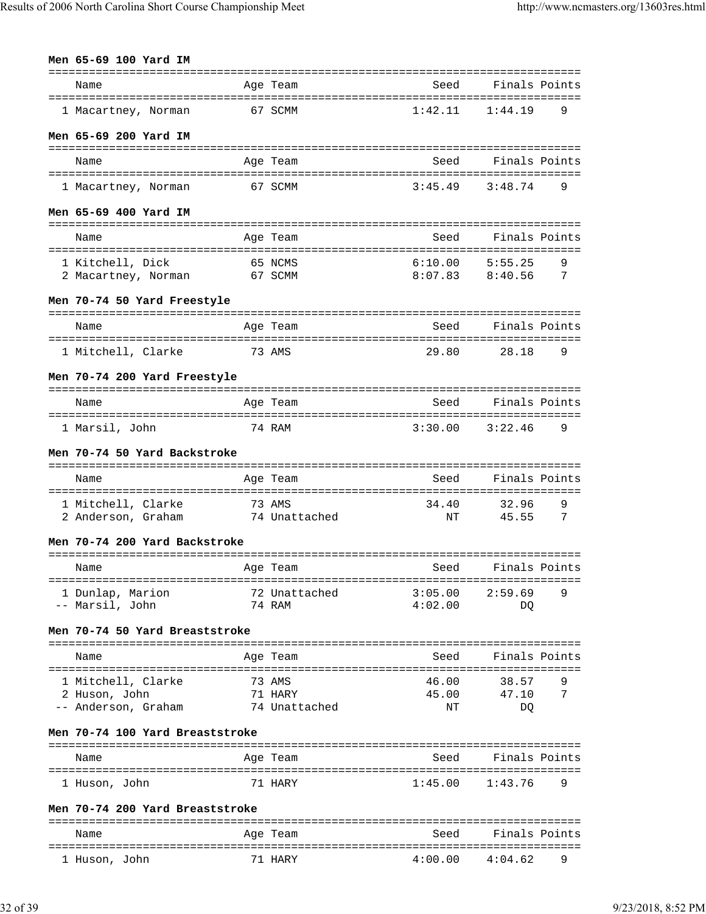**Men 65-69 100 Yard IM**

| | Name | Age | Team | Seed | Finals | Points |
|---|---|---|---|---|---|---|
| 1 | Macartney, Norman | 67 | SCMM | 1:42.11 | 1:44.19 | 9 |

**Men 65-69 200 Yard IM**

| | Name | Age | Team | Seed | Finals | Points |
|---|---|---|---|---|---|---|
| 1 | Macartney, Norman | 67 | SCMM | 3:45.49 | 3:48.74 | 9 |

**Men 65-69 400 Yard IM**

| | Name | Age | Team | Seed | Finals | Points |
|---|---|---|---|---|---|---|
| 1 | Kitchell, Dick | 65 | NCMS | 6:10.00 | 5:55.25 | 9 |
| 2 | Macartney, Norman | 67 | SCMM | 8:07.83 | 8:40.56 | 7 |

**Men 70-74 50 Yard Freestyle**

| | Name | Age | Team | Seed | Finals | Points |
|---|---|---|---|---|---|---|
| 1 | Mitchell, Clarke | 73 | AMS | 29.80 | 28.18 | 9 |

**Men 70-74 200 Yard Freestyle**

| | Name | Age | Team | Seed | Finals | Points |
|---|---|---|---|---|---|---|
| 1 | Marsil, John | 74 | RAM | 3:30.00 | 3:22.46 | 9 |

**Men 70-74 50 Yard Backstroke**

| | Name | Age | Team | Seed | Finals | Points |
|---|---|---|---|---|---|---|
| 1 | Mitchell, Clarke | 73 | AMS | 34.40 | 32.96 | 9 |
| 2 | Anderson, Graham | 74 | Unattached | NT | 45.55 | 7 |

**Men 70-74 200 Yard Backstroke**

| | Name | Age | Team | Seed | Finals | Points |
|---|---|---|---|---|---|---|
| 1 | Dunlap, Marion | 72 | Unattached | 3:05.00 | 2:59.69 | 9 |
| -- | Marsil, John | 74 | RAM | 4:02.00 | DQ | |

**Men 70-74 50 Yard Breaststroke**

| | Name | Age | Team | Seed | Finals | Points |
|---|---|---|---|---|---|---|
| 1 | Mitchell, Clarke | 73 | AMS | 46.00 | 38.57 | 9 |
| 2 | Huson, John | 71 | HARY | 45.00 | 47.10 | 7 |
| -- | Anderson, Graham | 74 | Unattached | NT | DQ | |

**Men 70-74 100 Yard Breaststroke**

| | Name | Age | Team | Seed | Finals | Points |
|---|---|---|---|---|---|---|
| 1 | Huson, John | 71 | HARY | 1:45.00 | 1:43.76 | 9 |

**Men 70-74 200 Yard Breaststroke**

| | Name | Age | Team | Seed | Finals | Points |
|---|---|---|---|---|---|---|
| 1 | Huson, John | 71 | HARY | 4:00.00 | 4:04.62 | 9 |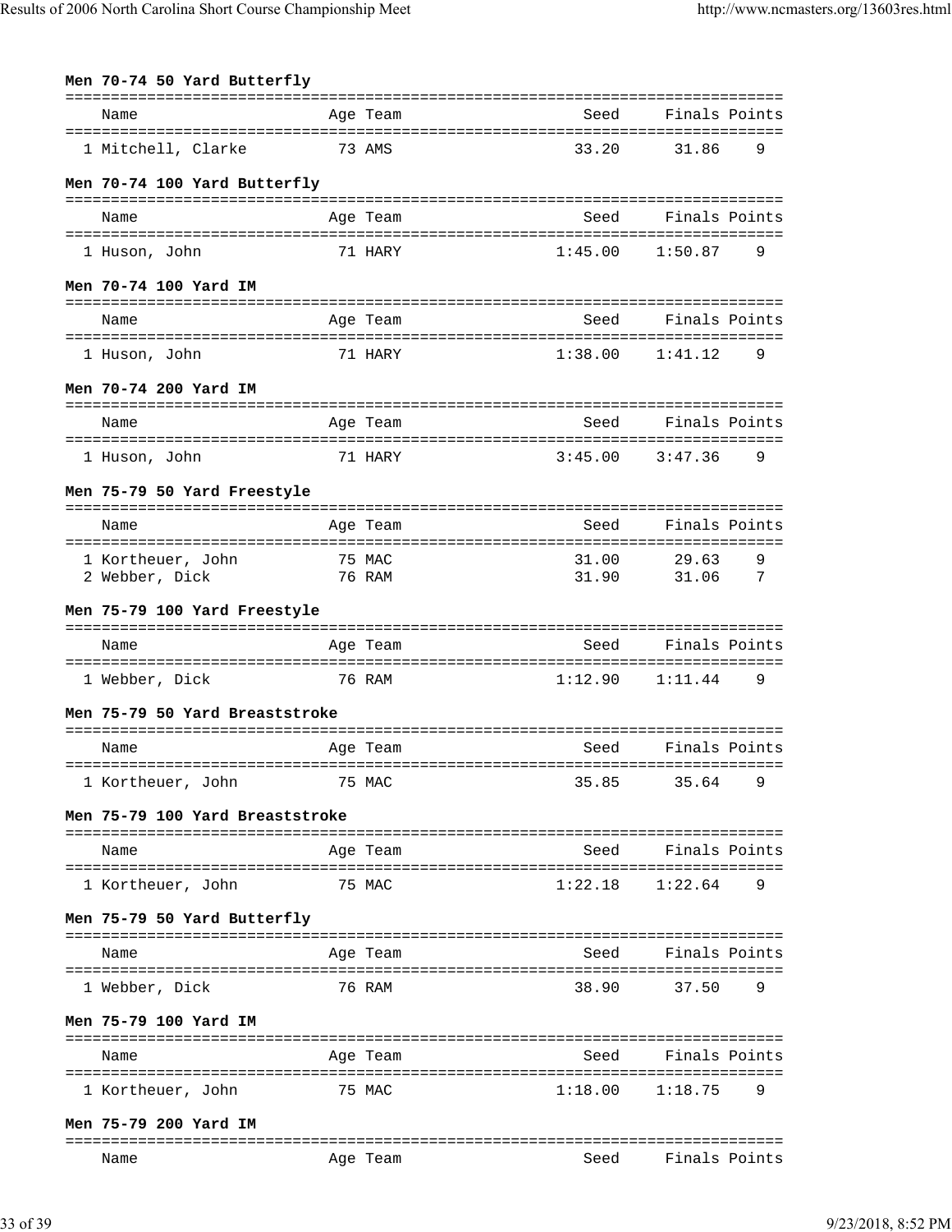**Men 70-74 50 Yard Butterfly**

| | Name | Age | Team | Seed | Finals | Points |
|---|---|---|---|---|---|---|
| 1 | Mitchell, Clarke | 73 | AMS | 33.20 | 31.86 | 9 |

**Men 70-74 100 Yard Butterfly**

| | Name | Age | Team | Seed | Finals | Points |
|---|---|---|---|---|---|---|
| 1 | Huson, John | 71 | HARY | 1:45.00 | 1:50.87 | 9 |

**Men 70-74 100 Yard IM**

| | Name | Age | Team | Seed | Finals | Points |
|---|---|---|---|---|---|---|
| 1 | Huson, John | 71 | HARY | 1:38.00 | 1:41.12 | 9 |

**Men 70-74 200 Yard IM**

| | Name | Age | Team | Seed | Finals | Points |
|---|---|---|---|---|---|---|
| 1 | Huson, John | 71 | HARY | 3:45.00 | 3:47.36 | 9 |

**Men 75-79 50 Yard Freestyle**

| | Name | Age | Team | Seed | Finals | Points |
|---|---|---|---|---|---|---|
| 1 | Kortheuer, John | 75 | MAC | 31.00 | 29.63 | 9 |
| 2 | Webber, Dick | 76 | RAM | 31.90 | 31.06 | 7 |

**Men 75-79 100 Yard Freestyle**

| | Name | Age | Team | Seed | Finals | Points |
|---|---|---|---|---|---|---|
| 1 | Webber, Dick | 76 | RAM | 1:12.90 | 1:11.44 | 9 |

**Men 75-79 50 Yard Breaststroke**

| | Name | Age | Team | Seed | Finals | Points |
|---|---|---|---|---|---|---|
| 1 | Kortheuer, John | 75 | MAC | 35.85 | 35.64 | 9 |

**Men 75-79 100 Yard Breaststroke**

| | Name | Age | Team | Seed | Finals | Points |
|---|---|---|---|---|---|---|
| 1 | Kortheuer, John | 75 | MAC | 1:22.18 | 1:22.64 | 9 |

**Men 75-79 50 Yard Butterfly**

| | Name | Age | Team | Seed | Finals | Points |
|---|---|---|---|---|---|---|
| 1 | Webber, Dick | 76 | RAM | 38.90 | 37.50 | 9 |

**Men 75-79 100 Yard IM**

| | Name | Age | Team | Seed | Finals | Points |
|---|---|---|---|---|---|---|
| 1 | Kortheuer, John | 75 | MAC | 1:18.00 | 1:18.75 | 9 |

**Men 75-79 200 Yard IM**

| | Name | Age | Team | Seed | Finals | Points |
|---|---|---|---|---|---|---|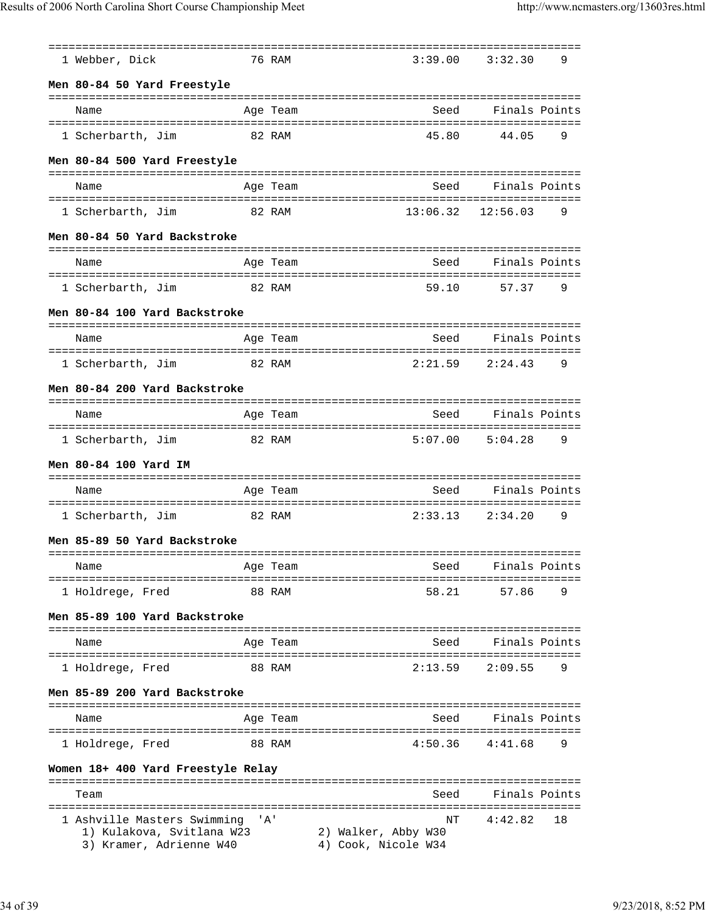| | Name | Age | Team | Seed | Finals | Points |
|---|---|---|---|---|---|---|
| 1 | Webber, Dick | 76 | RAM | 3:39.00 | 3:32.30 | 9 |

### Men 80-84 50 Yard Freestyle

| | Name | Age | Team | Seed | Finals | Points |
|---|---|---|---|---|---|---|
| 1 | Scherbarth, Jim | 82 | RAM | 45.80 | 44.05 | 9 |

### Men 80-84 500 Yard Freestyle

| | Name | Age | Team | Seed | Finals | Points |
|---|---|---|---|---|---|---|
| 1 | Scherbarth, Jim | 82 | RAM | 13:06.32 | 12:56.03 | 9 |

### Men 80-84 50 Yard Backstroke

| | Name | Age | Team | Seed | Finals | Points |
|---|---|---|---|---|---|---|
| 1 | Scherbarth, Jim | 82 | RAM | 59.10 | 57.37 | 9 |

### Men 80-84 100 Yard Backstroke

| | Name | Age | Team | Seed | Finals | Points |
|---|---|---|---|---|---|---|
| 1 | Scherbarth, Jim | 82 | RAM | 2:21.59 | 2:24.43 | 9 |

### Men 80-84 200 Yard Backstroke

| | Name | Age | Team | Seed | Finals | Points |
|---|---|---|---|---|---|---|
| 1 | Scherbarth, Jim | 82 | RAM | 5:07.00 | 5:04.28 | 9 |

### Men 80-84 100 Yard IM

| | Name | Age | Team | Seed | Finals | Points |
|---|---|---|---|---|---|---|
| 1 | Scherbarth, Jim | 82 | RAM | 2:33.13 | 2:34.20 | 9 |

### Men 85-89 50 Yard Backstroke

| | Name | Age | Team | Seed | Finals | Points |
|---|---|---|---|---|---|---|
| 1 | Holdrege, Fred | 88 | RAM | 58.21 | 57.86 | 9 |

### Men 85-89 100 Yard Backstroke

| | Name | Age | Team | Seed | Finals | Points |
|---|---|---|---|---|---|---|
| 1 | Holdrege, Fred | 88 | RAM | 2:13.59 | 2:09.55 | 9 |

### Men 85-89 200 Yard Backstroke

| | Name | Age | Team | Seed | Finals | Points |
|---|---|---|---|---|---|---|
| 1 | Holdrege, Fred | 88 | RAM | 4:50.36 | 4:41.68 | 9 |

### Women 18+ 400 Yard Freestyle Relay

| | Team | Seed | Finals | Points |
|---|---|---|---|---|
| 1 | Ashville Masters Swimming 'A' | NT | 4:42.82 | 18 |

1) Kulakova, Svitlana W23 2) Walker, Abby W30
3) Kramer, Adrienne W40 4) Cook, Nicole W34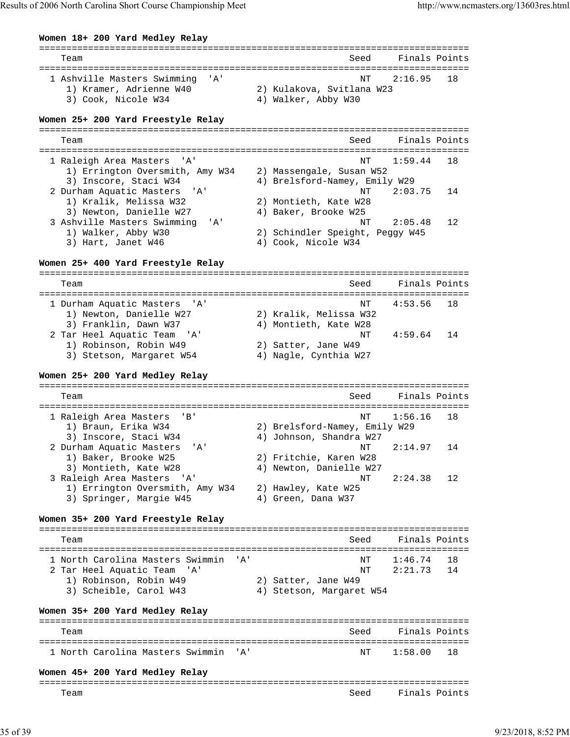**Women 18+ 200 Yard Medley Relay**

```
===============================================================================
    Team                                              Seed     Finals Points
===============================================================================
  1 Ashville Masters Swimming  'A'                      NT    2:16.95   18
     1) Kramer, Adrienne W40           2) Kulakova, Svitlana W23
     3) Cook, Nicole W34               4) Walker, Abby W30
```

**Women 25+ 200 Yard Freestyle Relay**

```
===============================================================================
    Team                                              Seed     Finals Points
===============================================================================
  1 Raleigh Area Masters  'A'                           NT    1:59.44   18
     1) Errington Oversmith, Amy W34   2) Massengale, Susan W52
     3) Inscore, Staci W34             4) Brelsford-Namey, Emily W29
  2 Durham Aquatic Masters  'A'                         NT    2:03.75   14
     1) Kralik, Melissa W32            2) Montieth, Kate W28
     3) Newton, Danielle W27           4) Baker, Brooke W25
  3 Ashville Masters Swimming  'A'                      NT    2:05.48   12
     1) Walker, Abby W30               2) Schindler Speight, Peggy W45
     3) Hart, Janet W46                4) Cook, Nicole W34
```

**Women 25+ 400 Yard Freestyle Relay**

```
===============================================================================
    Team                                              Seed     Finals Points
===============================================================================
  1 Durham Aquatic Masters  'A'                         NT    4:53.56   18
     1) Newton, Danielle W27           2) Kralik, Melissa W32
     3) Franklin, Dawn W37             4) Montieth, Kate W28
  2 Tar Heel Aquatic Team  'A'                          NT    4:59.64   14
     1) Robinson, Robin W49            2) Satter, Jane W49
     3) Stetson, Margaret W54          4) Nagle, Cynthia W27
```

**Women 25+ 200 Yard Medley Relay**

```
===============================================================================
    Team                                              Seed     Finals Points
===============================================================================
  1 Raleigh Area Masters  'B'                           NT    1:56.16   18
     1) Braun, Erika W34               2) Brelsford-Namey, Emily W29
     3) Inscore, Staci W34             4) Johnson, Shandra W27
  2 Durham Aquatic Masters  'A'                         NT    2:14.97   14
     1) Baker, Brooke W25              2) Fritchie, Karen W28
     3) Montieth, Kate W28             4) Newton, Danielle W27
  3 Raleigh Area Masters  'A'                           NT    2:24.38   12
     1) Errington Oversmith, Amy W34   2) Hawley, Kate W25
     3) Springer, Margie W45           4) Green, Dana W37
```

**Women 35+ 200 Yard Freestyle Relay**

```
===============================================================================
    Team                                              Seed     Finals Points
===============================================================================
  1 North Carolina Masters Swimmin  'A'                 NT    1:46.74   18
  2 Tar Heel Aquatic Team  'A'                          NT    2:21.73   14
     1) Robinson, Robin W49            2) Satter, Jane W49
     3) Scheible, Carol W43            4) Stetson, Margaret W54
```

**Women 35+ 200 Yard Medley Relay**

```
===============================================================================
    Team                                              Seed     Finals Points
===============================================================================
  1 North Carolina Masters Swimmin  'A'                 NT    1:58.00   18
```

**Women 45+ 200 Yard Medley Relay**

```
===============================================================================
    Team                                              Seed     Finals Points
```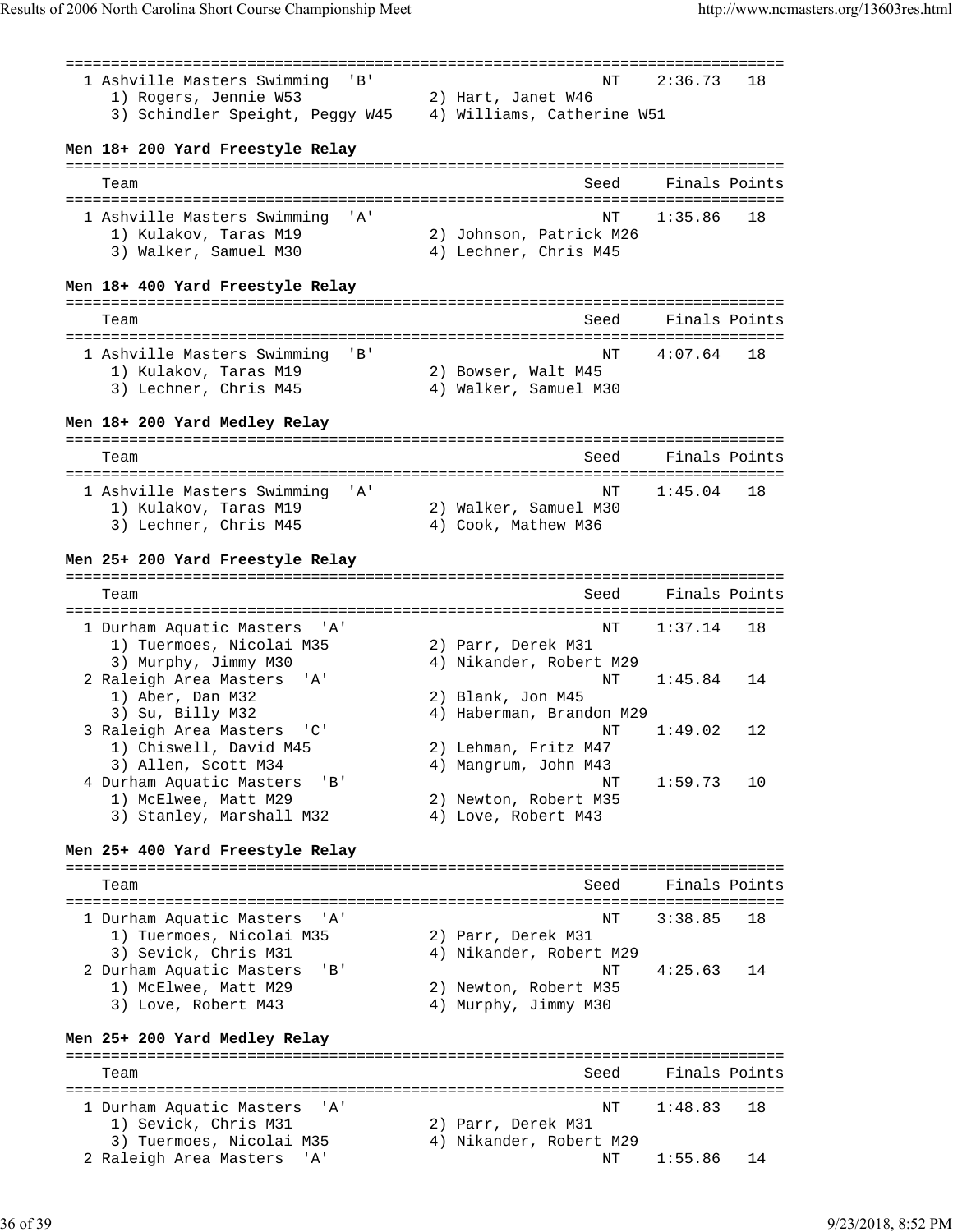```
===============================================================================
  1 Ashville Masters Swimming  'B'                         NT    2:36.73   18
     1) Rogers, Jennie W53             2) Hart, Janet W46
     3) Schindler Speight, Peggy W45    4) Williams, Catherine W51
```

**Men 18+ 200 Yard Freestyle Relay**

```
===============================================================================
    Team                                                 Seed     Finals Points
===============================================================================
  1 Ashville Masters Swimming  'A'                         NT    1:35.86   18
     1) Kulakov, Taras M19             2) Johnson, Patrick M26
     3) Walker, Samuel M30             4) Lechner, Chris M45
```

**Men 18+ 400 Yard Freestyle Relay**

```
===============================================================================
    Team                                                 Seed     Finals Points
===============================================================================
  1 Ashville Masters Swimming  'B'                         NT    4:07.64   18
     1) Kulakov, Taras M19             2) Bowser, Walt M45
     3) Lechner, Chris M45             4) Walker, Samuel M30
```

**Men 18+ 200 Yard Medley Relay**

```
===============================================================================
    Team                                                 Seed     Finals Points
===============================================================================
  1 Ashville Masters Swimming  'A'                         NT    1:45.04   18
     1) Kulakov, Taras M19             2) Walker, Samuel M30
     3) Lechner, Chris M45             4) Cook, Mathew M36
```

**Men 25+ 200 Yard Freestyle Relay**

```
===============================================================================
    Team                                                 Seed     Finals Points
===============================================================================
  1 Durham Aquatic Masters  'A'                            NT    1:37.14   18
     1) Tuermoes, Nicolai M35          2) Parr, Derek M31
     3) Murphy, Jimmy M30              4) Nikander, Robert M29
  2 Raleigh Area Masters  'A'                              NT    1:45.84   14
     1) Aber, Dan M32                  2) Blank, Jon M45
     3) Su, Billy M32                  4) Haberman, Brandon M29
  3 Raleigh Area Masters  'C'                              NT    1:49.02   12
     1) Chiswell, David M45            2) Lehman, Fritz M47
     3) Allen, Scott M34               4) Mangrum, John M43
  4 Durham Aquatic Masters  'B'                            NT    1:59.73   10
     1) McElwee, Matt M29              2) Newton, Robert M35
     3) Stanley, Marshall M32          4) Love, Robert M43
```

**Men 25+ 400 Yard Freestyle Relay**

```
===============================================================================
    Team                                                 Seed     Finals Points
===============================================================================
  1 Durham Aquatic Masters  'A'                            NT    3:38.85   18
     1) Tuermoes, Nicolai M35          2) Parr, Derek M31
     3) Sevick, Chris M31              4) Nikander, Robert M29
  2 Durham Aquatic Masters  'B'                            NT    4:25.63   14
     1) McElwee, Matt M29              2) Newton, Robert M35
     3) Love, Robert M43               4) Murphy, Jimmy M30
```

**Men 25+ 200 Yard Medley Relay**

```
===============================================================================
    Team                                                 Seed     Finals Points
===============================================================================
  1 Durham Aquatic Masters  'A'                            NT    1:48.83   18
     1) Sevick, Chris M31              2) Parr, Derek M31
     3) Tuermoes, Nicolai M35          4) Nikander, Robert M29
  2 Raleigh Area Masters  'A'                              NT    1:55.86   14
```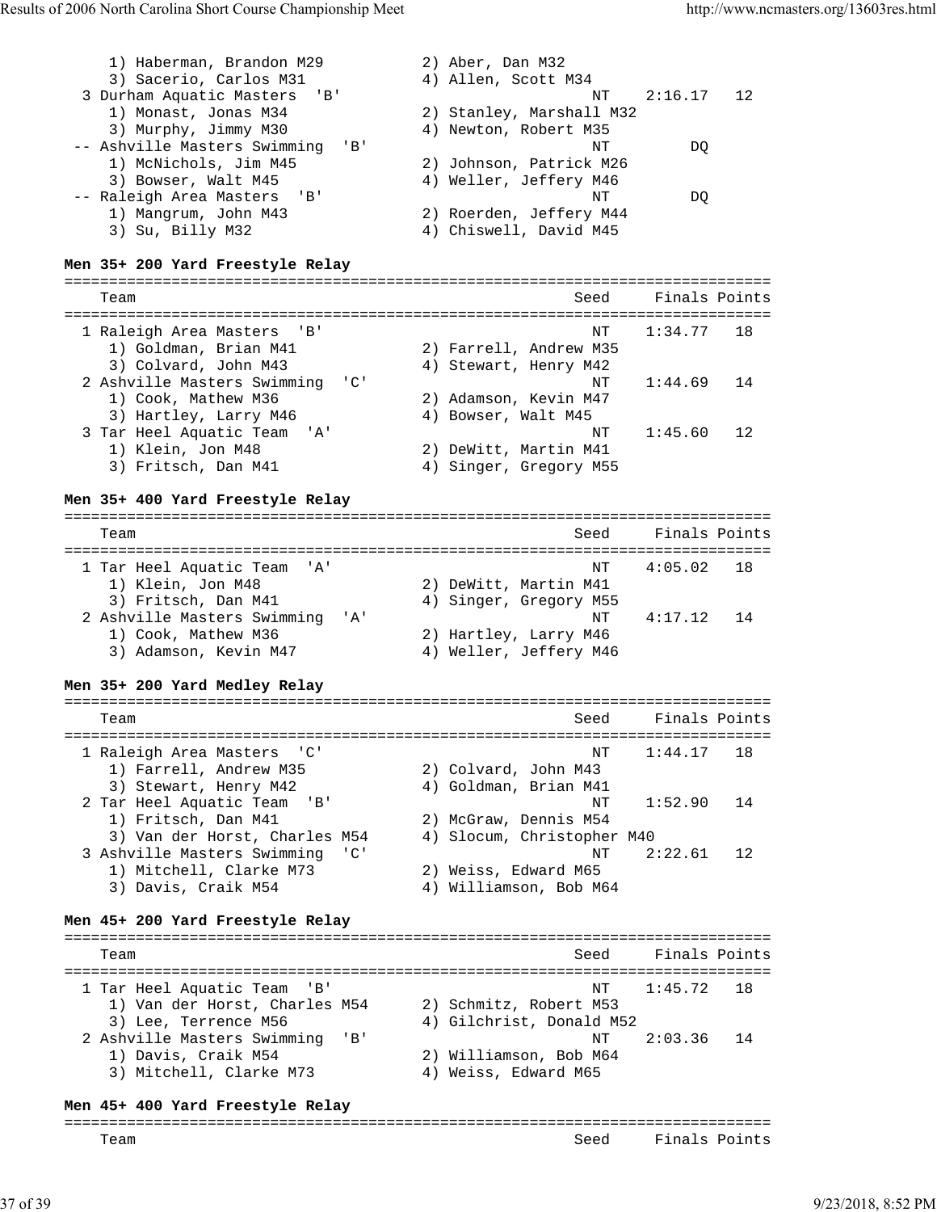```
    1) Haberman, Brandon M29          2) Aber, Dan M32
    3) Sacerio, Carlos M31            4) Allen, Scott M34
  3 Durham Aquatic Masters  'B'                         NT    2:16.17   12
    1) Monast, Jonas M34              2) Stanley, Marshall M32
    3) Murphy, Jimmy M30              4) Newton, Robert M35
 -- Ashville Masters Swimming  'B'                      NT         DQ
    1) McNichols, Jim M45             2) Johnson, Patrick M26
    3) Bowser, Walt M45               4) Weller, Jeffery M46
 -- Raleigh Area Masters  'B'                           NT         DQ
    1) Mangrum, John M43              2) Roerden, Jeffery M44
    3) Su, Billy M32                  4) Chiswell, David M45
```

**Men 35+ 200 Yard Freestyle Relay**

```
===============================================================================
   Team                                               Seed     Finals Points
===============================================================================
  1 Raleigh Area Masters  'B'                           NT    1:34.77   18
    1) Goldman, Brian M41             2) Farrell, Andrew M35
    3) Colvard, John M43              4) Stewart, Henry M42
  2 Ashville Masters Swimming  'C'                      NT    1:44.69   14
    1) Cook, Mathew M36               2) Adamson, Kevin M47
    3) Hartley, Larry M46             4) Bowser, Walt M45
  3 Tar Heel Aquatic Team  'A'                          NT    1:45.60   12
    1) Klein, Jon M48                 2) DeWitt, Martin M41
    3) Fritsch, Dan M41               4) Singer, Gregory M55
```

**Men 35+ 400 Yard Freestyle Relay**

```
===============================================================================
   Team                                               Seed     Finals Points
===============================================================================
  1 Tar Heel Aquatic Team  'A'                          NT    4:05.02   18
    1) Klein, Jon M48                 2) DeWitt, Martin M41
    3) Fritsch, Dan M41               4) Singer, Gregory M55
  2 Ashville Masters Swimming  'A'                      NT    4:17.12   14
    1) Cook, Mathew M36               2) Hartley, Larry M46
    3) Adamson, Kevin M47             4) Weller, Jeffery M46
```

**Men 35+ 200 Yard Medley Relay**

```
===============================================================================
   Team                                               Seed     Finals Points
===============================================================================
  1 Raleigh Area Masters  'C'                           NT    1:44.17   18
    1) Farrell, Andrew M35            2) Colvard, John M43
    3) Stewart, Henry M42             4) Goldman, Brian M41
  2 Tar Heel Aquatic Team  'B'                          NT    1:52.90   14
    1) Fritsch, Dan M41               2) McGraw, Dennis M54
    3) Van der Horst, Charles M54     4) Slocum, Christopher M40
  3 Ashville Masters Swimming  'C'                      NT    2:22.61   12
    1) Mitchell, Clarke M73           2) Weiss, Edward M65
    3) Davis, Craik M54               4) Williamson, Bob M64
```

**Men 45+ 200 Yard Freestyle Relay**

```
===============================================================================
   Team                                               Seed     Finals Points
===============================================================================
  1 Tar Heel Aquatic Team  'B'                          NT    1:45.72   18
    1) Van der Horst, Charles M54     2) Schmitz, Robert M53
    3) Lee, Terrence M56              4) Gilchrist, Donald M52
  2 Ashville Masters Swimming  'B'                      NT    2:03.36   14
    1) Davis, Craik M54               2) Williamson, Bob M64
    3) Mitchell, Clarke M73           4) Weiss, Edward M65
```

**Men 45+ 400 Yard Freestyle Relay**

```
===============================================================================
   Team                                               Seed     Finals Points
```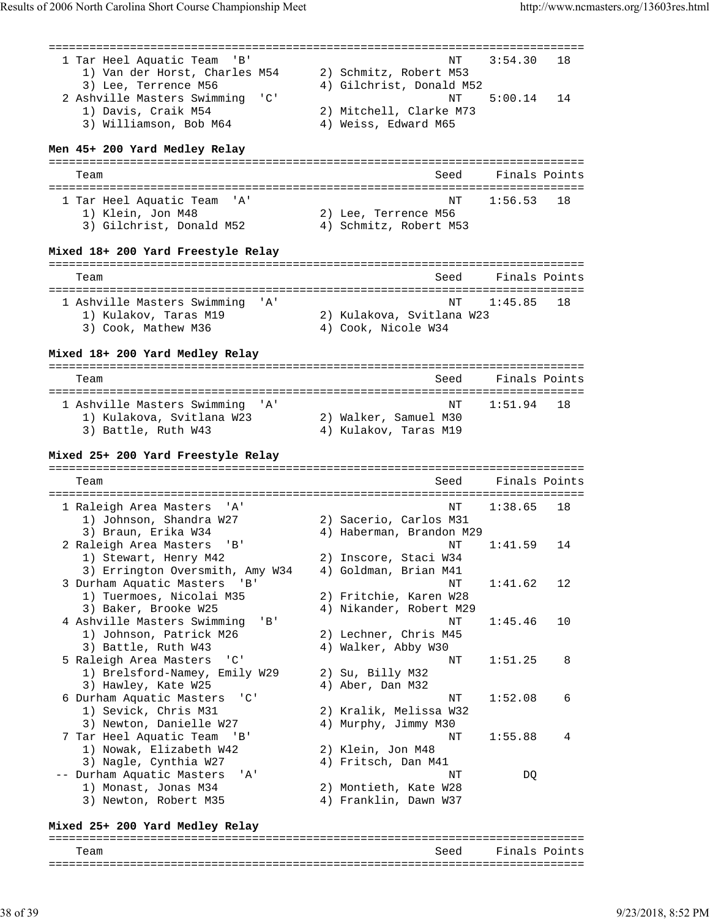```
===============================================================================
  1 Tar Heel Aquatic Team  'B'                             NT    3:54.30   18
     1) Van der Horst, Charles M54      2) Schmitz, Robert M53
     3) Lee, Terrence M56               4) Gilchrist, Donald M52
  2 Ashville Masters Swimming  'C'                         NT    5:00.14   14
     1) Davis, Craik M54                2) Mitchell, Clarke M73
     3) Williamson, Bob M64             4) Weiss, Edward M65
```

**Men 45+ 200 Yard Medley Relay**

```
===============================================================================
    Team                                                Seed     Finals Points
===============================================================================
  1 Tar Heel Aquatic Team  'A'                             NT    1:56.53   18
     1) Klein, Jon M48                  2) Lee, Terrence M56
     3) Gilchrist, Donald M52           4) Schmitz, Robert M53
```

**Mixed 18+ 200 Yard Freestyle Relay**

```
===============================================================================
    Team                                                Seed     Finals Points
===============================================================================
  1 Ashville Masters Swimming  'A'                         NT    1:45.85   18
     1) Kulakov, Taras M19              2) Kulakova, Svitlana W23
     3) Cook, Mathew M36                4) Cook, Nicole W34
```

**Mixed 18+ 200 Yard Medley Relay**

```
===============================================================================
    Team                                                Seed     Finals Points
===============================================================================
  1 Ashville Masters Swimming  'A'                         NT    1:51.94   18
     1) Kulakova, Svitlana W23          2) Walker, Samuel M30
     3) Battle, Ruth W43                4) Kulakov, Taras M19
```

**Mixed 25+ 200 Yard Freestyle Relay**

```
===============================================================================
    Team                                                Seed     Finals Points
===============================================================================
  1 Raleigh Area Masters  'A'                              NT    1:38.65   18
     1) Johnson, Shandra W27            2) Sacerio, Carlos M31
     3) Braun, Erika W34                4) Haberman, Brandon M29
  2 Raleigh Area Masters  'B'                              NT    1:41.59   14
     1) Stewart, Henry M42              2) Inscore, Staci W34
     3) Errington Oversmith, Amy W34    4) Goldman, Brian M41
  3 Durham Aquatic Masters  'B'                            NT    1:41.62   12
     1) Tuermoes, Nicolai M35           2) Fritchie, Karen W28
     3) Baker, Brooke W25               4) Nikander, Robert M29
  4 Ashville Masters Swimming  'B'                         NT    1:45.46   10
     1) Johnson, Patrick M26            2) Lechner, Chris M45
     3) Battle, Ruth W43                4) Walker, Abby W30
  5 Raleigh Area Masters  'C'                              NT    1:51.25    8
     1) Brelsford-Namey, Emily W29      2) Su, Billy M32
     3) Hawley, Kate W25                4) Aber, Dan M32
  6 Durham Aquatic Masters  'C'                            NT    1:52.08    6
     1) Sevick, Chris M31               2) Kralik, Melissa W32
     3) Newton, Danielle W27            4) Murphy, Jimmy M30
  7 Tar Heel Aquatic Team  'B'                             NT    1:55.88    4
     1) Nowak, Elizabeth W42            2) Klein, Jon M48
     3) Nagle, Cynthia W27              4) Fritsch, Dan M41
 -- Durham Aquatic Masters  'A'                            NT         DQ
     1) Monast, Jonas M34               2) Montieth, Kate W28
     3) Newton, Robert M35              4) Franklin, Dawn W37
```

**Mixed 25+ 200 Yard Medley Relay**

```
===============================================================================
    Team                                                Seed     Finals Points
===============================================================================
```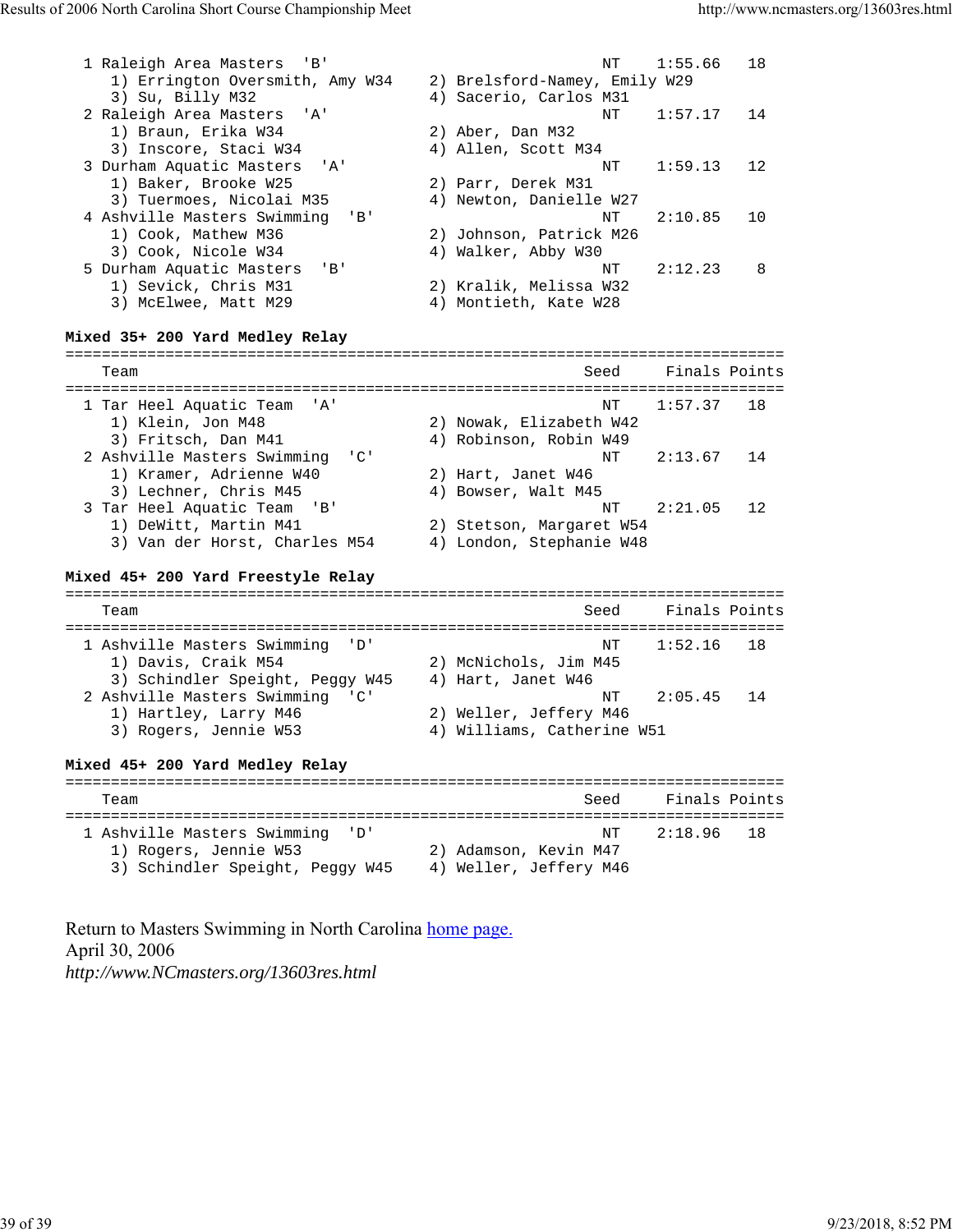```
  1 Raleigh Area Masters  'B'                               NT    1:55.66   18
     1) Errington Oversmith, Amy W34     2) Brelsford-Namey, Emily W29
     3) Su, Billy M32                    4) Sacerio, Carlos M31
  2 Raleigh Area Masters  'A'                               NT    1:57.17   14
     1) Braun, Erika W34                 2) Aber, Dan M32
     3) Inscore, Staci W34               4) Allen, Scott M34
  3 Durham Aquatic Masters  'A'                             NT    1:59.13   12
     1) Baker, Brooke W25                2) Parr, Derek M31
     3) Tuermoes, Nicolai M35            4) Newton, Danielle W27
  4 Ashville Masters Swimming  'B'                          NT    2:10.85   10
     1) Cook, Mathew M36                 2) Johnson, Patrick M26
     3) Cook, Nicole W34                 4) Walker, Abby W30
  5 Durham Aquatic Masters  'B'                             NT    2:12.23    8
     1) Sevick, Chris M31                2) Kralik, Melissa W32
     3) McElwee, Matt M29                4) Montieth, Kate W28
```

**Mixed 35+ 200 Yard Medley Relay**

```
===============================================================================
    Team                                                Seed     Finals Points
===============================================================================
  1 Tar Heel Aquatic Team  'A'                              NT    1:57.37   18
     1) Klein, Jon M48                   2) Nowak, Elizabeth W42
     3) Fritsch, Dan M41                 4) Robinson, Robin W49
  2 Ashville Masters Swimming  'C'                          NT    2:13.67   14
     1) Kramer, Adrienne W40             2) Hart, Janet W46
     3) Lechner, Chris M45               4) Bowser, Walt M45
  3 Tar Heel Aquatic Team  'B'                              NT    2:21.05   12
     1) DeWitt, Martin M41               2) Stetson, Margaret W54
     3) Van der Horst, Charles M54       4) London, Stephanie W48
```

**Mixed 45+ 200 Yard Freestyle Relay**

```
===============================================================================
    Team                                                Seed     Finals Points
===============================================================================
  1 Ashville Masters Swimming  'D'                          NT    1:52.16   18
     1) Davis, Craik M54                 2) McNichols, Jim M45
     3) Schindler Speight, Peggy W45     4) Hart, Janet W46
  2 Ashville Masters Swimming  'C'                          NT    2:05.45   14
     1) Hartley, Larry M46               2) Weller, Jeffery M46
     3) Rogers, Jennie W53               4) Williams, Catherine W51
```

**Mixed 45+ 200 Yard Medley Relay**

```
===============================================================================
    Team                                                Seed     Finals Points
===============================================================================
  1 Ashville Masters Swimming  'D'                          NT    2:18.96   18
     1) Rogers, Jennie W53               2) Adamson, Kevin M47
     3) Schindler Speight, Peggy W45     4) Weller, Jeffery M46
```

Return to Masters Swimming in North Carolina home page.
April 30, 2006
*http://www.NCmasters.org/13603res.html*